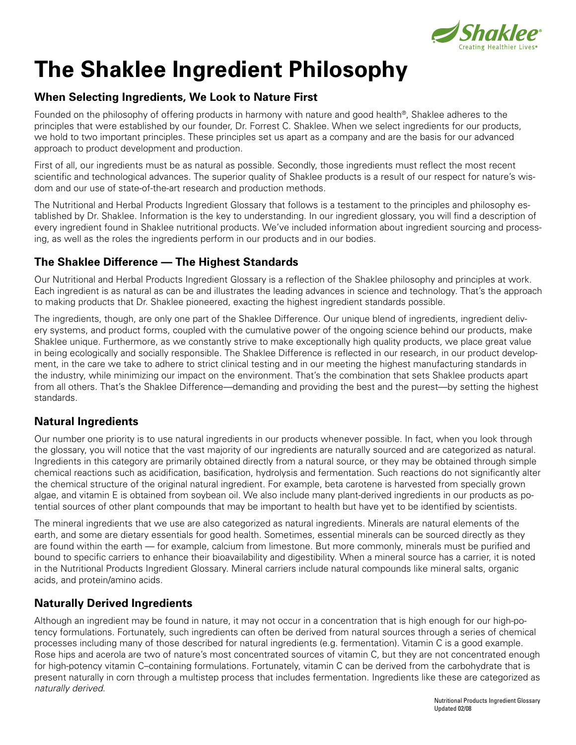# The Shaklee Ingredient Philosophy

## When Selecting Ingredients, We Look to Nature First

Founded on the philosophy of offering products in harmony with nature and good health®, Shaklee adheres to the principles that were established by our founder, Dr. Forrest C. Shaklee. When we select ingredients for our products, we hold to two important principles. These principles set us apart as a company and are the basis for our advanced approach to product development and production.

First of all, our ingredients must be as natural as possible. Secondly, those ingredients must reflect the most recent scientific and technological advances. The superior quality of Shaklee products is a result of our respect for nature's wisdom and our use of state-of-the-art research and production methods.

The Nutritional and Herbal Products Ingredient Glossary that follows is a testament to the principles and philosophy established by Dr. Shaklee. Information is the key to understanding. In our ingredient glossary, you will find a description of every ingredient found in Shaklee nutritional products. We've included information about ingredient sourcing and processing, as well as the roles the ingredients perform in our products and in our bodies.

## The Shaklee Difference — The Highest Standards

Our Nutritional and Herbal Products Ingredient Glossary is a reflection of the Shaklee philosophy and principles at work. Each ingredient is as natural as can be and illustrates the leading advances in science and technology. That's the approach to making products that Dr. Shaklee pioneered, exacting the highest ingredient standards possible.

The ingredients, though, are only one part of the Shaklee Difference. Our unique blend of ingredients, ingredient delivery systems, and product forms, coupled with the cumulative power of the ongoing science behind our products, make Shaklee unique. Furthermore, as we constantly strive to make exceptionally high quality products, we place great value in being ecologically and socially responsible. The Shaklee Difference is reflected in our research, in our product development, in the care we take to adhere to strict clinical testing and in our meeting the highest manufacturing standards in the industry, while minimizing our impact on the environment. That's the combination that sets Shaklee products apart from all others. That's the Shaklee Difference—demanding and providing the best and the purest—by setting the highest standards.

## Natural Ingredients

Our number one priority is to use natural ingredients in our products whenever possible. In fact, when you look through the glossary, you will notice that the vast majority of our ingredients are naturally sourced and are categorized as natural. Ingredients in this category are primarily obtained directly from a natural source, or they may be obtained through simple chemical reactions such as acidification, basification, hydrolysis and fermentation. Such reactions do not significantly alter the chemical structure of the original natural ingredient. For example, beta carotene is harvested from specially grown algae, and vitamin E is obtained from soybean oil. We also include many plant-derived ingredients in our products as potential sources of other plant compounds that may be important to health but have yet to be identified by scientists.

The mineral ingredients that we use are also categorized as natural ingredients. Minerals are natural elements of the earth, and some are dietary essentials for good health. Sometimes, essential minerals can be sourced directly as they are found within the earth — for example, calcium from limestone. But more commonly, minerals must be purified and bound to specific carriers to enhance their bioavailability and digestibility. When a mineral source has a carrier, it is noted in the Nutritional Products Ingredient Glossary. Mineral carriers include natural compounds like mineral salts, organic acids, and protein/amino acids.

## Naturally Derived Ingredients

Although an ingredient may be found in nature, it may not occur in a concentration that is high enough for our high-potency formulations. Fortunately, such ingredients can often be derived from natural sources through a series of chemical processes including many of those described for natural ingredients (e.g. fermentation). Vitamin C is a good example. Rose hips and acerola are two of nature's most concentrated sources of vitamin C, but they are not concentrated enough for high-potency vitamin C–containing formulations. Fortunately, vitamin C can be derived from the carbohydrate that is present naturally in corn through a multistep process that includes fermentation. Ingredients like these are categorized as *naturally derived*.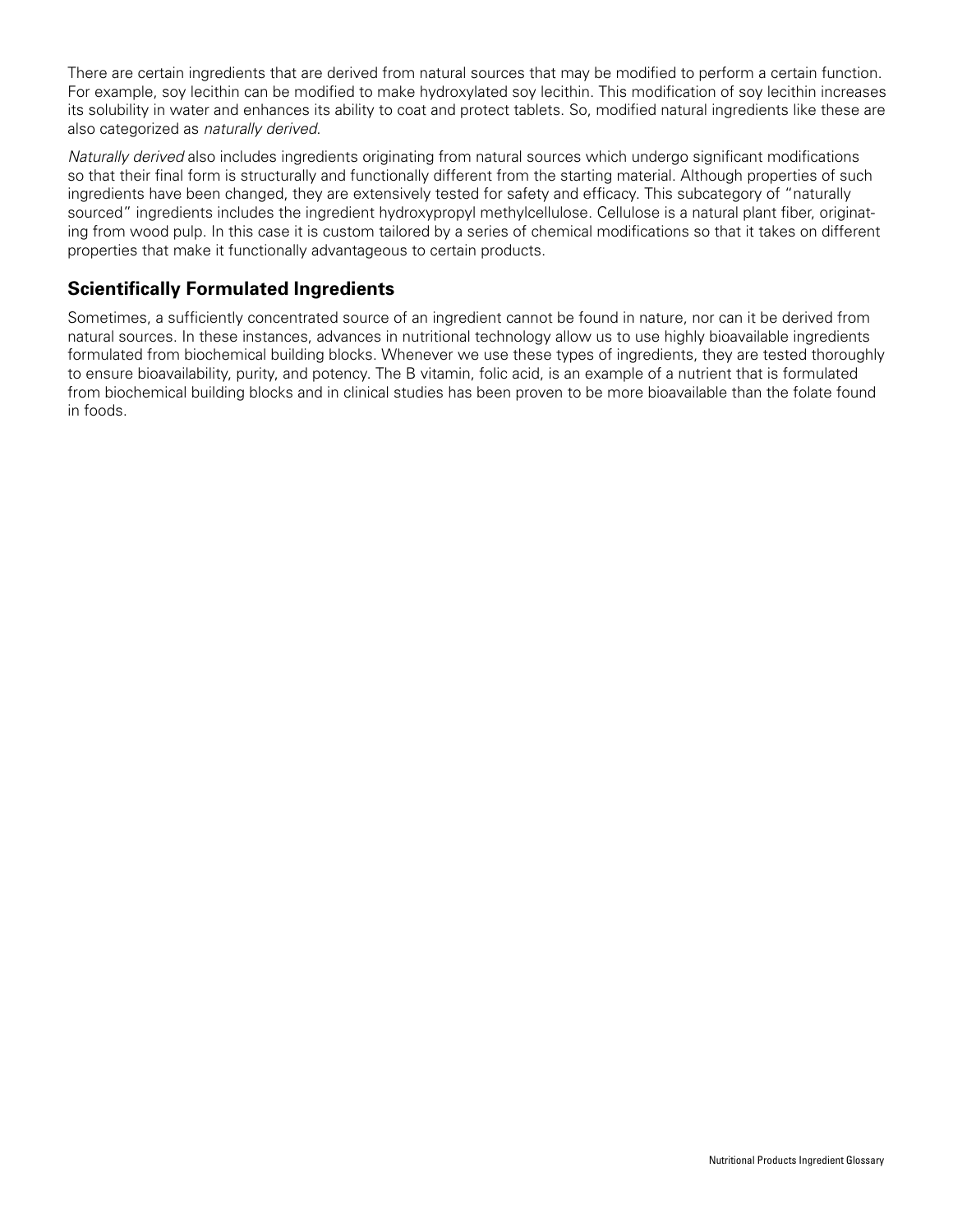There are certain ingredients that are derived from natural sources that may be modified to perform a certain function. For example, soy lecithin can be modified to make hydroxylated soy lecithin. This modification of soy lecithin increases its solubility in water and enhances its ability to coat and protect tablets. So, modified natural ingredients like these are also categorized as *naturally derived*.

*Naturally derived* also includes ingredients originating from natural sources which undergo significant modifications so that their final form is structurally and functionally different from the starting material. Although properties of such ingredients have been changed, they are extensively tested for safety and efficacy. This subcategory of "naturally sourced" ingredients includes the ingredient hydroxypropyl methylcellulose. Cellulose is a natural plant fiber, originating from wood pulp. In this case it is custom tailored by a series of chemical modifications so that it takes on different properties that make it functionally advantageous to certain products.

## Scientifically Formulated Ingredients

Sometimes, a sufficiently concentrated source of an ingredient cannot be found in nature, nor can it be derived from natural sources. In these instances, advances in nutritional technology allow us to use highly bioavailable ingredients formulated from biochemical building blocks. Whenever we use these types of ingredients, they are tested thoroughly to ensure bioavailability, purity, and potency. The B vitamin, folic acid, is an example of a nutrient that is formulated from biochemical building blocks and in clinical studies has been proven to be more bioavailable than the folate found in foods.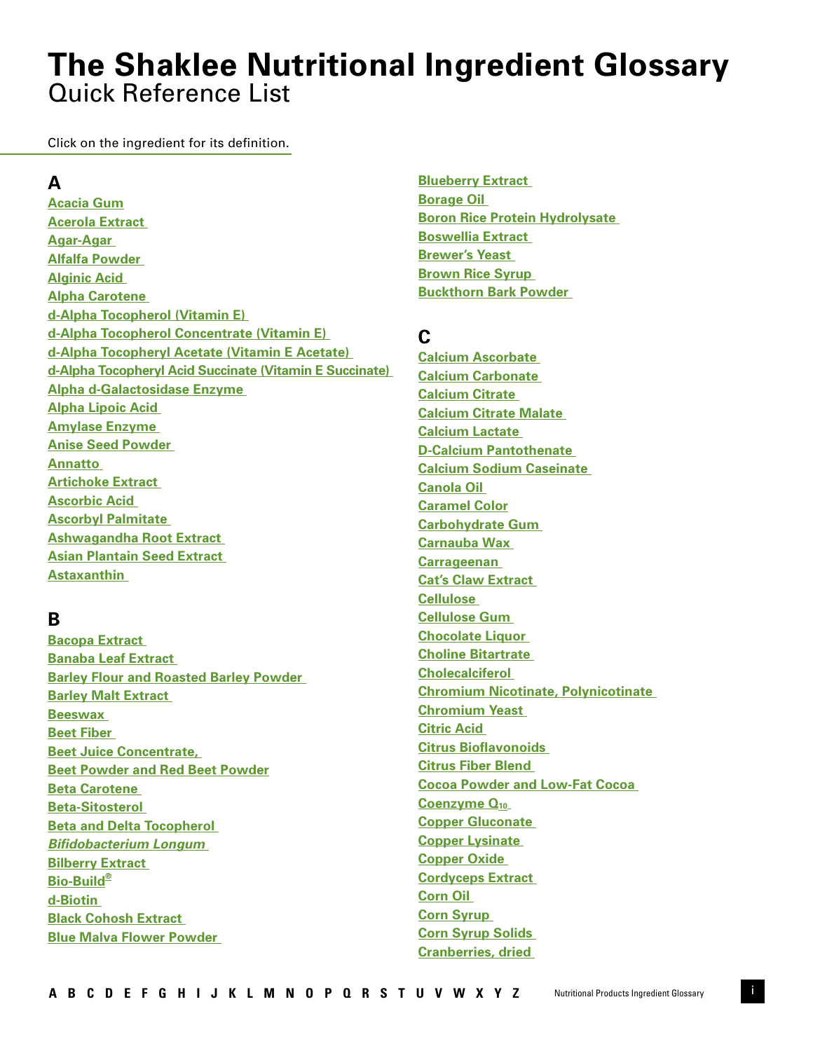# The Shaklee Nutritional Ingredient Glossary
## Quick Reference List

Click on the ingredient for its definition.

## A

Acacia Gum
Acerola Extract
Agar-Agar
Alfalfa Powder
Alginic Acid
Alpha Carotene
d-Alpha Tocopherol (Vitamin E)
d-Alpha Tocopherol Concentrate (Vitamin E)
d-Alpha Tocopheryl Acetate (Vitamin E Acetate)
d-Alpha Tocopheryl Acid Succinate (Vitamin E Succinate)
Alpha d-Galactosidase Enzyme
Alpha Lipoic Acid
Amylase Enzyme
Anise Seed Powder
Annatto
Artichoke Extract
Ascorbic Acid
Ascorbyl Palmitate
Ashwagandha Root Extract
Asian Plantain Seed Extract
Astaxanthin

## B

Bacopa Extract
Banaba Leaf Extract
Barley Flour and Roasted Barley Powder
Barley Malt Extract
Beeswax
Beet Fiber
Beet Juice Concentrate,
Beet Powder and Red Beet Powder
Beta Carotene
Beta-Sitosterol
Beta and Delta Tocopherol
*Bifidobacterium Longum*
Bilberry Extract
Bio-Build®
d-Biotin
Black Cohosh Extract
Blue Malva Flower Powder
Blueberry Extract
Borage Oil
Boron Rice Protein Hydrolysate
Boswellia Extract
Brewer's Yeast
Brown Rice Syrup
Buckthorn Bark Powder

## C

Calcium Ascorbate
Calcium Carbonate
Calcium Citrate
Calcium Citrate Malate
Calcium Lactate
D-Calcium Pantothenate
Calcium Sodium Caseinate
Canola Oil
Caramel Color
Carbohydrate Gum
Carnauba Wax
Carrageenan
Cat's Claw Extract
Cellulose
Cellulose Gum
Chocolate Liquor
Choline Bitartrate
Cholecalciferol
Chromium Nicotinate, Polynicotinate
Chromium Yeast
Citric Acid
Citrus Bioflavonoids
Citrus Fiber Blend
Cocoa Powder and Low-Fat Cocoa
Coenzyme $Q_{10}$
Copper Gluconate
Copper Lysinate
Copper Oxide
Cordyceps Extract
Corn Oil
Corn Syrup
Corn Syrup Solids
Cranberries, dried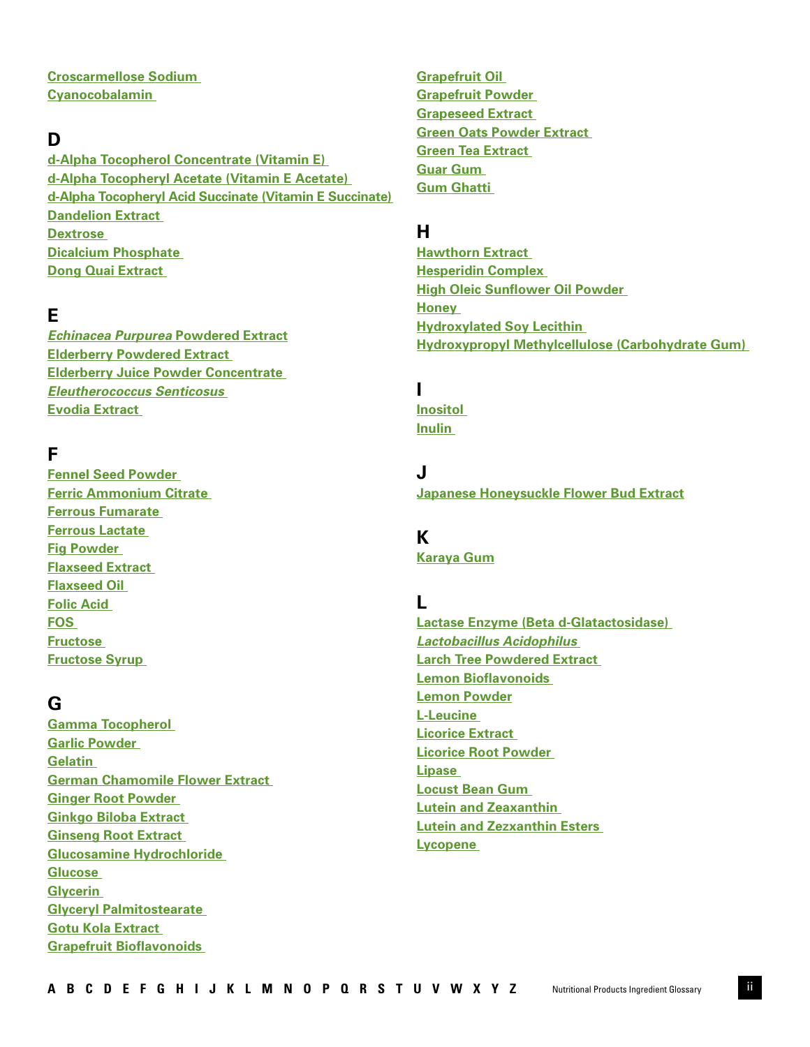Croscarmellose Sodium
Cyanocobalamin

## D

d-Alpha Tocopherol Concentrate (Vitamin E)
d-Alpha Tocopheryl Acetate (Vitamin E Acetate)
d-Alpha Tocopheryl Acid Succinate (Vitamin E Succinate)
Dandelion Extract
Dextrose
Dicalcium Phosphate
Dong Quai Extract

## E

*Echinacea Purpurea* Powdered Extract
Elderberry Powdered Extract
Elderberry Juice Powder Concentrate
*Eleutherococcus Senticosus*
Evodia Extract

## F

Fennel Seed Powder
Ferric Ammonium Citrate
Ferrous Fumarate
Ferrous Lactate
Fig Powder
Flaxseed Extract
Flaxseed Oil
Folic Acid
FOS
Fructose
Fructose Syrup

## G

Gamma Tocopherol
Garlic Powder
Gelatin
German Chamomile Flower Extract
Ginger Root Powder
Ginkgo Biloba Extract
Ginseng Root Extract
Glucosamine Hydrochloride
Glucose
Glycerin
Glyceryl Palmitostearate
Gotu Kola Extract
Grapefruit Bioflavonoids
Grapefruit Oil
Grapefruit Powder
Grapeseed Extract
Green Oats Powder Extract
Green Tea Extract
Guar Gum
Gum Ghatti

## H

Hawthorn Extract
Hesperidin Complex
High Oleic Sunflower Oil Powder
Honey
Hydroxylated Soy Lecithin
Hydroxypropyl Methylcellulose (Carbohydrate Gum)

## I

Inositol
Inulin

## J

Japanese Honeysuckle Flower Bud Extract

## K

Karaya Gum

## L

Lactase Enzyme (Beta d-Glatactosidase)
*Lactobacillus Acidophilus*
Larch Tree Powdered Extract
Lemon Bioflavonoids
Lemon Powder
L-Leucine
Licorice Extract
Licorice Root Powder
Lipase
Locust Bean Gum
Lutein and Zeaxanthin
Lutein and Zezxanthin Esters
Lycopene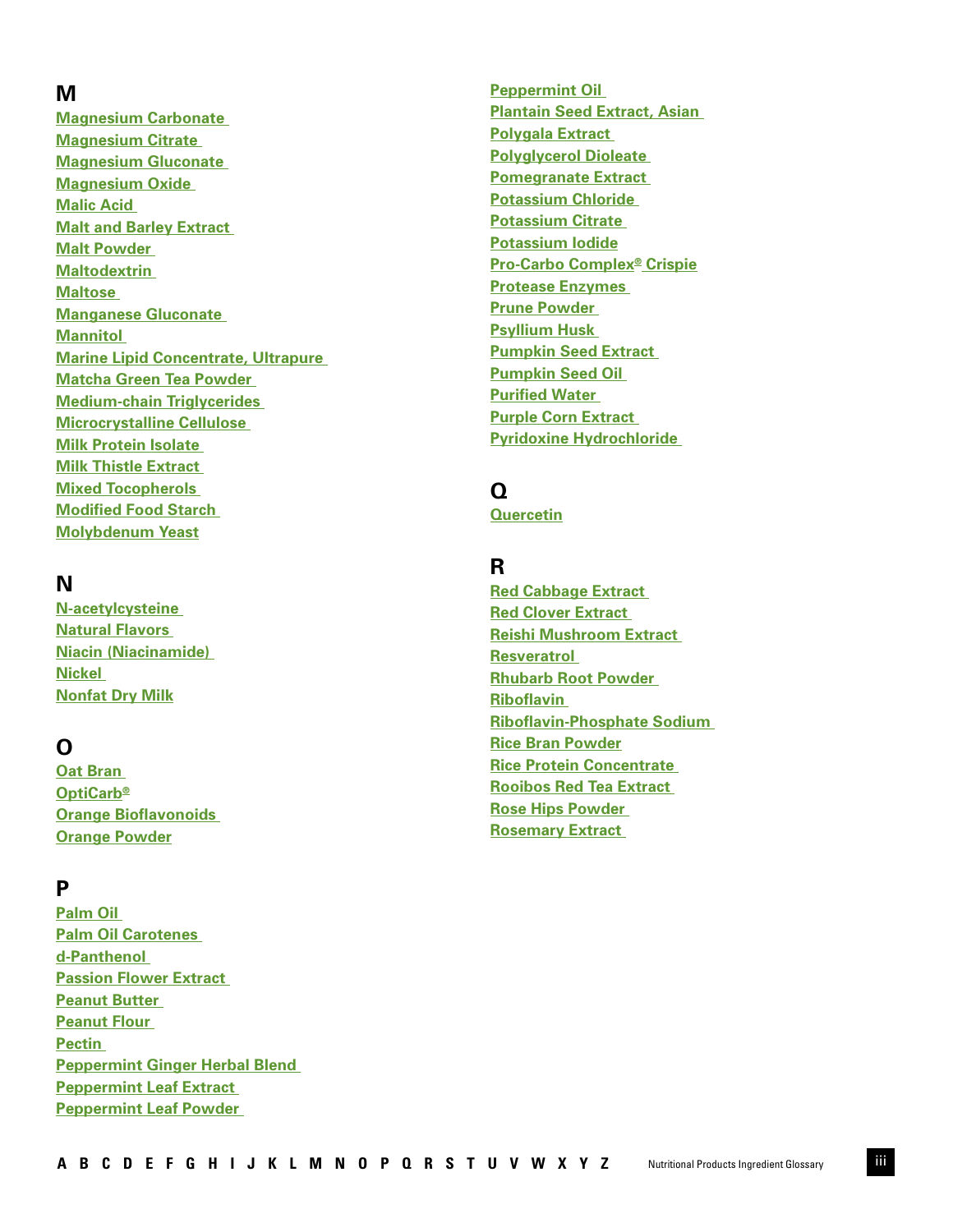## M

- Magnesium Carbonate
- Magnesium Citrate
- Magnesium Gluconate
- Magnesium Oxide
- Malic Acid
- Malt and Barley Extract
- Malt Powder
- Maltodextrin
- Maltose
- Manganese Gluconate
- Mannitol
- Marine Lipid Concentrate, Ultrapure
- Matcha Green Tea Powder
- Medium-chain Triglycerides
- Microcrystalline Cellulose
- Milk Protein Isolate
- Milk Thistle Extract
- Mixed Tocopherols
- Modified Food Starch
- Molybdenum Yeast

## N

- N-acetylcysteine
- Natural Flavors
- Niacin (Niacinamide)
- Nickel
- Nonfat Dry Milk

## O

- Oat Bran
- OptiCarb®
- Orange Bioflavonoids
- Orange Powder

## P

- Palm Oil
- Palm Oil Carotenes
- d-Panthenol
- Passion Flower Extract
- Peanut Butter
- Peanut Flour
- Pectin
- Peppermint Ginger Herbal Blend
- Peppermint Leaf Extract
- Peppermint Leaf Powder
- Peppermint Oil
- Plantain Seed Extract, Asian
- Polygala Extract
- Polyglycerol Dioleate
- Pomegranate Extract
- Potassium Chloride
- Potassium Citrate
- Potassium Iodide
- Pro-Carbo Complex® Crispie
- Protease Enzymes
- Prune Powder
- Psyllium Husk
- Pumpkin Seed Extract
- Pumpkin Seed Oil
- Purified Water
- Purple Corn Extract
- Pyridoxine Hydrochloride

## Q

- Quercetin

## R

- Red Cabbage Extract
- Red Clover Extract
- Reishi Mushroom Extract
- Resveratrol
- Rhubarb Root Powder
- Riboflavin
- Riboflavin-Phosphate Sodium
- Rice Bran Powder
- Rice Protein Concentrate
- Rooibos Red Tea Extract
- Rose Hips Powder
- Rosemary Extract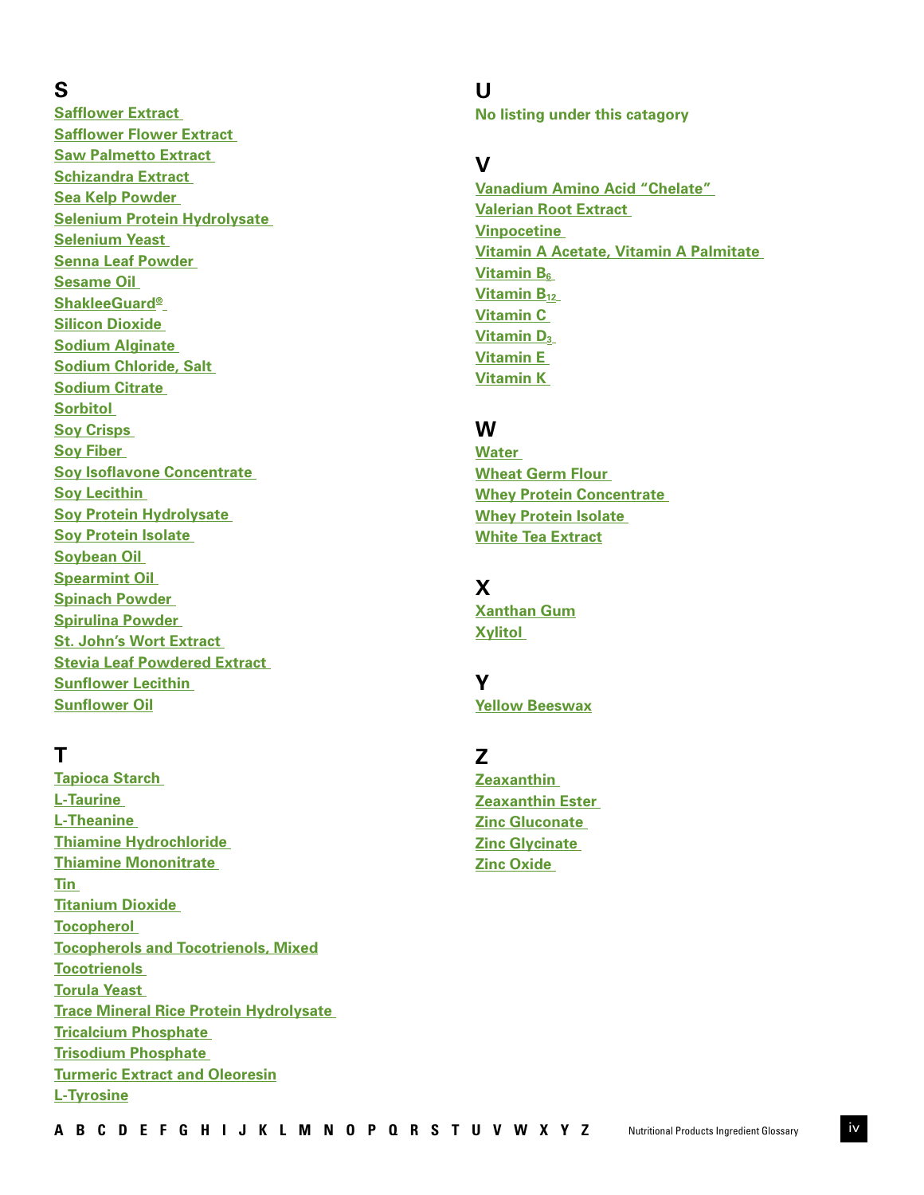## S

- Safflower Extract
- Safflower Flower Extract
- Saw Palmetto Extract
- Schizandra Extract
- Sea Kelp Powder
- Selenium Protein Hydrolysate
- Selenium Yeast
- Senna Leaf Powder
- Sesame Oil
- ShakleeGuard®
- Silicon Dioxide
- Sodium Alginate
- Sodium Chloride, Salt
- Sodium Citrate
- Sorbitol
- Soy Crisps
- Soy Fiber
- Soy Isoflavone Concentrate
- Soy Lecithin
- Soy Protein Hydrolysate
- Soy Protein Isolate
- Soybean Oil
- Spearmint Oil
- Spinach Powder
- Spirulina Powder
- St. John's Wort Extract
- Stevia Leaf Powdered Extract
- Sunflower Lecithin
- Sunflower Oil

## T

- Tapioca Starch
- L-Taurine
- L-Theanine
- Thiamine Hydrochloride
- Thiamine Mononitrate
- Tin
- Titanium Dioxide
- Tocopherol
- Tocopherols and Tocotrienols, Mixed
- Tocotrienols
- Torula Yeast
- Trace Mineral Rice Protein Hydrolysate
- Tricalcium Phosphate
- Trisodium Phosphate
- Turmeric Extract and Oleoresin
- L-Tyrosine

## U

No listing under this catagory

## V

- Vanadium Amino Acid "Chelate"
- Valerian Root Extract
- Vinpocetine
- Vitamin A Acetate, Vitamin A Palmitate
- Vitamin $B_6$
- Vitamin $B_{12}$
- Vitamin C
- Vitamin $D_3$
- Vitamin E
- Vitamin K

## W

- Water
- Wheat Germ Flour
- Whey Protein Concentrate
- Whey Protein Isolate
- White Tea Extract

## X

- Xanthan Gum
- Xylitol

## Y

- Yellow Beeswax

## Z

- Zeaxanthin
- Zeaxanthin Ester
- Zinc Gluconate
- Zinc Glycinate
- Zinc Oxide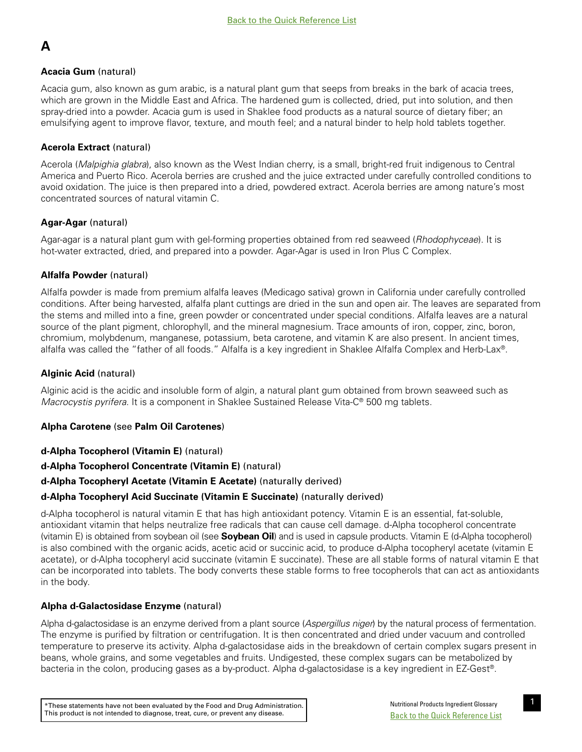## A

**Acacia Gum** (natural)

Acacia gum, also known as gum arabic, is a natural plant gum that seeps from breaks in the bark of acacia trees, which are grown in the Middle East and Africa. The hardened gum is collected, dried, put into solution, and then spray-dried into a powder. Acacia gum is used in Shaklee food products as a natural source of dietary fiber; an emulsifying agent to improve flavor, texture, and mouth feel; and a natural binder to help hold tablets together.

**Acerola Extract** (natural)

Acerola (*Malpighia glabra*), also known as the West Indian cherry, is a small, bright-red fruit indigenous to Central America and Puerto Rico. Acerola berries are crushed and the juice extracted under carefully controlled conditions to avoid oxidation. The juice is then prepared into a dried, powdered extract. Acerola berries are among nature's most concentrated sources of natural vitamin C.

**Agar-Agar** (natural)

Agar-agar is a natural plant gum with gel-forming properties obtained from red seaweed (*Rhodophyceae*). It is hot-water extracted, dried, and prepared into a powder. Agar-Agar is used in Iron Plus C Complex.

**Alfalfa Powder** (natural)

Alfalfa powder is made from premium alfalfa leaves (Medicago sativa) grown in California under carefully controlled conditions. After being harvested, alfalfa plant cuttings are dried in the sun and open air. The leaves are separated from the stems and milled into a fine, green powder or concentrated under special conditions. Alfalfa leaves are a natural source of the plant pigment, chlorophyll, and the mineral magnesium. Trace amounts of iron, copper, zinc, boron, chromium, molybdenum, manganese, potassium, beta carotene, and vitamin K are also present. In ancient times, alfalfa was called the "father of all foods." Alfalfa is a key ingredient in Shaklee Alfalfa Complex and Herb-Lax®.

**Alginic Acid** (natural)

Alginic acid is the acidic and insoluble form of algin, a natural plant gum obtained from brown seaweed such as *Macrocystis pyrifera*. It is a component in Shaklee Sustained Release Vita-C® 500 mg tablets.

**Alpha Carotene** (see **Palm Oil Carotenes**)

**d-Alpha Tocopherol (Vitamin E)** (natural)

**d-Alpha Tocopherol Concentrate (Vitamin E)** (natural)

**d-Alpha Tocopheryl Acetate (Vitamin E Acetate)** (naturally derived)

**d-Alpha Tocopheryl Acid Succinate (Vitamin E Succinate)** (naturally derived)

d-Alpha tocopherol is natural vitamin E that has high antioxidant potency. Vitamin E is an essential, fat-soluble, antioxidant vitamin that helps neutralize free radicals that can cause cell damage. d-Alpha tocopherol concentrate (vitamin E) is obtained from soybean oil (see **Soybean Oil**) and is used in capsule products. Vitamin E (d-Alpha tocopherol) is also combined with the organic acids, acetic acid or succinic acid, to produce d-Alpha tocopheryl acetate (vitamin E acetate), or d-Alpha tocopheryl acid succinate (vitamin E succinate). These are all stable forms of natural vitamin E that can be incorporated into tablets. The body converts these stable forms to free tocopherols that can act as antioxidants in the body.

**Alpha d-Galactosidase Enzyme** (natural)

Alpha d-galactosidase is an enzyme derived from a plant source (*Aspergillus niger*) by the natural process of fermentation. The enzyme is purified by filtration or centrifugation. It is then concentrated and dried under vacuum and controlled temperature to preserve its activity. Alpha d-galactosidase aids in the breakdown of certain complex sugars present in beans, whole grains, and some vegetables and fruits. Undigested, these complex sugars can be metabolized by bacteria in the colon, producing gases as a by-product. Alpha d-galactosidase is a key ingredient in EZ-Gest®.

*These statements have not been evaluated by the Food and Drug Administration. This product is not intended to diagnose, treat, cure, or prevent any disease.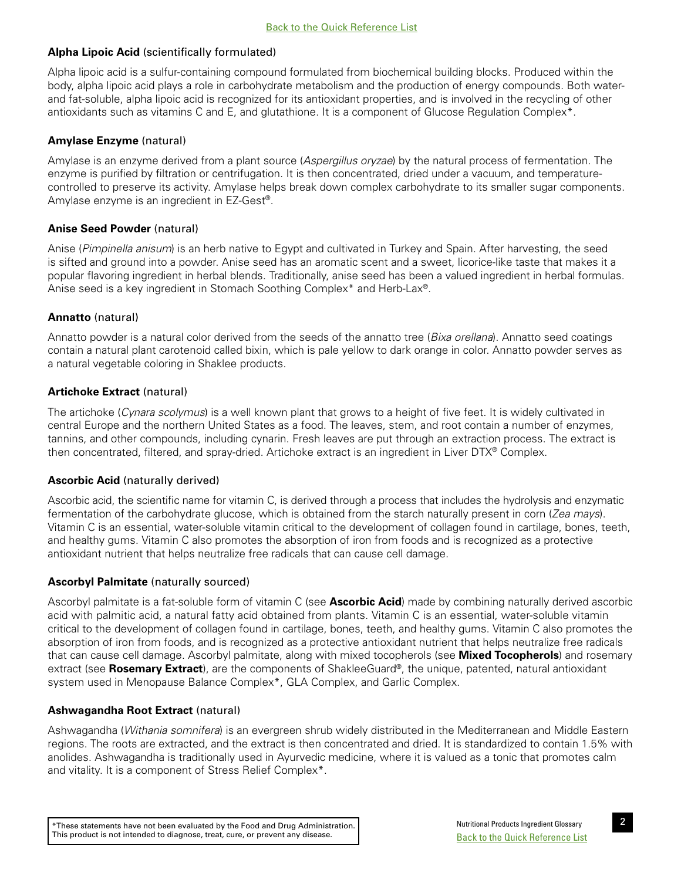Back to the Quick Reference List

**Alpha Lipoic Acid** (scientifically formulated)

Alpha lipoic acid is a sulfur-containing compound formulated from biochemical building blocks. Produced within the body, alpha lipoic acid plays a role in carbohydrate metabolism and the production of energy compounds. Both water- and fat-soluble, alpha lipoic acid is recognized for its antioxidant properties, and is involved in the recycling of other antioxidants such as vitamins C and E, and glutathione. It is a component of Glucose Regulation Complex*.

**Amylase Enzyme** (natural)

Amylase is an enzyme derived from a plant source (*Aspergillus oryzae*) by the natural process of fermentation. The enzyme is purified by filtration or centrifugation. It is then concentrated, dried under a vacuum, and temperature-controlled to preserve its activity. Amylase helps break down complex carbohydrate to its smaller sugar components. Amylase enzyme is an ingredient in EZ-Gest®.

**Anise Seed Powder** (natural)

Anise (*Pimpinella anisum*) is an herb native to Egypt and cultivated in Turkey and Spain. After harvesting, the seed is sifted and ground into a powder. Anise seed has an aromatic scent and a sweet, licorice-like taste that makes it a popular flavoring ingredient in herbal blends. Traditionally, anise seed has been a valued ingredient in herbal formulas. Anise seed is a key ingredient in Stomach Soothing Complex* and Herb-Lax®.

**Annatto** (natural)

Annatto powder is a natural color derived from the seeds of the annatto tree (*Bixa orellana*). Annatto seed coatings contain a natural plant carotenoid called bixin, which is pale yellow to dark orange in color. Annatto powder serves as a natural vegetable coloring in Shaklee products.

**Artichoke Extract** (natural)

The artichoke (*Cynara scolymus*) is a well known plant that grows to a height of five feet. It is widely cultivated in central Europe and the northern United States as a food. The leaves, stem, and root contain a number of enzymes, tannins, and other compounds, including cynarin. Fresh leaves are put through an extraction process. The extract is then concentrated, filtered, and spray-dried. Artichoke extract is an ingredient in Liver DTX® Complex.

**Ascorbic Acid** (naturally derived)

Ascorbic acid, the scientific name for vitamin C, is derived through a process that includes the hydrolysis and enzymatic fermentation of the carbohydrate glucose, which is obtained from the starch naturally present in corn (*Zea mays*). Vitamin C is an essential, water-soluble vitamin critical to the development of collagen found in cartilage, bones, teeth, and healthy gums. Vitamin C also promotes the absorption of iron from foods and is recognized as a protective antioxidant nutrient that helps neutralize free radicals that can cause cell damage.

**Ascorbyl Palmitate** (naturally sourced)

Ascorbyl palmitate is a fat-soluble form of vitamin C (see **Ascorbic Acid**) made by combining naturally derived ascorbic acid with palmitic acid, a natural fatty acid obtained from plants. Vitamin C is an essential, water-soluble vitamin critical to the development of collagen found in cartilage, bones, teeth, and healthy gums. Vitamin C also promotes the absorption of iron from foods, and is recognized as a protective antioxidant nutrient that helps neutralize free radicals that can cause cell damage. Ascorbyl palmitate, along with mixed tocopherols (see **Mixed Tocopherols**) and rosemary extract (see **Rosemary Extract**), are the components of ShakleeGuard®, the unique, patented, natural antioxidant system used in Menopause Balance Complex*, GLA Complex, and Garlic Complex.

**Ashwagandha Root Extract** (natural)

Ashwagandha (*Withania somnifera*) is an evergreen shrub widely distributed in the Mediterranean and Middle Eastern regions. The roots are extracted, and the extract is then concentrated and dried. It is standardized to contain 1.5% with anolides. Ashwagandha is traditionally used in Ayurvedic medicine, where it is valued as a tonic that promotes calm and vitality. It is a component of Stress Relief Complex*.

*These statements have not been evaluated by the Food and Drug Administration. This product is not intended to diagnose, treat, cure, or prevent any disease.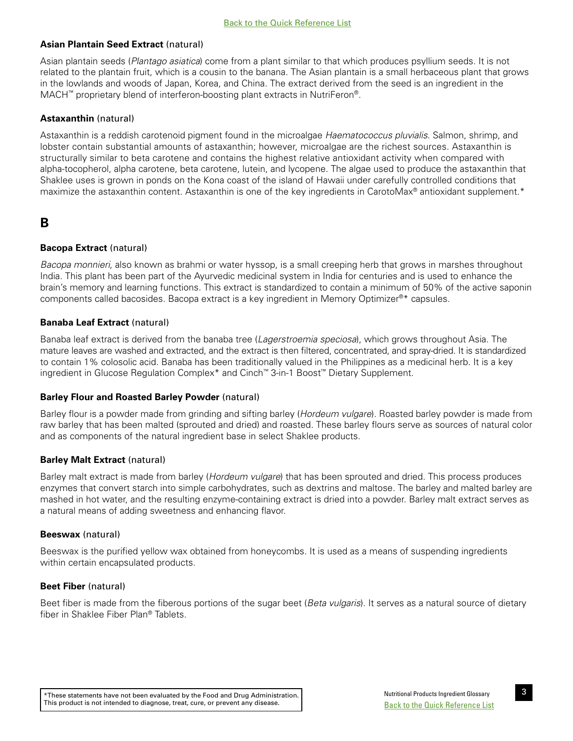Back to the Quick Reference List

**Asian Plantain Seed Extract** (natural)

Asian plantain seeds (*Plantago asiatica*) come from a plant similar to that which produces psyllium seeds. It is not related to the plaintain fruit, which is a cousin to the banana. The Asian plantain is a small herbaceous plant that grows in the lowlands and woods of Japan, Korea, and China. The extract derived from the seed is an ingredient in the MACH™ proprietary blend of interferon-boosting plant extracts in NutriFeron®.

**Astaxanthin** (natural)

Astaxanthin is a reddish carotenoid pigment found in the microalgae *Haematococcus pluvialis*. Salmon, shrimp, and lobster contain substantial amounts of astaxanthin; however, microalgae are the richest sources. Astaxanthin is structurally similar to beta carotene and contains the highest relative antioxidant activity when compared with alpha-tocopherol, alpha carotene, beta carotene, lutein, and lycopene. The algae used to produce the astaxanthin that Shaklee uses is grown in ponds on the Kona coast of the island of Hawaii under carefully controlled conditions that maximize the astaxanthin content. Astaxanthin is one of the key ingredients in CarotoMax® antioxidant supplement.*

## B

**Bacopa Extract** (natural)

*Bacopa monnieri*, also known as brahmi or water hyssop, is a small creeping herb that grows in marshes throughout India. This plant has been part of the Ayurvedic medicinal system in India for centuries and is used to enhance the brain's memory and learning functions. This extract is standardized to contain a minimum of 50% of the active saponin components called bacosides. Bacopa extract is a key ingredient in Memory Optimizer®* capsules.

**Banaba Leaf Extract** (natural)

Banaba leaf extract is derived from the banaba tree (*Lagerstroemia speciosa*), which grows throughout Asia. The mature leaves are washed and extracted, and the extract is then filtered, concentrated, and spray-dried. It is standardized to contain 1% colosolic acid. Banaba has been traditionally valued in the Philippines as a medicinal herb. It is a key ingredient in Glucose Regulation Complex* and Cinch™ 3-in-1 Boost™ Dietary Supplement.

**Barley Flour and Roasted Barley Powder** (natural)

Barley flour is a powder made from grinding and sifting barley (*Hordeum vulgare*). Roasted barley powder is made from raw barley that has been malted (sprouted and dried) and roasted. These barley flours serve as sources of natural color and as components of the natural ingredient base in select Shaklee products.

**Barley Malt Extract** (natural)

Barley malt extract is made from barley (*Hordeum vulgare*) that has been sprouted and dried. This process produces enzymes that convert starch into simple carbohydrates, such as dextrins and maltose. The barley and malted barley are mashed in hot water, and the resulting enzyme-containing extract is dried into a powder. Barley malt extract serves as a natural means of adding sweetness and enhancing flavor.

**Beeswax** (natural)

Beeswax is the purified yellow wax obtained from honeycombs. It is used as a means of suspending ingredients within certain encapsulated products.

**Beet Fiber** (natural)

Beet fiber is made from the fiberous portions of the sugar beet (*Beta vulgaris*). It serves as a natural source of dietary fiber in Shaklee Fiber Plan® Tablets.

*These statements have not been evaluated by the Food and Drug Administration. This product is not intended to diagnose, treat, cure, or prevent any disease.

Back to the Quick Reference List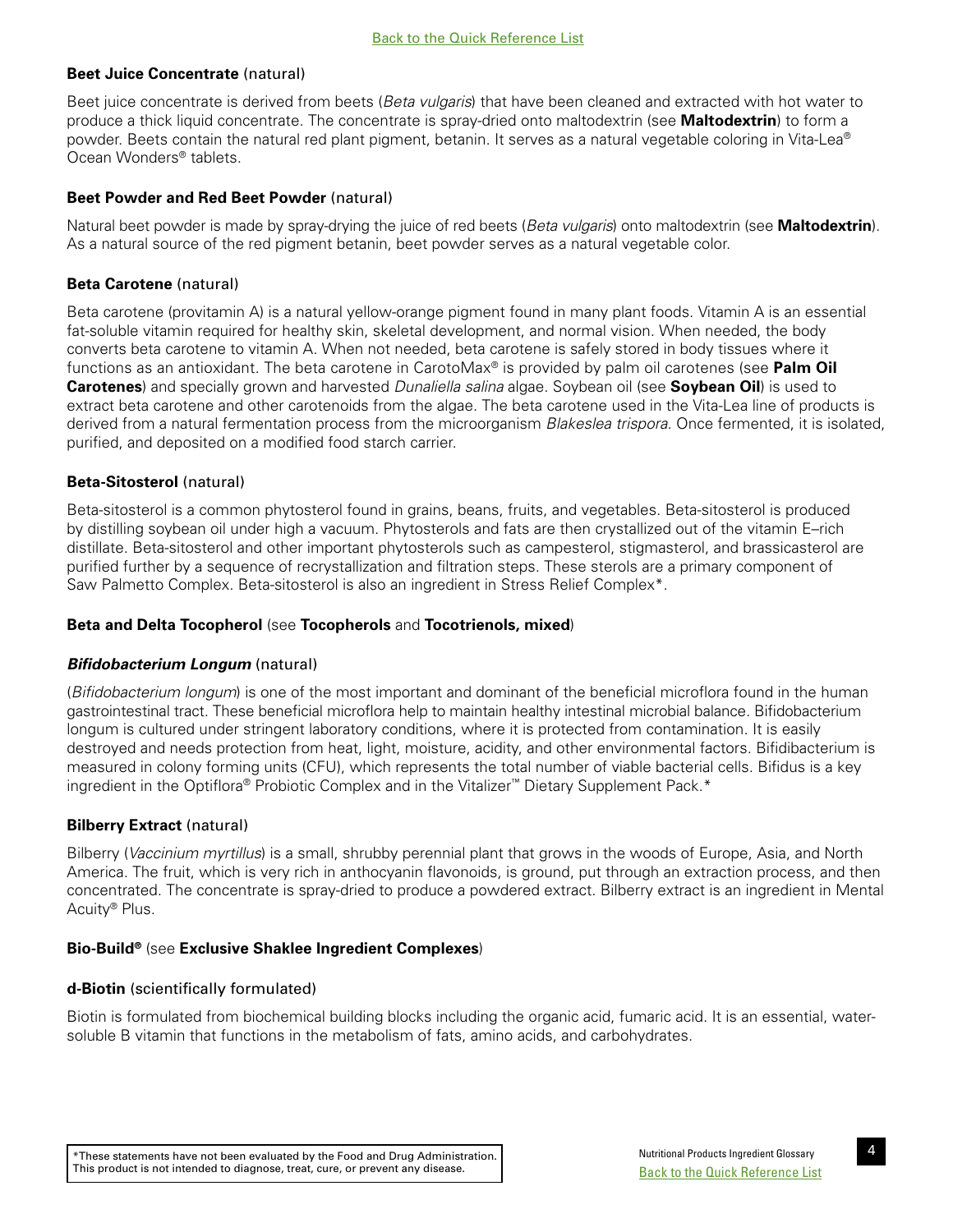**Beet Juice Concentrate** (natural)

Beet juice concentrate is derived from beets (*Beta vulgaris*) that have been cleaned and extracted with hot water to produce a thick liquid concentrate. The concentrate is spray-dried onto maltodextrin (see **Maltodextrin**) to form a powder. Beets contain the natural red plant pigment, betanin. It serves as a natural vegetable coloring in Vita-Lea® Ocean Wonders® tablets.

**Beet Powder and Red Beet Powder** (natural)

Natural beet powder is made by spray-drying the juice of red beets (*Beta vulgaris*) onto maltodextrin (see **Maltodextrin**). As a natural source of the red pigment betanin, beet powder serves as a natural vegetable color.

**Beta Carotene** (natural)

Beta carotene (provitamin A) is a natural yellow-orange pigment found in many plant foods. Vitamin A is an essential fat-soluble vitamin required for healthy skin, skeletal development, and normal vision. When needed, the body converts beta carotene to vitamin A. When not needed, beta carotene is safely stored in body tissues where it functions as an antioxidant. The beta carotene in CarotoMax® is provided by palm oil carotenes (see **Palm Oil Carotenes**) and specially grown and harvested *Dunaliella salina* algae. Soybean oil (see **Soybean Oil**) is used to extract beta carotene and other carotenoids from the algae. The beta carotene used in the Vita-Lea line of products is derived from a natural fermentation process from the microorganism *Blakeslea trispora*. Once fermented, it is isolated, purified, and deposited on a modified food starch carrier.

**Beta-Sitosterol** (natural)

Beta-sitosterol is a common phytosterol found in grains, beans, fruits, and vegetables. Beta-sitosterol is produced by distilling soybean oil under high a vacuum. Phytosterols and fats are then crystallized out of the vitamin E–rich distillate. Beta-sitosterol and other important phytosterols such as campesterol, stigmasterol, and brassicasterol are purified further by a sequence of recrystallization and filtration steps. These sterols are a primary component of Saw Palmetto Complex. Beta-sitosterol is also an ingredient in Stress Relief Complex*.

**Beta and Delta Tocopherol** (see **Tocopherols** and **Tocotrienols, mixed**)

***Bifidobacterium Longum*** (natural)

(*Bifidobacterium longum*) is one of the most important and dominant of the beneficial microflora found in the human gastrointestinal tract. These beneficial microflora help to maintain healthy intestinal microbial balance. Bifidobacterium longum is cultured under stringent laboratory conditions, where it is protected from contamination. It is easily destroyed and needs protection from heat, light, moisture, acidity, and other environmental factors. Bifidibacterium is measured in colony forming units (CFU), which represents the total number of viable bacterial cells. Bifidus is a key ingredient in the Optiflora® Probiotic Complex and in the Vitalizer™ Dietary Supplement Pack.*

**Bilberry Extract** (natural)

Bilberry (*Vaccinium myrtillus*) is a small, shrubby perennial plant that grows in the woods of Europe, Asia, and North America. The fruit, which is very rich in anthocyanin flavonoids, is ground, put through an extraction process, and then concentrated. The concentrate is spray-dried to produce a powdered extract. Bilberry extract is an ingredient in Mental Acuity® Plus.

**Bio-Build®** (see **Exclusive Shaklee Ingredient Complexes**)

**d-Biotin** (scientifically formulated)

Biotin is formulated from biochemical building blocks including the organic acid, fumaric acid. It is an essential, water-soluble B vitamin that functions in the metabolism of fats, amino acids, and carbohydrates.

*These statements have not been evaluated by the Food and Drug Administration. This product is not intended to diagnose, treat, cure, or prevent any disease.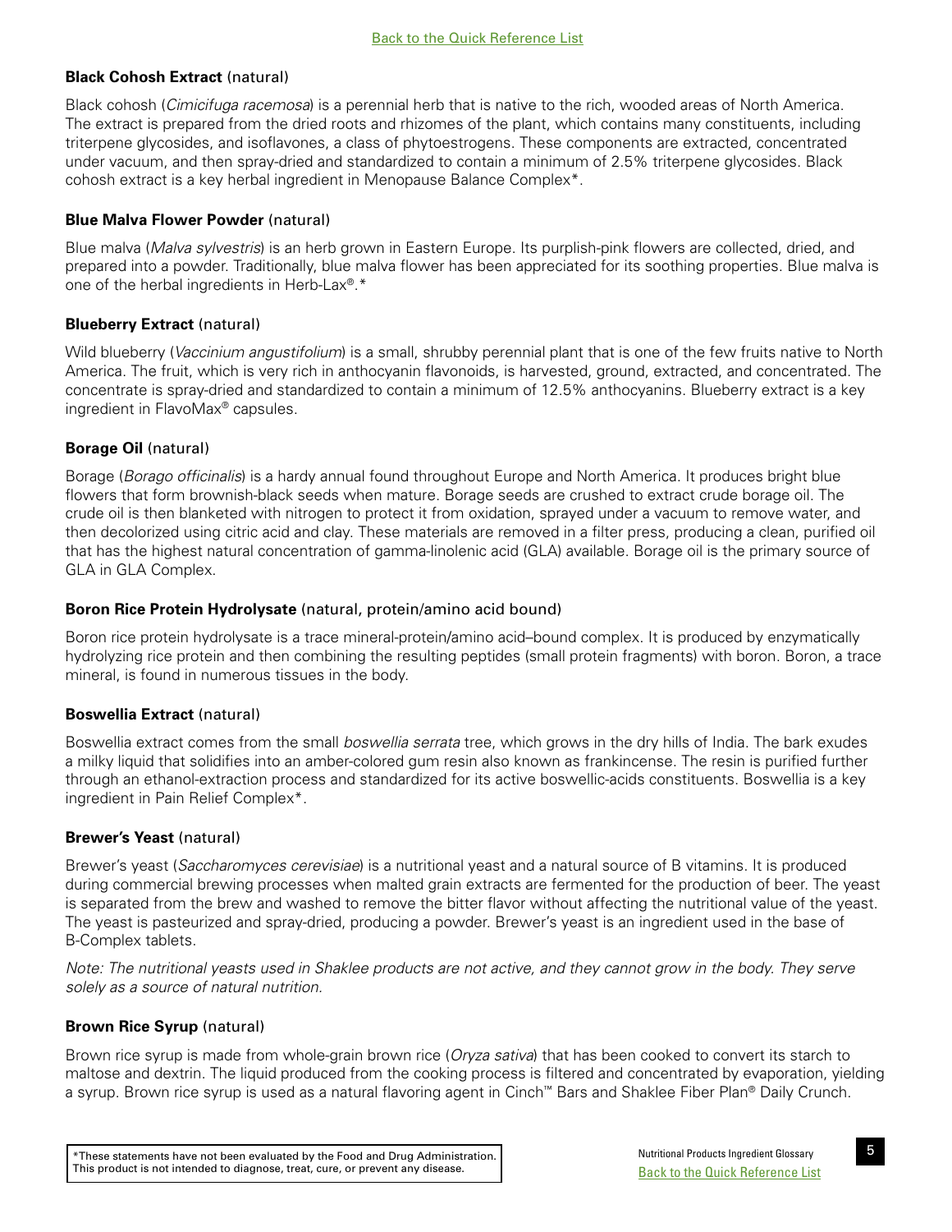### **Black Cohosh Extract** (natural)

Black cohosh (*Cimicifuga racemosa*) is a perennial herb that is native to the rich, wooded areas of North America. The extract is prepared from the dried roots and rhizomes of the plant, which contains many constituents, including triterpene glycosides, and isoflavones, a class of phytoestrogens. These components are extracted, concentrated under vacuum, and then spray-dried and standardized to contain a minimum of 2.5% triterpene glycosides. Black cohosh extract is a key herbal ingredient in Menopause Balance Complex*.

### **Blue Malva Flower Powder** (natural)

Blue malva (*Malva sylvestris*) is an herb grown in Eastern Europe. Its purplish-pink flowers are collected, dried, and prepared into a powder. Traditionally, blue malva flower has been appreciated for its soothing properties. Blue malva is one of the herbal ingredients in Herb-Lax®.*

### **Blueberry Extract** (natural)

Wild blueberry (*Vaccinium angustifolium*) is a small, shrubby perennial plant that is one of the few fruits native to North America. The fruit, which is very rich in anthocyanin flavonoids, is harvested, ground, extracted, and concentrated. The concentrate is spray-dried and standardized to contain a minimum of 12.5% anthocyanins. Blueberry extract is a key ingredient in FlavoMax® capsules.

### **Borage Oil** (natural)

Borage (*Borago officinalis*) is a hardy annual found throughout Europe and North America. It produces bright blue flowers that form brownish-black seeds when mature. Borage seeds are crushed to extract crude borage oil. The crude oil is then blanketed with nitrogen to protect it from oxidation, sprayed under a vacuum to remove water, and then decolorized using citric acid and clay. These materials are removed in a filter press, producing a clean, purified oil that has the highest natural concentration of gamma-linolenic acid (GLA) available. Borage oil is the primary source of GLA in GLA Complex.

### **Boron Rice Protein Hydrolysate** (natural, protein/amino acid bound)

Boron rice protein hydrolysate is a trace mineral-protein/amino acid–bound complex. It is produced by enzymatically hydrolyzing rice protein and then combining the resulting peptides (small protein fragments) with boron. Boron, a trace mineral, is found in numerous tissues in the body.

### **Boswellia Extract** (natural)

Boswellia extract comes from the small *boswellia serrata* tree, which grows in the dry hills of India. The bark exudes a milky liquid that solidifies into an amber-colored gum resin also known as frankincense. The resin is purified further through an ethanol-extraction process and standardized for its active boswellic-acids constituents. Boswellia is a key ingredient in Pain Relief Complex*.

### **Brewer's Yeast** (natural)

Brewer's yeast (*Saccharomyces cerevisiae*) is a nutritional yeast and a natural source of B vitamins. It is produced during commercial brewing processes when malted grain extracts are fermented for the production of beer. The yeast is separated from the brew and washed to remove the bitter flavor without affecting the nutritional value of the yeast. The yeast is pasteurized and spray-dried, producing a powder. Brewer's yeast is an ingredient used in the base of B-Complex tablets.

*Note: The nutritional yeasts used in Shaklee products are not active, and they cannot grow in the body. They serve solely as a source of natural nutrition.*

### **Brown Rice Syrup** (natural)

Brown rice syrup is made from whole-grain brown rice (*Oryza sativa*) that has been cooked to convert its starch to maltose and dextrin. The liquid produced from the cooking process is filtered and concentrated by evaporation, yielding a syrup. Brown rice syrup is used as a natural flavoring agent in Cinch™ Bars and Shaklee Fiber Plan® Daily Crunch.

*These statements have not been evaluated by the Food and Drug Administration. This product is not intended to diagnose, treat, cure, or prevent any disease.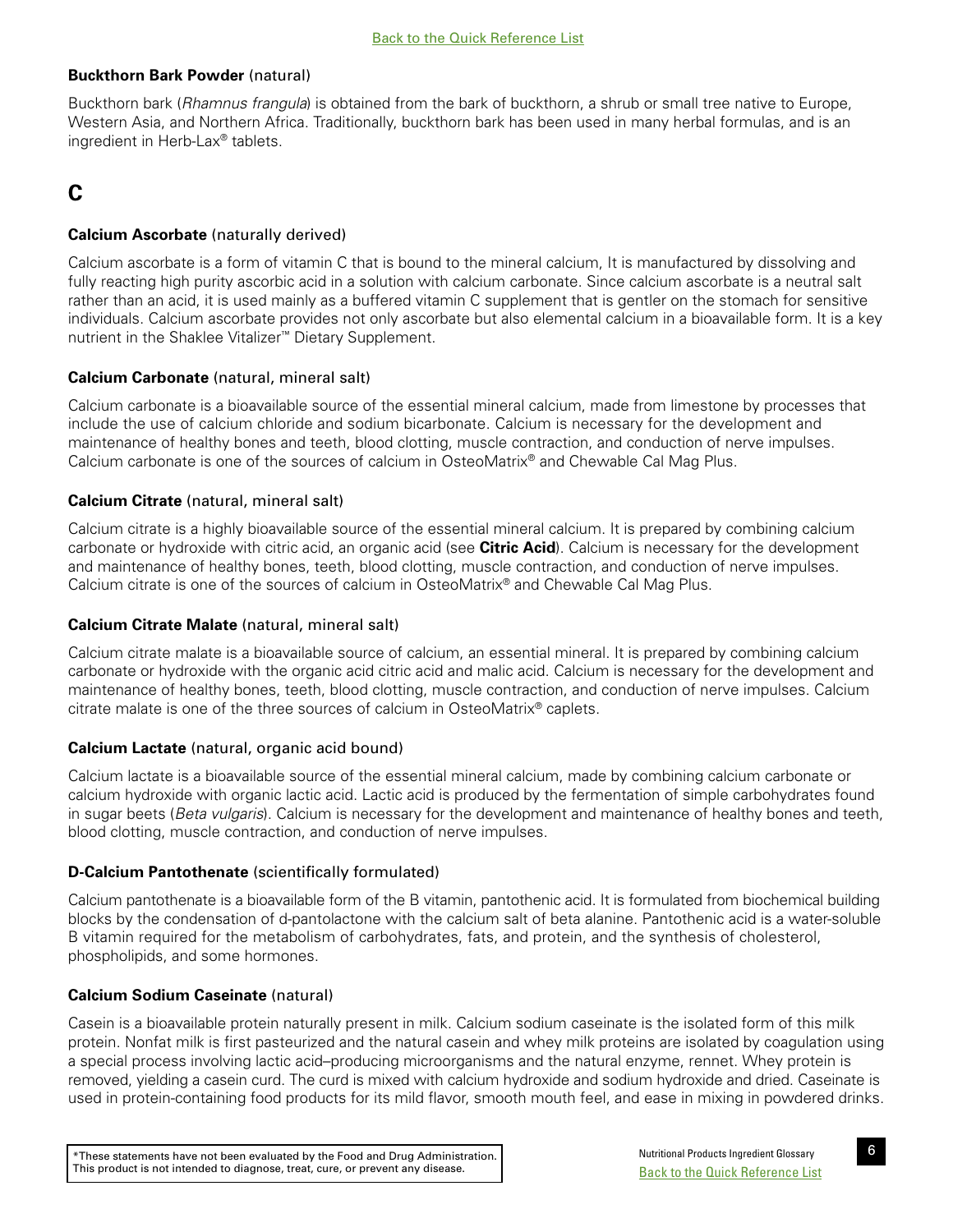**Buckthorn Bark Powder** (natural)

Buckthorn bark (*Rhamnus frangula*) is obtained from the bark of buckthorn, a shrub or small tree native to Europe, Western Asia, and Northern Africa. Traditionally, buckthorn bark has been used in many herbal formulas, and is an ingredient in Herb-Lax® tablets.

## C

**Calcium Ascorbate** (naturally derived)

Calcium ascorbate is a form of vitamin C that is bound to the mineral calcium, It is manufactured by dissolving and fully reacting high purity ascorbic acid in a solution with calcium carbonate. Since calcium ascorbate is a neutral salt rather than an acid, it is used mainly as a buffered vitamin C supplement that is gentler on the stomach for sensitive individuals. Calcium ascorbate provides not only ascorbate but also elemental calcium in a bioavailable form. It is a key nutrient in the Shaklee Vitalizer™ Dietary Supplement.

**Calcium Carbonate** (natural, mineral salt)

Calcium carbonate is a bioavailable source of the essential mineral calcium, made from limestone by processes that include the use of calcium chloride and sodium bicarbonate. Calcium is necessary for the development and maintenance of healthy bones and teeth, blood clotting, muscle contraction, and conduction of nerve impulses. Calcium carbonate is one of the sources of calcium in OsteoMatrix® and Chewable Cal Mag Plus.

**Calcium Citrate** (natural, mineral salt)

Calcium citrate is a highly bioavailable source of the essential mineral calcium. It is prepared by combining calcium carbonate or hydroxide with citric acid, an organic acid (see **Citric Acid**). Calcium is necessary for the development and maintenance of healthy bones, teeth, blood clotting, muscle contraction, and conduction of nerve impulses. Calcium citrate is one of the sources of calcium in OsteoMatrix® and Chewable Cal Mag Plus.

**Calcium Citrate Malate** (natural, mineral salt)

Calcium citrate malate is a bioavailable source of calcium, an essential mineral. It is prepared by combining calcium carbonate or hydroxide with the organic acid citric acid and malic acid. Calcium is necessary for the development and maintenance of healthy bones, teeth, blood clotting, muscle contraction, and conduction of nerve impulses. Calcium citrate malate is one of the three sources of calcium in OsteoMatrix® caplets.

**Calcium Lactate** (natural, organic acid bound)

Calcium lactate is a bioavailable source of the essential mineral calcium, made by combining calcium carbonate or calcium hydroxide with organic lactic acid. Lactic acid is produced by the fermentation of simple carbohydrates found in sugar beets (*Beta vulgaris*). Calcium is necessary for the development and maintenance of healthy bones and teeth, blood clotting, muscle contraction, and conduction of nerve impulses.

**D-Calcium Pantothenate** (scientifically formulated)

Calcium pantothenate is a bioavailable form of the B vitamin, pantothenic acid. It is formulated from biochemical building blocks by the condensation of d-pantolactone with the calcium salt of beta alanine. Pantothenic acid is a water-soluble B vitamin required for the metabolism of carbohydrates, fats, and protein, and the synthesis of cholesterol, phospholipids, and some hormones.

**Calcium Sodium Caseinate** (natural)

Casein is a bioavailable protein naturally present in milk. Calcium sodium caseinate is the isolated form of this milk protein. Nonfat milk is first pasteurized and the natural casein and whey milk proteins are isolated by coagulation using a special process involving lactic acid–producing microorganisms and the natural enzyme, rennet. Whey protein is removed, yielding a casein curd. The curd is mixed with calcium hydroxide and sodium hydroxide and dried. Caseinate is used in protein-containing food products for its mild flavor, smooth mouth feel, and ease in mixing in powdered drinks.

*These statements have not been evaluated by the Food and Drug Administration. This product is not intended to diagnose, treat, cure, or prevent any disease.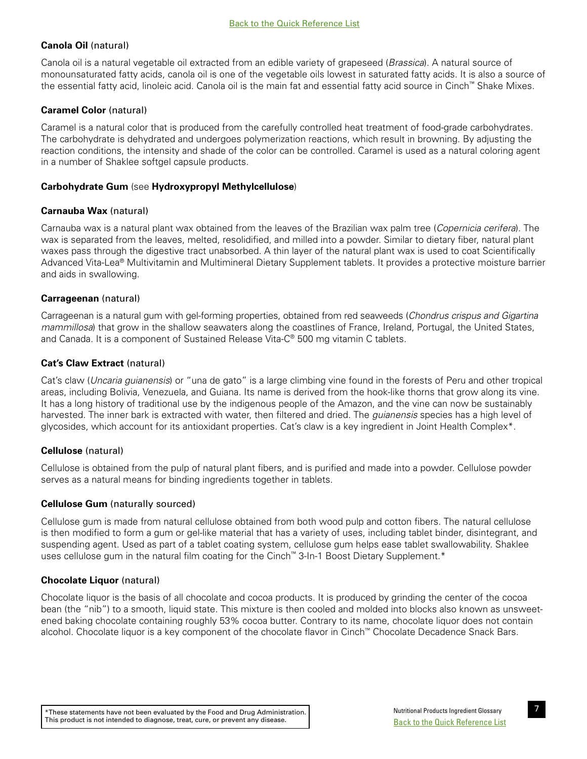**Canola Oil** (natural)

Canola oil is a natural vegetable oil extracted from an edible variety of grapeseed (*Brassica*). A natural source of monounsaturated fatty acids, canola oil is one of the vegetable oils lowest in saturated fatty acids. It is also a source of the essential fatty acid, linoleic acid. Canola oil is the main fat and essential fatty acid source in Cinch™ Shake Mixes.

**Caramel Color** (natural)

Caramel is a natural color that is produced from the carefully controlled heat treatment of food-grade carbohydrates. The carbohydrate is dehydrated and undergoes polymerization reactions, which result in browning. By adjusting the reaction conditions, the intensity and shade of the color can be controlled. Caramel is used as a natural coloring agent in a number of Shaklee softgel capsule products.

**Carbohydrate Gum** (see **Hydroxypropyl Methylcellulose**)

**Carnauba Wax** (natural)

Carnauba wax is a natural plant wax obtained from the leaves of the Brazilian wax palm tree (*Copernicia cerifera*). The wax is separated from the leaves, melted, resolidified, and milled into a powder. Similar to dietary fiber, natural plant waxes pass through the digestive tract unabsorbed. A thin layer of the natural plant wax is used to coat Scientifically Advanced Vita-Lea® Multivitamin and Multimineral Dietary Supplement tablets. It provides a protective moisture barrier and aids in swallowing.

**Carrageenan** (natural)

Carrageenan is a natural gum with gel-forming properties, obtained from red seaweeds (*Chondrus crispus and Gigartina mammillosa*) that grow in the shallow seawaters along the coastlines of France, Ireland, Portugal, the United States, and Canada. It is a component of Sustained Release Vita-C® 500 mg vitamin C tablets.

**Cat's Claw Extract** (natural)

Cat's claw (*Uncaria guianensis*) or "una de gato" is a large climbing vine found in the forests of Peru and other tropical areas, including Bolivia, Venezuela, and Guiana. Its name is derived from the hook-like thorns that grow along its vine. It has a long history of traditional use by the indigenous people of the Amazon, and the vine can now be sustainably harvested. The inner bark is extracted with water, then filtered and dried. The *guianensis* species has a high level of glycosides, which account for its antioxidant properties. Cat's claw is a key ingredient in Joint Health Complex*.

**Cellulose** (natural)

Cellulose is obtained from the pulp of natural plant fibers, and is purified and made into a powder. Cellulose powder serves as a natural means for binding ingredients together in tablets.

**Cellulose Gum** (naturally sourced)

Cellulose gum is made from natural cellulose obtained from both wood pulp and cotton fibers. The natural cellulose is then modified to form a gum or gel-like material that has a variety of uses, including tablet binder, disintegrant, and suspending agent. Used as part of a tablet coating system, cellulose gum helps ease tablet swallowability. Shaklee uses cellulose gum in the natural film coating for the Cinch™ 3-In-1 Boost Dietary Supplement.*

**Chocolate Liquor** (natural)

Chocolate liquor is the basis of all chocolate and cocoa products. It is produced by grinding the center of the cocoa bean (the "nib") to a smooth, liquid state. This mixture is then cooled and molded into blocks also known as unsweetened baking chocolate containing roughly 53% cocoa butter. Contrary to its name, chocolate liquor does not contain alcohol. Chocolate liquor is a key component of the chocolate flavor in Cinch™ Chocolate Decadence Snack Bars.

*These statements have not been evaluated by the Food and Drug Administration. This product is not intended to diagnose, treat, cure, or prevent any disease.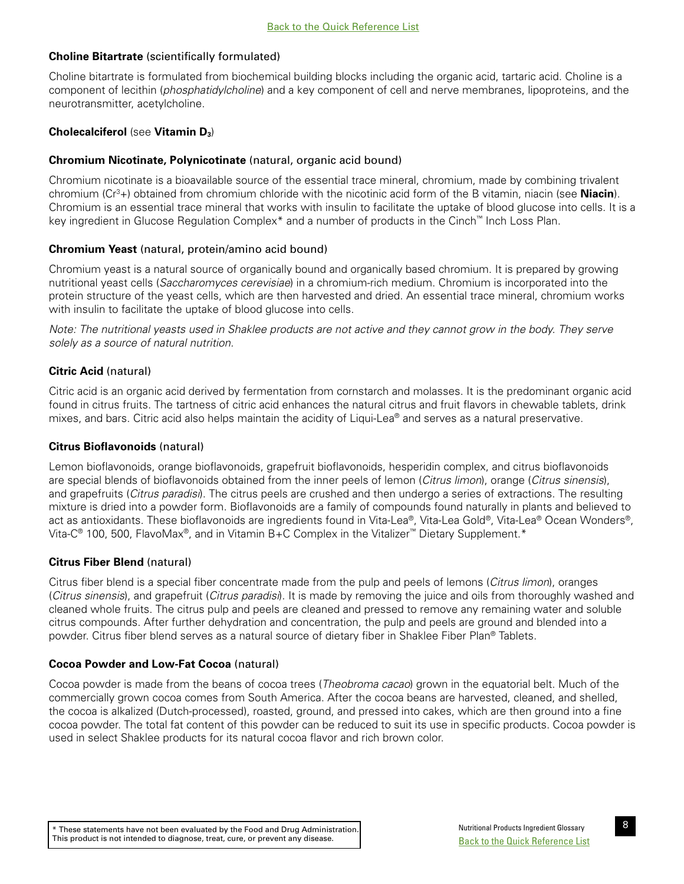**Choline Bitartrate** (scientifically formulated)

Choline bitartrate is formulated from biochemical building blocks including the organic acid, tartaric acid. Choline is a component of lecithin (*phosphatidylcholine*) and a key component of cell and nerve membranes, lipoproteins, and the neurotransmitter, acetylcholine.

**Cholecalciferol** (see **Vitamin $D_3$**)

**Chromium Nicotinate, Polynicotinate** (natural, organic acid bound)

Chromium nicotinate is a bioavailable source of the essential trace mineral, chromium, made by combining trivalent chromium ($Cr^{3}$+) obtained from chromium chloride with the nicotinic acid form of the B vitamin, niacin (see **Niacin**). Chromium is an essential trace mineral that works with insulin to facilitate the uptake of blood glucose into cells. It is a key ingredient in Glucose Regulation Complex* and a number of products in the Cinch™ Inch Loss Plan.

**Chromium Yeast** (natural, protein/amino acid bound)

Chromium yeast is a natural source of organically bound and organically based chromium. It is prepared by growing nutritional yeast cells (*Saccharomyces cerevisiae*) in a chromium-rich medium. Chromium is incorporated into the protein structure of the yeast cells, which are then harvested and dried. An essential trace mineral, chromium works with insulin to facilitate the uptake of blood glucose into cells.

*Note: The nutritional yeasts used in Shaklee products are not active and they cannot grow in the body. They serve solely as a source of natural nutrition.*

**Citric Acid** (natural)

Citric acid is an organic acid derived by fermentation from cornstarch and molasses. It is the predominant organic acid found in citrus fruits. The tartness of citric acid enhances the natural citrus and fruit flavors in chewable tablets, drink mixes, and bars. Citric acid also helps maintain the acidity of Liqui-Lea® and serves as a natural preservative.

**Citrus Bioflavonoids** (natural)

Lemon bioflavonoids, orange bioflavonoids, grapefruit bioflavonoids, hesperidin complex, and citrus bioflavonoids are special blends of bioflavonoids obtained from the inner peels of lemon (*Citrus limon*), orange (*Citrus sinensis*), and grapefruits (*Citrus paradisi*). The citrus peels are crushed and then undergo a series of extractions. The resulting mixture is dried into a powder form. Bioflavonoids are a family of compounds found naturally in plants and believed to act as antioxidants. These bioflavonoids are ingredients found in Vita-Lea®, Vita-Lea Gold®, Vita-Lea® Ocean Wonders®, Vita-C® 100, 500, FlavoMax®, and in Vitamin B+C Complex in the Vitalizer™ Dietary Supplement.*

**Citrus Fiber Blend** (natural)

Citrus fiber blend is a special fiber concentrate made from the pulp and peels of lemons (*Citrus limon*), oranges (*Citrus sinensis*), and grapefruit (*Citrus paradisi*). It is made by removing the juice and oils from thoroughly washed and cleaned whole fruits. The citrus pulp and peels are cleaned and pressed to remove any remaining water and soluble citrus compounds. After further dehydration and concentration, the pulp and peels are ground and blended into a powder. Citrus fiber blend serves as a natural source of dietary fiber in Shaklee Fiber Plan® Tablets.

**Cocoa Powder and Low-Fat Cocoa** (natural)

Cocoa powder is made from the beans of cocoa trees (*Theobroma cacao*) grown in the equatorial belt. Much of the commercially grown cocoa comes from South America. After the cocoa beans are harvested, cleaned, and shelled, the cocoa is alkalized (Dutch-processed), roasted, ground, and pressed into cakes, which are then ground into a fine cocoa powder. The total fat content of this powder can be reduced to suit its use in specific products. Cocoa powder is used in select Shaklee products for its natural cocoa flavor and rich brown color.

\* These statements have not been evaluated by the Food and Drug Administration. This product is not intended to diagnose, treat, cure, or prevent any disease.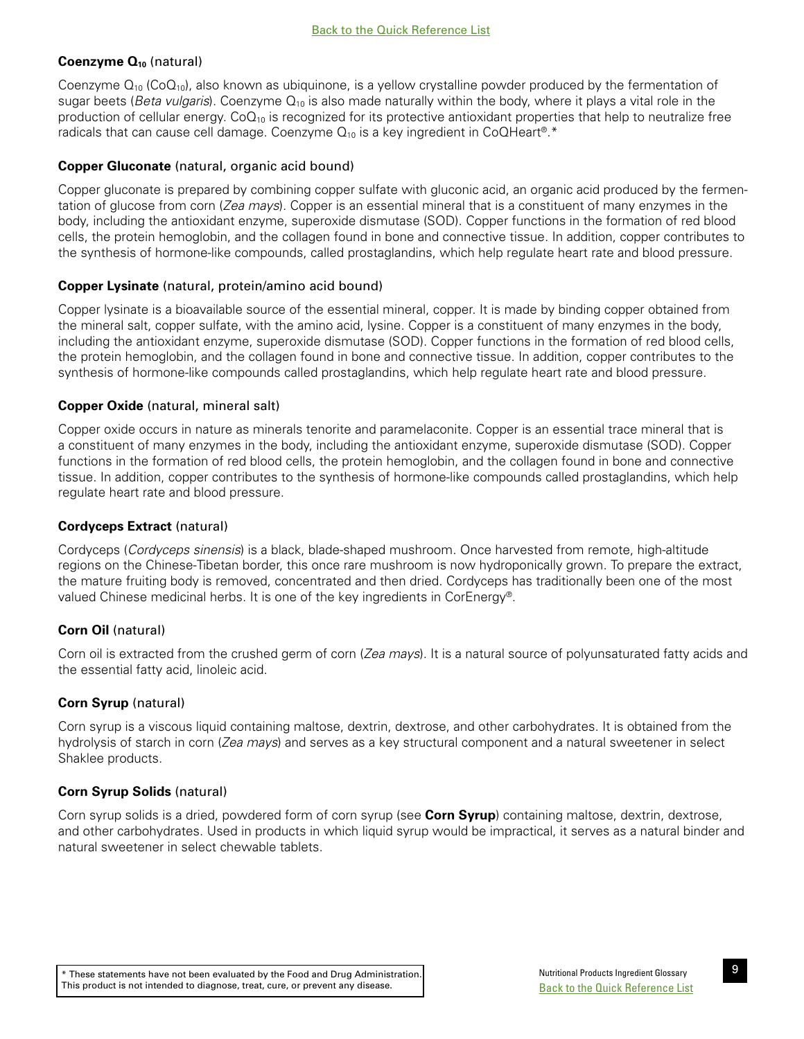Back to the Quick Reference List

**Coenzyme $Q_{10}$** (natural)

Coenzyme $Q_{10}$ ($CoQ_{10}$), also known as ubiquinone, is a yellow crystalline powder produced by the fermentation of sugar beets (*Beta vulgaris*). Coenzyme $Q_{10}$ is also made naturally within the body, where it plays a vital role in the production of cellular energy. $CoQ_{10}$ is recognized for its protective antioxidant properties that help to neutralize free radicals that can cause cell damage. Coenzyme $Q_{10}$ is a key ingredient in CoQHeart®.*

**Copper Gluconate** (natural, organic acid bound)

Copper gluconate is prepared by combining copper sulfate with gluconic acid, an organic acid produced by the fermentation of glucose from corn (*Zea mays*). Copper is an essential mineral that is a constituent of many enzymes in the body, including the antioxidant enzyme, superoxide dismutase (SOD). Copper functions in the formation of red blood cells, the protein hemoglobin, and the collagen found in bone and connective tissue. In addition, copper contributes to the synthesis of hormone-like compounds, called prostaglandins, which help regulate heart rate and blood pressure.

**Copper Lysinate** (natural, protein/amino acid bound)

Copper lysinate is a bioavailable source of the essential mineral, copper. It is made by binding copper obtained from the mineral salt, copper sulfate, with the amino acid, lysine. Copper is a constituent of many enzymes in the body, including the antioxidant enzyme, superoxide dismutase (SOD). Copper functions in the formation of red blood cells, the protein hemoglobin, and the collagen found in bone and connective tissue. In addition, copper contributes to the synthesis of hormone-like compounds called prostaglandins, which help regulate heart rate and blood pressure.

**Copper Oxide** (natural, mineral salt)

Copper oxide occurs in nature as minerals tenorite and paramelaconite. Copper is an essential trace mineral that is a constituent of many enzymes in the body, including the antioxidant enzyme, superoxide dismutase (SOD). Copper functions in the formation of red blood cells, the protein hemoglobin, and the collagen found in bone and connective tissue. In addition, copper contributes to the synthesis of hormone-like compounds called prostaglandins, which help regulate heart rate and blood pressure.

**Cordyceps Extract** (natural)

Cordyceps (*Cordyceps sinensis*) is a black, blade-shaped mushroom. Once harvested from remote, high-altitude regions on the Chinese-Tibetan border, this once rare mushroom is now hydroponically grown. To prepare the extract, the mature fruiting body is removed, concentrated and then dried. Cordyceps has traditionally been one of the most valued Chinese medicinal herbs. It is one of the key ingredients in CorEnergy®.

**Corn Oil** (natural)

Corn oil is extracted from the crushed germ of corn (*Zea mays*). It is a natural source of polyunsaturated fatty acids and the essential fatty acid, linoleic acid.

**Corn Syrup** (natural)

Corn syrup is a viscous liquid containing maltose, dextrin, dextrose, and other carbohydrates. It is obtained from the hydrolysis of starch in corn (*Zea mays*) and serves as a key structural component and a natural sweetener in select Shaklee products.

**Corn Syrup Solids** (natural)

Corn syrup solids is a dried, powdered form of corn syrup (see **Corn Syrup**) containing maltose, dextrin, dextrose, and other carbohydrates. Used in products in which liquid syrup would be impractical, it serves as a natural binder and natural sweetener in select chewable tablets.

* These statements have not been evaluated by the Food and Drug Administration. This product is not intended to diagnose, treat, cure, or prevent any disease.

Back to the Quick Reference List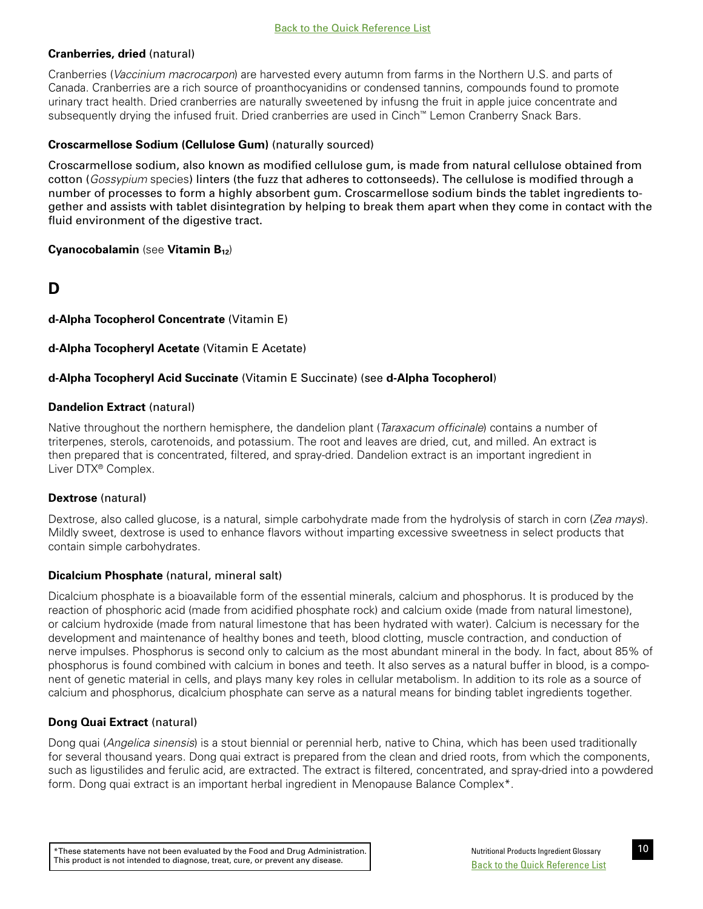**Cranberries, dried** (natural)

Cranberries (*Vaccinium macrocarpon*) are harvested every autumn from farms in the Northern U.S. and parts of Canada. Cranberries are a rich source of proanthocyanidins or condensed tannins, compounds found to promote urinary tract health. Dried cranberries are naturally sweetened by infusng the fruit in apple juice concentrate and subsequently drying the infused fruit. Dried cranberries are used in Cinch™ Lemon Cranberry Snack Bars.

**Croscarmellose Sodium (Cellulose Gum)** (naturally sourced)

Croscarmellose sodium, also known as modified cellulose gum, is made from natural cellulose obtained from cotton (*Gossypium* species) linters (the fuzz that adheres to cottonseeds). The cellulose is modified through a number of processes to form a highly absorbent gum. Croscarmellose sodium binds the tablet ingredients together and assists with tablet disintegration by helping to break them apart when they come in contact with the fluid environment of the digestive tract.

**Cyanocobalamin** (see **Vitamin $B_{12}$**)

## D

**d-Alpha Tocopherol Concentrate** (Vitamin E)

**d-Alpha Tocopheryl Acetate** (Vitamin E Acetate)

**d-Alpha Tocopheryl Acid Succinate** (Vitamin E Succinate) (see **d-Alpha Tocopherol**)

**Dandelion Extract** (natural)

Native throughout the northern hemisphere, the dandelion plant (*Taraxacum officinale*) contains a number of triterpenes, sterols, carotenoids, and potassium. The root and leaves are dried, cut, and milled. An extract is then prepared that is concentrated, filtered, and spray-dried. Dandelion extract is an important ingredient in Liver DTX® Complex.

**Dextrose** (natural)

Dextrose, also called glucose, is a natural, simple carbohydrate made from the hydrolysis of starch in corn (*Zea mays*). Mildly sweet, dextrose is used to enhance flavors without imparting excessive sweetness in select products that contain simple carbohydrates.

**Dicalcium Phosphate** (natural, mineral salt)

Dicalcium phosphate is a bioavailable form of the essential minerals, calcium and phosphorus. It is produced by the reaction of phosphoric acid (made from acidified phosphate rock) and calcium oxide (made from natural limestone), or calcium hydroxide (made from natural limestone that has been hydrated with water). Calcium is necessary for the development and maintenance of healthy bones and teeth, blood clotting, muscle contraction, and conduction of nerve impulses. Phosphorus is second only to calcium as the most abundant mineral in the body. In fact, about 85% of phosphorus is found combined with calcium in bones and teeth. It also serves as a natural buffer in blood, is a component of genetic material in cells, and plays many key roles in cellular metabolism. In addition to its role as a source of calcium and phosphorus, dicalcium phosphate can serve as a natural means for binding tablet ingredients together.

**Dong Quai Extract** (natural)

Dong quai (*Angelica sinensis*) is a stout biennial or perennial herb, native to China, which has been used traditionally for several thousand years. Dong quai extract is prepared from the clean and dried roots, from which the components, such as ligustilides and ferulic acid, are extracted. The extract is filtered, concentrated, and spray-dried into a powdered form. Dong quai extract is an important herbal ingredient in Menopause Balance Complex*.

*These statements have not been evaluated by the Food and Drug Administration. This product is not intended to diagnose, treat, cure, or prevent any disease.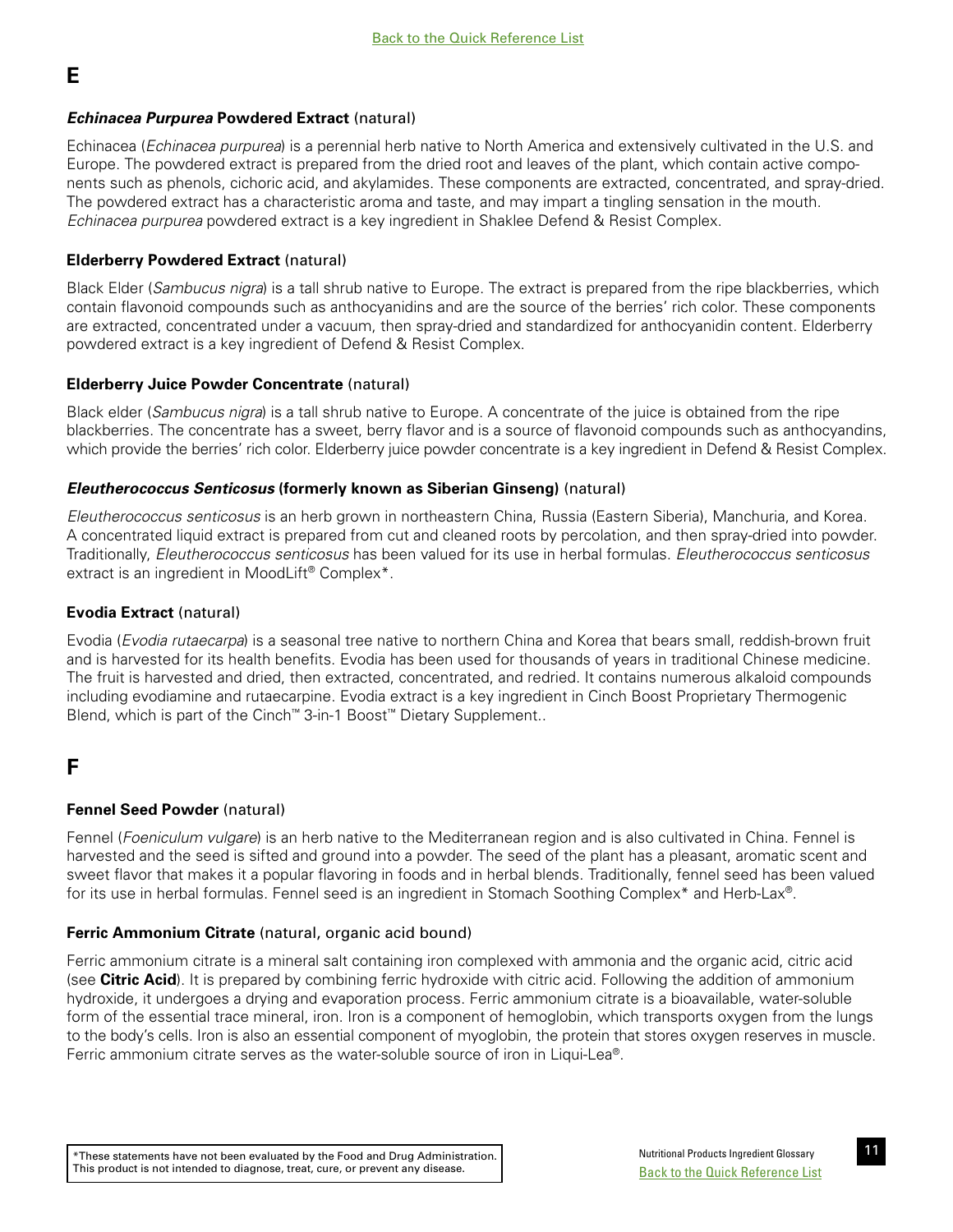# E

### *Echinacea Purpurea* Powdered Extract (natural)

Echinacea (*Echinacea purpurea*) is a perennial herb native to North America and extensively cultivated in the U.S. and Europe. The powdered extract is prepared from the dried root and leaves of the plant, which contain active components such as phenols, cichoric acid, and akylamides. These components are extracted, concentrated, and spray-dried. The powdered extract has a characteristic aroma and taste, and may impart a tingling sensation in the mouth. *Echinacea purpurea* powdered extract is a key ingredient in Shaklee Defend & Resist Complex.

### Elderberry Powdered Extract (natural)

Black Elder (*Sambucus nigra*) is a tall shrub native to Europe. The extract is prepared from the ripe blackberries, which contain flavonoid compounds such as anthocyanidins and are the source of the berries' rich color. These components are extracted, concentrated under a vacuum, then spray-dried and standardized for anthocyanidin content. Elderberry powdered extract is a key ingredient of Defend & Resist Complex.

### Elderberry Juice Powder Concentrate (natural)

Black elder (*Sambucus nigra*) is a tall shrub native to Europe. A concentrate of the juice is obtained from the ripe blackberries. The concentrate has a sweet, berry flavor and is a source of flavonoid compounds such as anthocyandins, which provide the berries' rich color. Elderberry juice powder concentrate is a key ingredient in Defend & Resist Complex.

### *Eleutherococcus Senticosus* (formerly known as Siberian Ginseng) (natural)

*Eleutherococcus senticosus* is an herb grown in northeastern China, Russia (Eastern Siberia), Manchuria, and Korea. A concentrated liquid extract is prepared from cut and cleaned roots by percolation, and then spray-dried into powder. Traditionally, *Eleutherococcus senticosus* has been valued for its use in herbal formulas. *Eleutherococcus senticosus* extract is an ingredient in MoodLift® Complex*.

### Evodia Extract (natural)

Evodia (*Evodia rutaecarpa*) is a seasonal tree native to northern China and Korea that bears small, reddish-brown fruit and is harvested for its health benefits. Evodia has been used for thousands of years in traditional Chinese medicine. The fruit is harvested and dried, then extracted, concentrated, and redried. It contains numerous alkaloid compounds including evodiamine and rutaecarpine. Evodia extract is a key ingredient in Cinch Boost Proprietary Thermogenic Blend, which is part of the Cinch™ 3-in-1 Boost™ Dietary Supplement..

# F

### Fennel Seed Powder (natural)

Fennel (*Foeniculum vulgare*) is an herb native to the Mediterranean region and is also cultivated in China. Fennel is harvested and the seed is sifted and ground into a powder. The seed of the plant has a pleasant, aromatic scent and sweet flavor that makes it a popular flavoring in foods and in herbal blends. Traditionally, fennel seed has been valued for its use in herbal formulas. Fennel seed is an ingredient in Stomach Soothing Complex* and Herb-Lax®.

### Ferric Ammonium Citrate (natural, organic acid bound)

Ferric ammonium citrate is a mineral salt containing iron complexed with ammonia and the organic acid, citric acid (see **Citric Acid**). It is prepared by combining ferric hydroxide with citric acid. Following the addition of ammonium hydroxide, it undergoes a drying and evaporation process. Ferric ammonium citrate is a bioavailable, water-soluble form of the essential trace mineral, iron. Iron is a component of hemoglobin, which transports oxygen from the lungs to the body's cells. Iron is also an essential component of myoglobin, the protein that stores oxygen reserves in muscle. Ferric ammonium citrate serves as the water-soluble source of iron in Liqui-Lea®.

*These statements have not been evaluated by the Food and Drug Administration. This product is not intended to diagnose, treat, cure, or prevent any disease.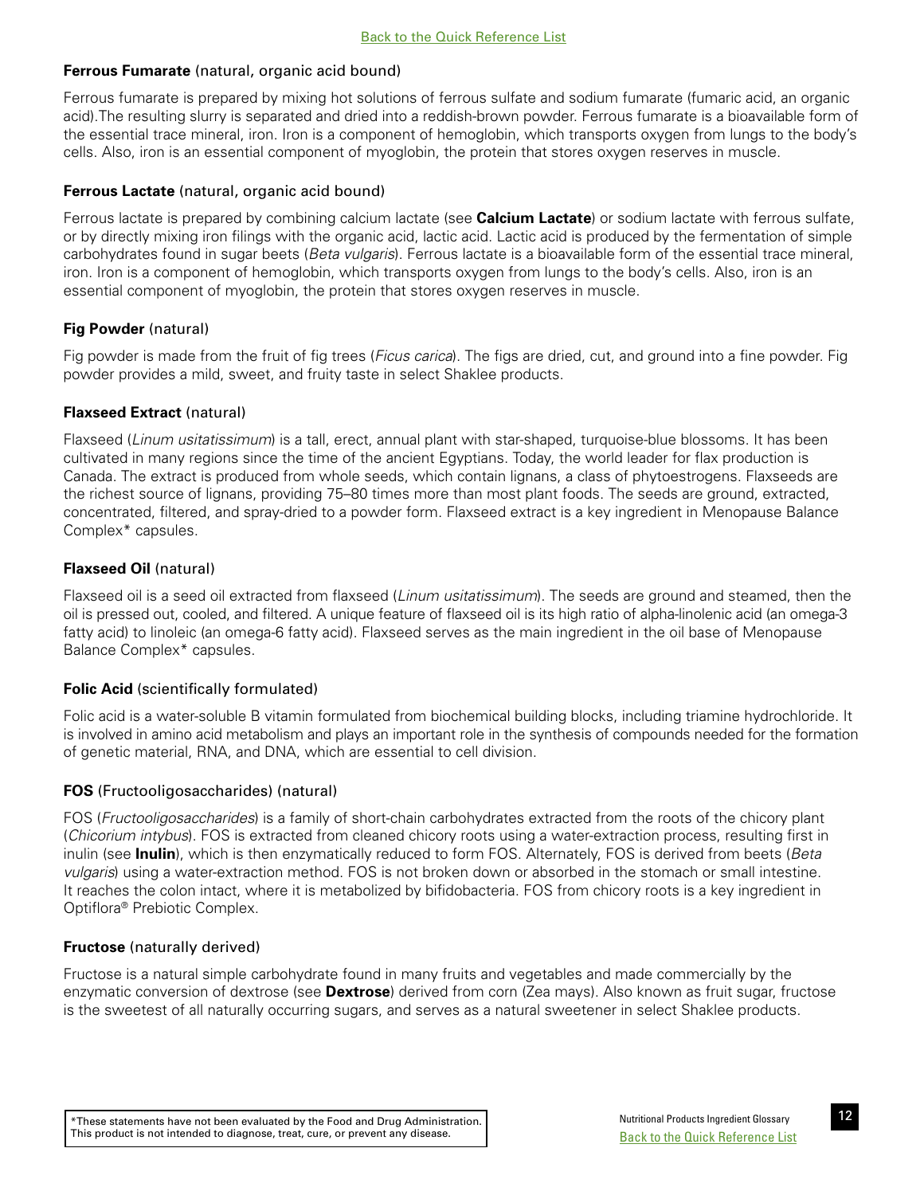**Ferrous Fumarate** (natural, organic acid bound)

Ferrous fumarate is prepared by mixing hot solutions of ferrous sulfate and sodium fumarate (fumaric acid, an organic acid).The resulting slurry is separated and dried into a reddish-brown powder. Ferrous fumarate is a bioavailable form of the essential trace mineral, iron. Iron is a component of hemoglobin, which transports oxygen from lungs to the body's cells. Also, iron is an essential component of myoglobin, the protein that stores oxygen reserves in muscle.

**Ferrous Lactate** (natural, organic acid bound)

Ferrous lactate is prepared by combining calcium lactate (see **Calcium Lactate**) or sodium lactate with ferrous sulfate, or by directly mixing iron filings with the organic acid, lactic acid. Lactic acid is produced by the fermentation of simple carbohydrates found in sugar beets (*Beta vulgaris*). Ferrous lactate is a bioavailable form of the essential trace mineral, iron. Iron is a component of hemoglobin, which transports oxygen from lungs to the body's cells. Also, iron is an essential component of myoglobin, the protein that stores oxygen reserves in muscle.

**Fig Powder** (natural)

Fig powder is made from the fruit of fig trees (*Ficus carica*). The figs are dried, cut, and ground into a fine powder. Fig powder provides a mild, sweet, and fruity taste in select Shaklee products.

**Flaxseed Extract** (natural)

Flaxseed (*Linum usitatissimum*) is a tall, erect, annual plant with star-shaped, turquoise-blue blossoms. It has been cultivated in many regions since the time of the ancient Egyptians. Today, the world leader for flax production is Canada. The extract is produced from whole seeds, which contain lignans, a class of phytoestrogens. Flaxseeds are the richest source of lignans, providing 75–80 times more than most plant foods. The seeds are ground, extracted, concentrated, filtered, and spray-dried to a powder form. Flaxseed extract is a key ingredient in Menopause Balance Complex* capsules.

**Flaxseed Oil** (natural)

Flaxseed oil is a seed oil extracted from flaxseed (*Linum usitatissimum*). The seeds are ground and steamed, then the oil is pressed out, cooled, and filtered. A unique feature of flaxseed oil is its high ratio of alpha-linolenic acid (an omega-3 fatty acid) to linoleic (an omega-6 fatty acid). Flaxseed serves as the main ingredient in the oil base of Menopause Balance Complex* capsules.

**Folic Acid** (scientifically formulated)

Folic acid is a water-soluble B vitamin formulated from biochemical building blocks, including triamine hydrochloride. It is involved in amino acid metabolism and plays an important role in the synthesis of compounds needed for the formation of genetic material, RNA, and DNA, which are essential to cell division.

**FOS** (Fructooligosaccharides) (natural)

FOS (*Fructooligosaccharides*) is a family of short-chain carbohydrates extracted from the roots of the chicory plant (*Chicorium intybus*). FOS is extracted from cleaned chicory roots using a water-extraction process, resulting first in inulin (see **Inulin**), which is then enzymatically reduced to form FOS. Alternately, FOS is derived from beets (*Beta vulgaris*) using a water-extraction method. FOS is not broken down or absorbed in the stomach or small intestine. It reaches the colon intact, where it is metabolized by bifidobacteria. FOS from chicory roots is a key ingredient in Optiflora® Prebiotic Complex.

**Fructose** (naturally derived)

Fructose is a natural simple carbohydrate found in many fruits and vegetables and made commercially by the enzymatic conversion of dextrose (see **Dextrose**) derived from corn (Zea mays). Also known as fruit sugar, fructose is the sweetest of all naturally occurring sugars, and serves as a natural sweetener in select Shaklee products.

*These statements have not been evaluated by the Food and Drug Administration. This product is not intended to diagnose, treat, cure, or prevent any disease.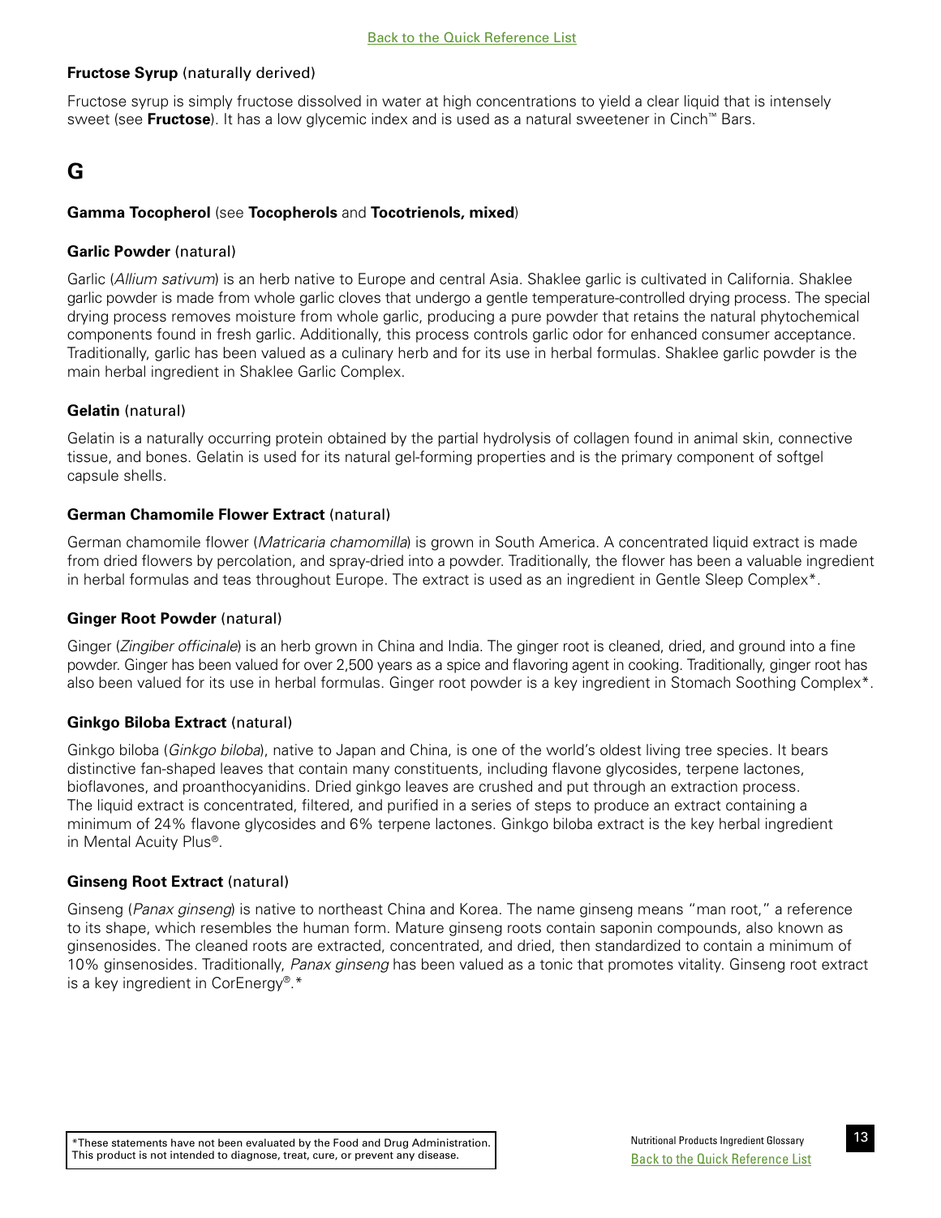**Fructose Syrup** (naturally derived)

Fructose syrup is simply fructose dissolved in water at high concentrations to yield a clear liquid that is intensely sweet (see **Fructose**). It has a low glycemic index and is used as a natural sweetener in Cinch™ Bars.

## G

**Gamma Tocopherol** (see **Tocopherols** and **Tocotrienols, mixed**)

**Garlic Powder** (natural)

Garlic (*Allium sativum*) is an herb native to Europe and central Asia. Shaklee garlic is cultivated in California. Shaklee garlic powder is made from whole garlic cloves that undergo a gentle temperature-controlled drying process. The special drying process removes moisture from whole garlic, producing a pure powder that retains the natural phytochemical components found in fresh garlic. Additionally, this process controls garlic odor for enhanced consumer acceptance. Traditionally, garlic has been valued as a culinary herb and for its use in herbal formulas. Shaklee garlic powder is the main herbal ingredient in Shaklee Garlic Complex.

**Gelatin** (natural)

Gelatin is a naturally occurring protein obtained by the partial hydrolysis of collagen found in animal skin, connective tissue, and bones. Gelatin is used for its natural gel-forming properties and is the primary component of softgel capsule shells.

**German Chamomile Flower Extract** (natural)

German chamomile flower (*Matricaria chamomilla*) is grown in South America. A concentrated liquid extract is made from dried flowers by percolation, and spray-dried into a powder. Traditionally, the flower has been a valuable ingredient in herbal formulas and teas throughout Europe. The extract is used as an ingredient in Gentle Sleep Complex*.

**Ginger Root Powder** (natural)

Ginger (*Zingiber officinale*) is an herb grown in China and India. The ginger root is cleaned, dried, and ground into a fine powder. Ginger has been valued for over 2,500 years as a spice and flavoring agent in cooking. Traditionally, ginger root has also been valued for its use in herbal formulas. Ginger root powder is a key ingredient in Stomach Soothing Complex*.

**Ginkgo Biloba Extract** (natural)

Ginkgo biloba (*Ginkgo biloba*), native to Japan and China, is one of the world's oldest living tree species. It bears distinctive fan-shaped leaves that contain many constituents, including flavone glycosides, terpene lactones, bioflavones, and proanthocyanidins. Dried ginkgo leaves are crushed and put through an extraction process. The liquid extract is concentrated, filtered, and purified in a series of steps to produce an extract containing a minimum of 24% flavone glycosides and 6% terpene lactones. Ginkgo biloba extract is the key herbal ingredient in Mental Acuity Plus®.

**Ginseng Root Extract** (natural)

Ginseng (*Panax ginseng*) is native to northeast China and Korea. The name ginseng means "man root," a reference to its shape, which resembles the human form. Mature ginseng roots contain saponin compounds, also known as ginsenosides. The cleaned roots are extracted, concentrated, and dried, then standardized to contain a minimum of 10% ginsenosides. Traditionally, *Panax ginseng* has been valued as a tonic that promotes vitality. Ginseng root extract is a key ingredient in CorEnergy®.*

*These statements have not been evaluated by the Food and Drug Administration. This product is not intended to diagnose, treat, cure, or prevent any disease.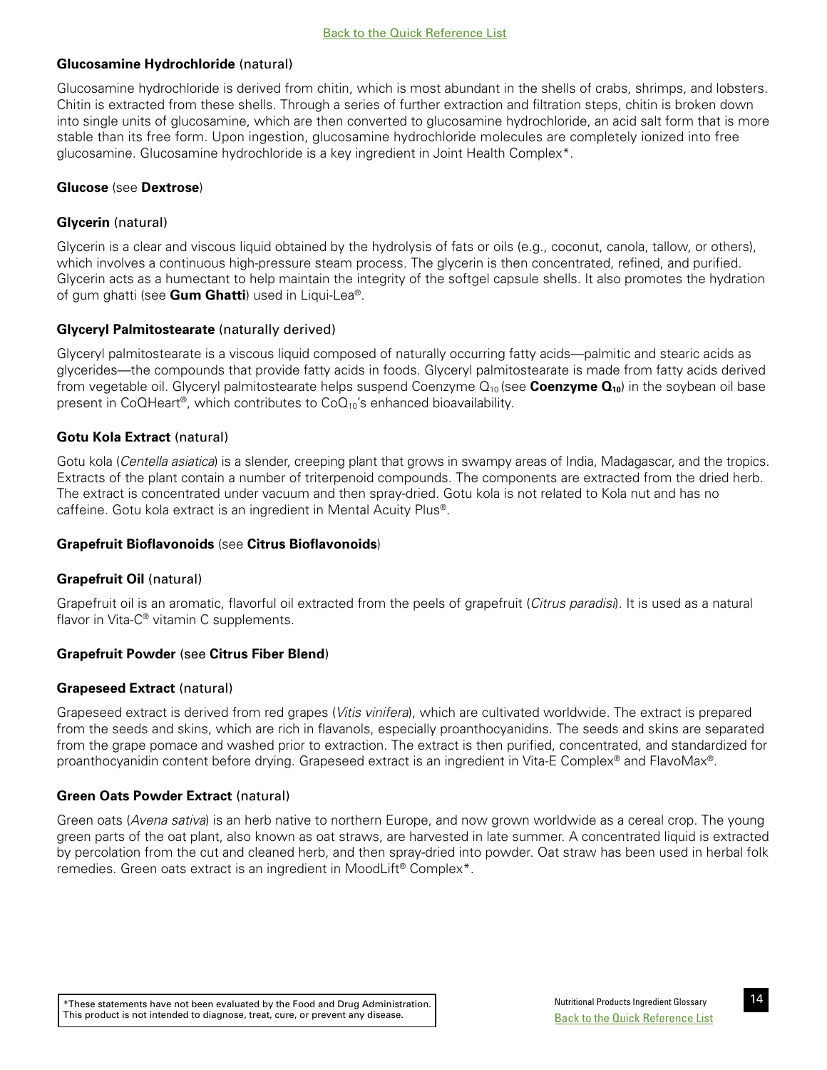**Glucosamine Hydrochloride** (natural)

Glucosamine hydrochloride is derived from chitin, which is most abundant in the shells of crabs, shrimps, and lobsters. Chitin is extracted from these shells. Through a series of further extraction and filtration steps, chitin is broken down into single units of glucosamine, which are then converted to glucosamine hydrochloride, an acid salt form that is more stable than its free form. Upon ingestion, glucosamine hydrochloride molecules are completely ionized into free glucosamine. Glucosamine hydrochloride is a key ingredient in Joint Health Complex*.

**Glucose** (see **Dextrose**)

**Glycerin** (natural)

Glycerin is a clear and viscous liquid obtained by the hydrolysis of fats or oils (e.g., coconut, canola, tallow, or others), which involves a continuous high-pressure steam process. The glycerin is then concentrated, refined, and purified. Glycerin acts as a humectant to help maintain the integrity of the softgel capsule shells. It also promotes the hydration of gum ghatti (see **Gum Ghatti**) used in Liqui-Lea®.

**Glyceryl Palmitostearate** (naturally derived)

Glyceryl palmitostearate is a viscous liquid composed of naturally occurring fatty acids—palmitic and stearic acids as glycerides—the compounds that provide fatty acids in foods. Glyceryl palmitostearate is made from fatty acids derived from vegetable oil. Glyceryl palmitostearate helps suspend Coenzyme $Q_{10}$ (see **Coenzyme $Q_{10}$**) in the soybean oil base present in CoQHeart®, which contributes to $CoQ_{10}$'s enhanced bioavailability.

**Gotu Kola Extract** (natural)

Gotu kola (*Centella asiatica*) is a slender, creeping plant that grows in swampy areas of India, Madagascar, and the tropics. Extracts of the plant contain a number of triterpenoid compounds. The components are extracted from the dried herb. The extract is concentrated under vacuum and then spray-dried. Gotu kola is not related to Kola nut and has no caffeine. Gotu kola extract is an ingredient in Mental Acuity Plus®.

**Grapefruit Bioflavonoids** (see **Citrus Bioflavonoids**)

**Grapefruit Oil** (natural)

Grapefruit oil is an aromatic, flavorful oil extracted from the peels of grapefruit (*Citrus paradisi*). It is used as a natural flavor in Vita-C® vitamin C supplements.

**Grapefruit Powder** (see **Citrus Fiber Blend**)

**Grapeseed Extract** (natural)

Grapeseed extract is derived from red grapes (*Vitis vinifera*), which are cultivated worldwide. The extract is prepared from the seeds and skins, which are rich in flavanols, especially proanthocyanidins. The seeds and skins are separated from the grape pomace and washed prior to extraction. The extract is then purified, concentrated, and standardized for proanthocyanidin content before drying. Grapeseed extract is an ingredient in Vita-E Complex® and FlavoMax®.

**Green Oats Powder Extract** (natural)

Green oats (*Avena sativa*) is an herb native to northern Europe, and now grown worldwide as a cereal crop. The young green parts of the oat plant, also known as oat straws, are harvested in late summer. A concentrated liquid is extracted by percolation from the cut and cleaned herb, and then spray-dried into powder. Oat straw has been used in herbal folk remedies. Green oats extract is an ingredient in MoodLift® Complex*.

*These statements have not been evaluated by the Food and Drug Administration. This product is not intended to diagnose, treat, cure, or prevent any disease.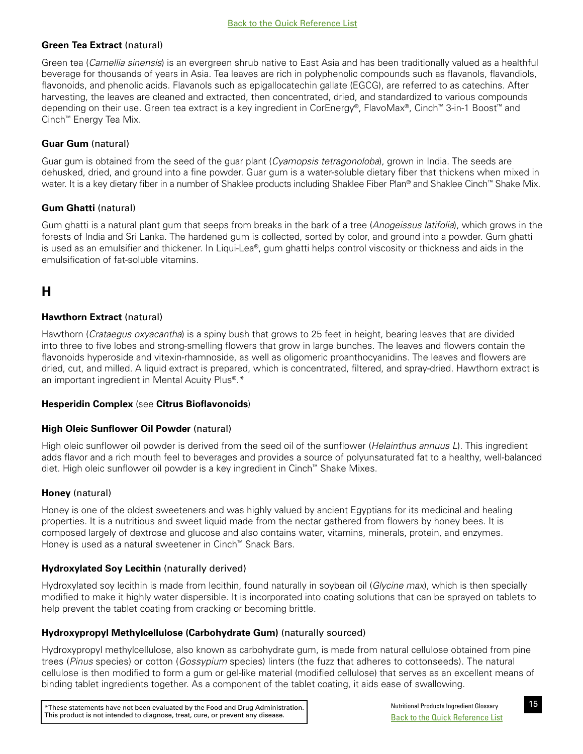**Green Tea Extract** (natural)

Green tea (*Camellia sinensis*) is an evergreen shrub native to East Asia and has been traditionally valued as a healthful beverage for thousands of years in Asia. Tea leaves are rich in polyphenolic compounds such as flavanols, flavandiols, flavonoids, and phenolic acids. Flavanols such as epigallocatechin gallate (EGCG), are referred to as catechins. After harvesting, the leaves are cleaned and extracted, then concentrated, dried, and standardized to various compounds depending on their use. Green tea extract is a key ingredient in CorEnergy®, FlavoMax®, Cinch™ 3-in-1 Boost™ and Cinch™ Energy Tea Mix.

**Guar Gum** (natural)

Guar gum is obtained from the seed of the guar plant (*Cyamopsis tetragonoloba*), grown in India. The seeds are dehusked, dried, and ground into a fine powder. Guar gum is a water-soluble dietary fiber that thickens when mixed in water. It is a key dietary fiber in a number of Shaklee products including Shaklee Fiber Plan® and Shaklee Cinch™ Shake Mix.

**Gum Ghatti** (natural)

Gum ghatti is a natural plant gum that seeps from breaks in the bark of a tree (*Anogeissus latifolia*), which grows in the forests of India and Sri Lanka. The hardened gum is collected, sorted by color, and ground into a powder. Gum ghatti is used as an emulsifier and thickener. In Liqui-Lea®, gum ghatti helps control viscosity or thickness and aids in the emulsification of fat-soluble vitamins.

## H

**Hawthorn Extract** (natural)

Hawthorn (*Crataegus oxyacantha*) is a spiny bush that grows to 25 feet in height, bearing leaves that are divided into three to five lobes and strong-smelling flowers that grow in large bunches. The leaves and flowers contain the flavonoids hyperoside and vitexin-rhamnoside, as well as oligomeric proanthocyanidins. The leaves and flowers are dried, cut, and milled. A liquid extract is prepared, which is concentrated, filtered, and spray-dried. Hawthorn extract is an important ingredient in Mental Acuity Plus®.*

**Hesperidin Complex** (see **Citrus Bioflavonoids**)

**High Oleic Sunflower Oil Powder** (natural)

High oleic sunflower oil powder is derived from the seed oil of the sunflower (*Helainthus annuus L*). This ingredient adds flavor and a rich mouth feel to beverages and provides a source of polyunsaturated fat to a healthy, well-balanced diet. High oleic sunflower oil powder is a key ingredient in Cinch™ Shake Mixes.

**Honey** (natural)

Honey is one of the oldest sweeteners and was highly valued by ancient Egyptians for its medicinal and healing properties. It is a nutritious and sweet liquid made from the nectar gathered from flowers by honey bees. It is composed largely of dextrose and glucose and also contains water, vitamins, minerals, protein, and enzymes. Honey is used as a natural sweetener in Cinch™ Snack Bars.

**Hydroxylated Soy Lecithin** (naturally derived)

Hydroxylated soy lecithin is made from lecithin, found naturally in soybean oil (*Glycine max*), which is then specially modified to make it highly water dispersible. It is incorporated into coating solutions that can be sprayed on tablets to help prevent the tablet coating from cracking or becoming brittle.

**Hydroxypropyl Methylcellulose (Carbohydrate Gum)** (naturally sourced)

Hydroxypropyl methylcellulose, also known as carbohydrate gum, is made from natural cellulose obtained from pine trees (*Pinus* species) or cotton (*Gossypium* species) linters (the fuzz that adheres to cottonseeds). The natural cellulose is then modified to form a gum or gel-like material (modified cellulose) that serves as an excellent means of binding tablet ingredients together. As a component of the tablet coating, it aids ease of swallowing.

*These statements have not been evaluated by the Food and Drug Administration. This product is not intended to diagnose, treat, cure, or prevent any disease.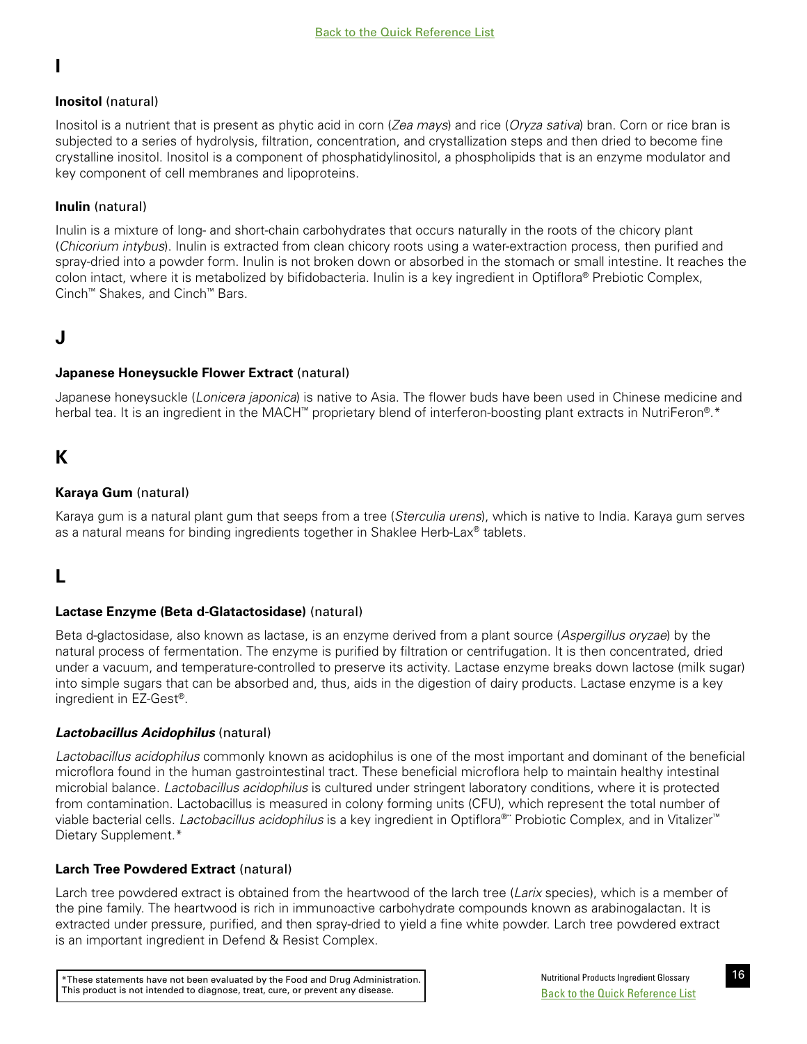## I

**Inositol** (natural)

Inositol is a nutrient that is present as phytic acid in corn (*Zea mays*) and rice (*Oryza sativa*) bran. Corn or rice bran is subjected to a series of hydrolysis, filtration, concentration, and crystallization steps and then dried to become fine crystalline inositol. Inositol is a component of phosphatidylinositol, a phospholipids that is an enzyme modulator and key component of cell membranes and lipoproteins.

**Inulin** (natural)

Inulin is a mixture of long- and short-chain carbohydrates that occurs naturally in the roots of the chicory plant (*Chicorium intybus*). Inulin is extracted from clean chicory roots using a water-extraction process, then purified and spray-dried into a powder form. Inulin is not broken down or absorbed in the stomach or small intestine. It reaches the colon intact, where it is metabolized by bifidobacteria. Inulin is a key ingredient in Optiflora® Prebiotic Complex, Cinch™ Shakes, and Cinch™ Bars.

## J

**Japanese Honeysuckle Flower Extract** (natural)

Japanese honeysuckle (*Lonicera japonica*) is native to Asia. The flower buds have been used in Chinese medicine and herbal tea. It is an ingredient in the MACH™ proprietary blend of interferon-boosting plant extracts in NutriFeron®.*

## K

**Karaya Gum** (natural)

Karaya gum is a natural plant gum that seeps from a tree (*Sterculia urens*), which is native to India. Karaya gum serves as a natural means for binding ingredients together in Shaklee Herb-Lax® tablets.

## L

**Lactase Enzyme (Beta d-Glatactosidase)** (natural)

Beta d-glactosidase, also known as lactase, is an enzyme derived from a plant source (*Aspergillus oryzae*) by the natural process of fermentation. The enzyme is purified by filtration or centrifugation. It is then concentrated, dried under a vacuum, and temperature-controlled to preserve its activity. Lactase enzyme breaks down lactose (milk sugar) into simple sugars that can be absorbed and, thus, aids in the digestion of dairy products. Lactase enzyme is a key ingredient in EZ-Gest®.

***Lactobacillus Acidophilus*** (natural)

*Lactobacillus acidophilus* commonly known as acidophilus is one of the most important and dominant of the beneficial microflora found in the human gastrointestinal tract. These beneficial microflora help to maintain healthy intestinal microbial balance. *Lactobacillus acidophilus* is cultured under stringent laboratory conditions, where it is protected from contamination. Lactobacillus is measured in colony forming units (CFU), which represent the total number of viable bacterial cells. *Lactobacillus acidophilus* is a key ingredient in Optiflora®* Probiotic Complex, and in Vitalizer™ Dietary Supplement.*

**Larch Tree Powdered Extract** (natural)

Larch tree powdered extract is obtained from the heartwood of the larch tree (*Larix* species), which is a member of the pine family. The heartwood is rich in immunoactive carbohydrate compounds known as arabinogalactan. It is extracted under pressure, purified, and then spray-dried to yield a fine white powder. Larch tree powdered extract is an important ingredient in Defend & Resist Complex.

*These statements have not been evaluated by the Food and Drug Administration. This product is not intended to diagnose, treat, cure, or prevent any disease.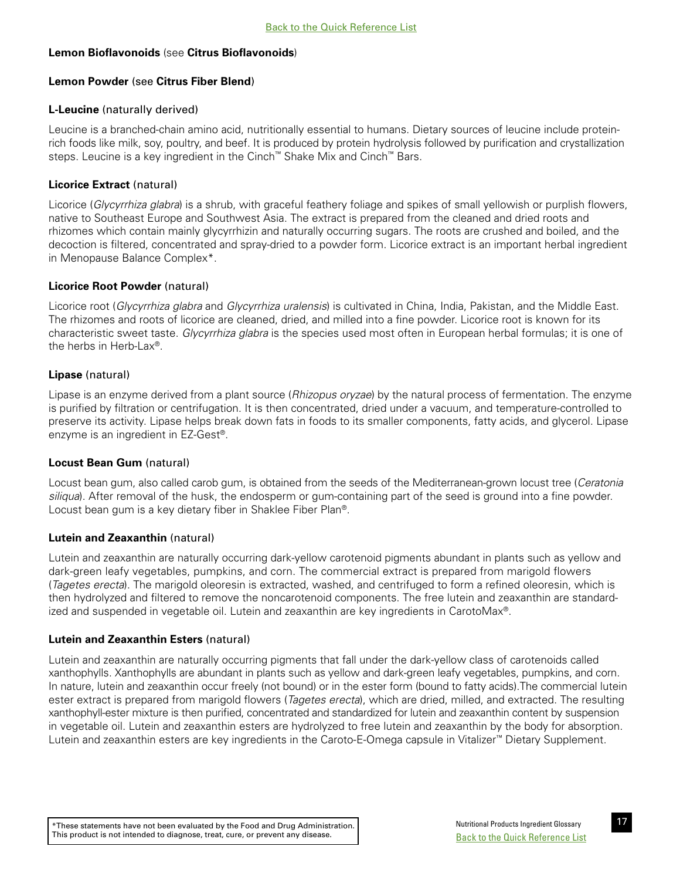**Lemon Bioflavonoids** (see **Citrus Bioflavonoids**)

**Lemon Powder** (see **Citrus Fiber Blend**)

**L-Leucine** (naturally derived)

Leucine is a branched-chain amino acid, nutritionally essential to humans. Dietary sources of leucine include protein-rich foods like milk, soy, poultry, and beef. It is produced by protein hydrolysis followed by purification and crystallization steps. Leucine is a key ingredient in the Cinch™ Shake Mix and Cinch™ Bars.

**Licorice Extract** (natural)

Licorice (*Glycyrrhiza glabra*) is a shrub, with graceful feathery foliage and spikes of small yellowish or purplish flowers, native to Southeast Europe and Southwest Asia. The extract is prepared from the cleaned and dried roots and rhizomes which contain mainly glycyrrhizin and naturally occurring sugars. The roots are crushed and boiled, and the decoction is filtered, concentrated and spray-dried to a powder form. Licorice extract is an important herbal ingredient in Menopause Balance Complex*.

**Licorice Root Powder** (natural)

Licorice root (*Glycyrrhiza glabra* and *Glycyrrhiza uralensis*) is cultivated in China, India, Pakistan, and the Middle East. The rhizomes and roots of licorice are cleaned, dried, and milled into a fine powder. Licorice root is known for its characteristic sweet taste. *Glycyrrhiza glabra* is the species used most often in European herbal formulas; it is one of the herbs in Herb-Lax®.

**Lipase** (natural)

Lipase is an enzyme derived from a plant source (*Rhizopus oryzae*) by the natural process of fermentation. The enzyme is purified by filtration or centrifugation. It is then concentrated, dried under a vacuum, and temperature-controlled to preserve its activity. Lipase helps break down fats in foods to its smaller components, fatty acids, and glycerol. Lipase enzyme is an ingredient in EZ-Gest®.

**Locust Bean Gum** (natural)

Locust bean gum, also called carob gum, is obtained from the seeds of the Mediterranean-grown locust tree (*Ceratonia siliqua*). After removal of the husk, the endosperm or gum-containing part of the seed is ground into a fine powder. Locust bean gum is a key dietary fiber in Shaklee Fiber Plan®.

**Lutein and Zeaxanthin** (natural)

Lutein and zeaxanthin are naturally occurring dark-yellow carotenoid pigments abundant in plants such as yellow and dark-green leafy vegetables, pumpkins, and corn. The commercial extract is prepared from marigold flowers (*Tagetes erecta*). The marigold oleoresin is extracted, washed, and centrifuged to form a refined oleoresin, which is then hydrolyzed and filtered to remove the noncarotenoid components. The free lutein and zeaxanthin are standardized and suspended in vegetable oil. Lutein and zeaxanthin are key ingredients in CarotoMax®.

**Lutein and Zeaxanthin Esters** (natural)

Lutein and zeaxanthin are naturally occurring pigments that fall under the dark-yellow class of carotenoids called xanthophylls. Xanthophylls are abundant in plants such as yellow and dark-green leafy vegetables, pumpkins, and corn. In nature, lutein and zeaxanthin occur freely (not bound) or in the ester form (bound to fatty acids).The commercial lutein ester extract is prepared from marigold flowers (*Tagetes erecta*), which are dried, milled, and extracted. The resulting xanthophyll-ester mixture is then purified, concentrated and standardized for lutein and zeaxanthin content by suspension in vegetable oil. Lutein and zeaxanthin esters are hydrolyzed to free lutein and zeaxanthin by the body for absorption. Lutein and zeaxanthin esters are key ingredients in the Caroto-E-Omega capsule in Vitalizer™ Dietary Supplement.

*These statements have not been evaluated by the Food and Drug Administration. This product is not intended to diagnose, treat, cure, or prevent any disease.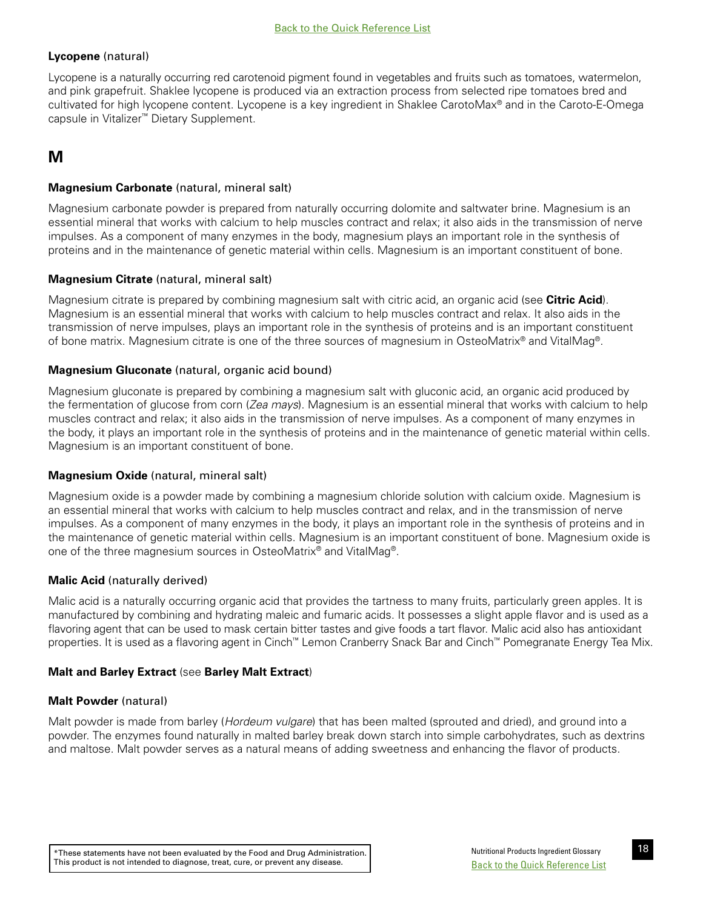**Lycopene** (natural)

Lycopene is a naturally occurring red carotenoid pigment found in vegetables and fruits such as tomatoes, watermelon, and pink grapefruit. Shaklee lycopene is produced via an extraction process from selected ripe tomatoes bred and cultivated for high lycopene content. Lycopene is a key ingredient in Shaklee CarotoMax® and in the Caroto-E-Omega capsule in Vitalizer™ Dietary Supplement.

## M

**Magnesium Carbonate** (natural, mineral salt)

Magnesium carbonate powder is prepared from naturally occurring dolomite and saltwater brine. Magnesium is an essential mineral that works with calcium to help muscles contract and relax; it also aids in the transmission of nerve impulses. As a component of many enzymes in the body, magnesium plays an important role in the synthesis of proteins and in the maintenance of genetic material within cells. Magnesium is an important constituent of bone.

**Magnesium Citrate** (natural, mineral salt)

Magnesium citrate is prepared by combining magnesium salt with citric acid, an organic acid (see **Citric Acid**). Magnesium is an essential mineral that works with calcium to help muscles contract and relax. It also aids in the transmission of nerve impulses, plays an important role in the synthesis of proteins and is an important constituent of bone matrix. Magnesium citrate is one of the three sources of magnesium in OsteoMatrix® and VitalMag®.

**Magnesium Gluconate** (natural, organic acid bound)

Magnesium gluconate is prepared by combining a magnesium salt with gluconic acid, an organic acid produced by the fermentation of glucose from corn (*Zea mays*). Magnesium is an essential mineral that works with calcium to help muscles contract and relax; it also aids in the transmission of nerve impulses. As a component of many enzymes in the body, it plays an important role in the synthesis of proteins and in the maintenance of genetic material within cells. Magnesium is an important constituent of bone.

**Magnesium Oxide** (natural, mineral salt)

Magnesium oxide is a powder made by combining a magnesium chloride solution with calcium oxide. Magnesium is an essential mineral that works with calcium to help muscles contract and relax, and in the transmission of nerve impulses. As a component of many enzymes in the body, it plays an important role in the synthesis of proteins and in the maintenance of genetic material within cells. Magnesium is an important constituent of bone. Magnesium oxide is one of the three magnesium sources in OsteoMatrix® and VitalMag®.

**Malic Acid** (naturally derived)

Malic acid is a naturally occurring organic acid that provides the tartness to many fruits, particularly green apples. It is manufactured by combining and hydrating maleic and fumaric acids. It possesses a slight apple flavor and is used as a flavoring agent that can be used to mask certain bitter tastes and give foods a tart flavor. Malic acid also has antioxidant properties. It is used as a flavoring agent in Cinch™ Lemon Cranberry Snack Bar and Cinch™ Pomegranate Energy Tea Mix.

**Malt and Barley Extract** (see **Barley Malt Extract**)

**Malt Powder** (natural)

Malt powder is made from barley (*Hordeum vulgare*) that has been malted (sprouted and dried), and ground into a powder. The enzymes found naturally in malted barley break down starch into simple carbohydrates, such as dextrins and maltose. Malt powder serves as a natural means of adding sweetness and enhancing the flavor of products.

*These statements have not been evaluated by the Food and Drug Administration. This product is not intended to diagnose, treat, cure, or prevent any disease.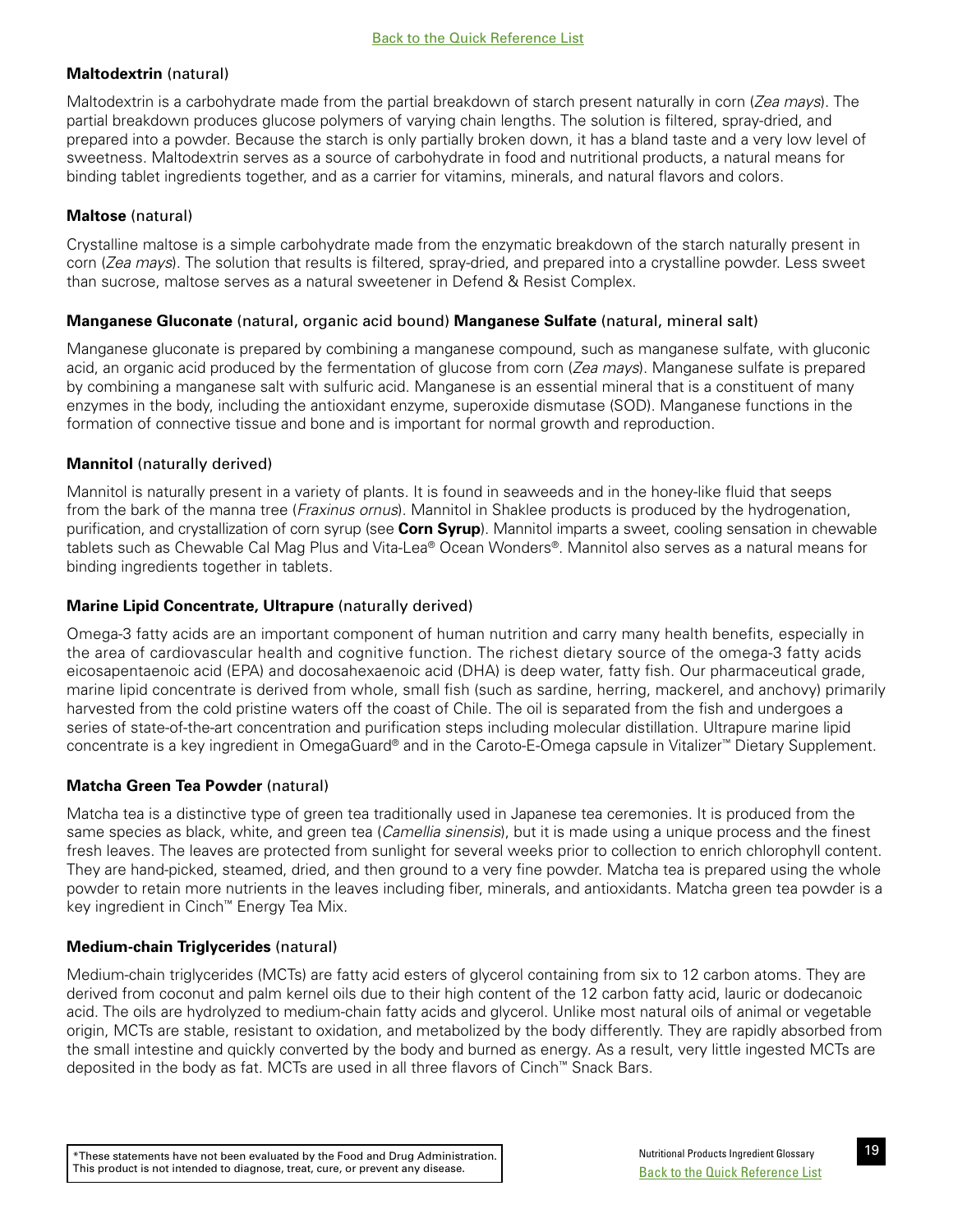**Maltodextrin** (natural)

Maltodextrin is a carbohydrate made from the partial breakdown of starch present naturally in corn (*Zea mays*). The partial breakdown produces glucose polymers of varying chain lengths. The solution is filtered, spray-dried, and prepared into a powder. Because the starch is only partially broken down, it has a bland taste and a very low level of sweetness. Maltodextrin serves as a source of carbohydrate in food and nutritional products, a natural means for binding tablet ingredients together, and as a carrier for vitamins, minerals, and natural flavors and colors.

**Maltose** (natural)

Crystalline maltose is a simple carbohydrate made from the enzymatic breakdown of the starch naturally present in corn (*Zea mays*). The solution that results is filtered, spray-dried, and prepared into a crystalline powder. Less sweet than sucrose, maltose serves as a natural sweetener in Defend & Resist Complex.

**Manganese Gluconate** (natural, organic acid bound) **Manganese Sulfate** (natural, mineral salt)

Manganese gluconate is prepared by combining a manganese compound, such as manganese sulfate, with gluconic acid, an organic acid produced by the fermentation of glucose from corn (*Zea mays*). Manganese sulfate is prepared by combining a manganese salt with sulfuric acid. Manganese is an essential mineral that is a constituent of many enzymes in the body, including the antioxidant enzyme, superoxide dismutase (SOD). Manganese functions in the formation of connective tissue and bone and is important for normal growth and reproduction.

**Mannitol** (naturally derived)

Mannitol is naturally present in a variety of plants. It is found in seaweeds and in the honey-like fluid that seeps from the bark of the manna tree (*Fraxinus ornus*). Mannitol in Shaklee products is produced by the hydrogenation, purification, and crystallization of corn syrup (see **Corn Syrup**). Mannitol imparts a sweet, cooling sensation in chewable tablets such as Chewable Cal Mag Plus and Vita-Lea® Ocean Wonders®. Mannitol also serves as a natural means for binding ingredients together in tablets.

**Marine Lipid Concentrate, Ultrapure** (naturally derived)

Omega-3 fatty acids are an important component of human nutrition and carry many health benefits, especially in the area of cardiovascular health and cognitive function. The richest dietary source of the omega-3 fatty acids eicosapentaenoic acid (EPA) and docosahexaenoic acid (DHA) is deep water, fatty fish. Our pharmaceutical grade, marine lipid concentrate is derived from whole, small fish (such as sardine, herring, mackerel, and anchovy) primarily harvested from the cold pristine waters off the coast of Chile. The oil is separated from the fish and undergoes a series of state-of-the-art concentration and purification steps including molecular distillation. Ultrapure marine lipid concentrate is a key ingredient in OmegaGuard® and in the Caroto-E-Omega capsule in Vitalizer™ Dietary Supplement.

**Matcha Green Tea Powder** (natural)

Matcha tea is a distinctive type of green tea traditionally used in Japanese tea ceremonies. It is produced from the same species as black, white, and green tea (*Camellia sinensis*), but it is made using a unique process and the finest fresh leaves. The leaves are protected from sunlight for several weeks prior to collection to enrich chlorophyll content. They are hand-picked, steamed, dried, and then ground to a very fine powder. Matcha tea is prepared using the whole powder to retain more nutrients in the leaves including fiber, minerals, and antioxidants. Matcha green tea powder is a key ingredient in Cinch™ Energy Tea Mix.

**Medium-chain Triglycerides** (natural)

Medium-chain triglycerides (MCTs) are fatty acid esters of glycerol containing from six to 12 carbon atoms. They are derived from coconut and palm kernel oils due to their high content of the 12 carbon fatty acid, lauric or dodecanoic acid. The oils are hydrolyzed to medium-chain fatty acids and glycerol. Unlike most natural oils of animal or vegetable origin, MCTs are stable, resistant to oxidation, and metabolized by the body differently. They are rapidly absorbed from the small intestine and quickly converted by the body and burned as energy. As a result, very little ingested MCTs are deposited in the body as fat. MCTs are used in all three flavors of Cinch™ Snack Bars.

*These statements have not been evaluated by the Food and Drug Administration. This product is not intended to diagnose, treat, cure, or prevent any disease.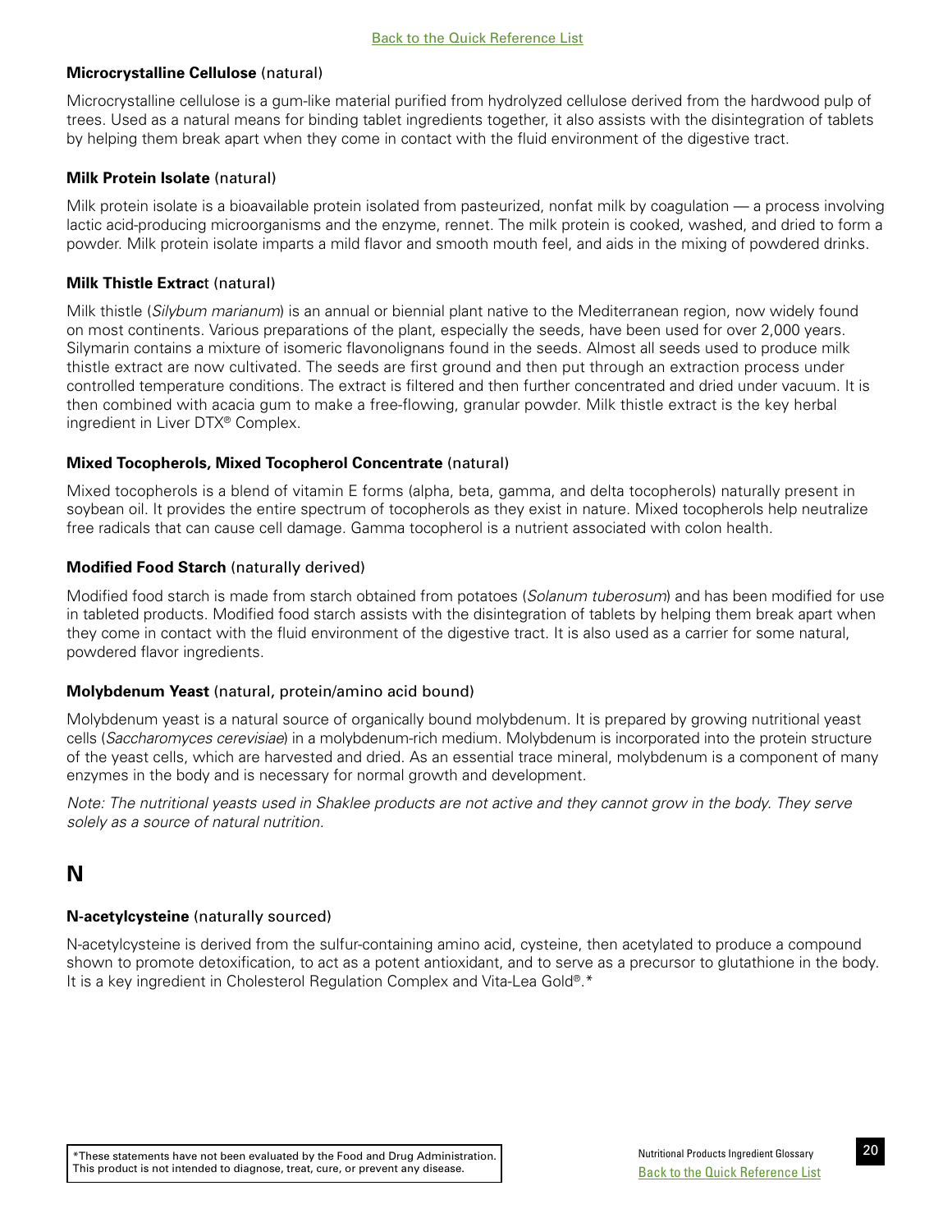**Microcrystalline Cellulose** (natural)

Microcrystalline cellulose is a gum-like material purified from hydrolyzed cellulose derived from the hardwood pulp of trees. Used as a natural means for binding tablet ingredients together, it also assists with the disintegration of tablets by helping them break apart when they come in contact with the fluid environment of the digestive tract.

**Milk Protein Isolate** (natural)

Milk protein isolate is a bioavailable protein isolated from pasteurized, nonfat milk by coagulation — a process involving lactic acid-producing microorganisms and the enzyme, rennet. The milk protein is cooked, washed, and dried to form a powder. Milk protein isolate imparts a mild flavor and smooth mouth feel, and aids in the mixing of powdered drinks.

**Milk Thistle Extract** (natural)

Milk thistle (*Silybum marianum*) is an annual or biennial plant native to the Mediterranean region, now widely found on most continents. Various preparations of the plant, especially the seeds, have been used for over 2,000 years. Silymarin contains a mixture of isomeric flavonolignans found in the seeds. Almost all seeds used to produce milk thistle extract are now cultivated. The seeds are first ground and then put through an extraction process under controlled temperature conditions. The extract is filtered and then further concentrated and dried under vacuum. It is then combined with acacia gum to make a free-flowing, granular powder. Milk thistle extract is the key herbal ingredient in Liver DTX® Complex.

**Mixed Tocopherols, Mixed Tocopherol Concentrate** (natural)

Mixed tocopherols is a blend of vitamin E forms (alpha, beta, gamma, and delta tocopherols) naturally present in soybean oil. It provides the entire spectrum of tocopherols as they exist in nature. Mixed tocopherols help neutralize free radicals that can cause cell damage. Gamma tocopherol is a nutrient associated with colon health.

**Modified Food Starch** (naturally derived)

Modified food starch is made from starch obtained from potatoes (*Solanum tuberosum*) and has been modified for use in tableted products. Modified food starch assists with the disintegration of tablets by helping them break apart when they come in contact with the fluid environment of the digestive tract. It is also used as a carrier for some natural, powdered flavor ingredients.

**Molybdenum Yeast** (natural, protein/amino acid bound)

Molybdenum yeast is a natural source of organically bound molybdenum. It is prepared by growing nutritional yeast cells (*Saccharomyces cerevisiae*) in a molybdenum-rich medium. Molybdenum is incorporated into the protein structure of the yeast cells, which are harvested and dried. As an essential trace mineral, molybdenum is a component of many enzymes in the body and is necessary for normal growth and development.

*Note: The nutritional yeasts used in Shaklee products are not active and they cannot grow in the body. They serve solely as a source of natural nutrition.*

## N

**N-acetylcysteine** (naturally sourced)

N-acetylcysteine is derived from the sulfur-containing amino acid, cysteine, then acetylated to produce a compound shown to promote detoxification, to act as a potent antioxidant, and to serve as a precursor to glutathione in the body. It is a key ingredient in Cholesterol Regulation Complex and Vita-Lea Gold®.*

*These statements have not been evaluated by the Food and Drug Administration. This product is not intended to diagnose, treat, cure, or prevent any disease.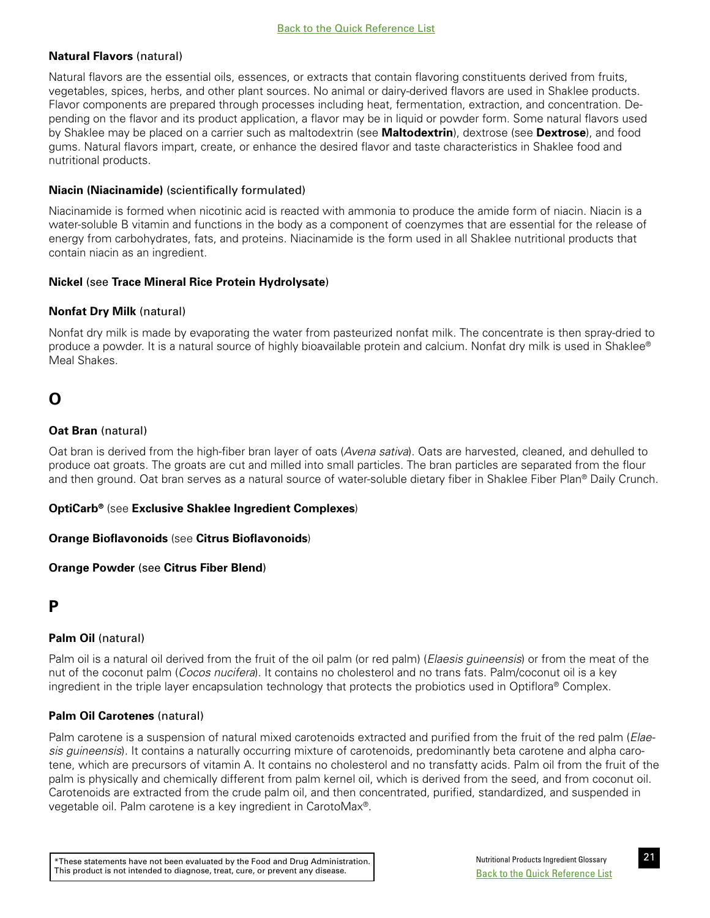**Natural Flavors** (natural)

Natural flavors are the essential oils, essences, or extracts that contain flavoring constituents derived from fruits, vegetables, spices, herbs, and other plant sources. No animal or dairy-derived flavors are used in Shaklee products. Flavor components are prepared through processes including heat, fermentation, extraction, and concentration. Depending on the flavor and its product application, a flavor may be in liquid or powder form. Some natural flavors used by Shaklee may be placed on a carrier such as maltodextrin (see **Maltodextrin**), dextrose (see **Dextrose**), and food gums. Natural flavors impart, create, or enhance the desired flavor and taste characteristics in Shaklee food and nutritional products.

**Niacin (Niacinamide)** (scientifically formulated)

Niacinamide is formed when nicotinic acid is reacted with ammonia to produce the amide form of niacin. Niacin is a water-soluble B vitamin and functions in the body as a component of coenzymes that are essential for the release of energy from carbohydrates, fats, and proteins. Niacinamide is the form used in all Shaklee nutritional products that contain niacin as an ingredient.

**Nickel** (see **Trace Mineral Rice Protein Hydrolysate**)

**Nonfat Dry Milk** (natural)

Nonfat dry milk is made by evaporating the water from pasteurized nonfat milk. The concentrate is then spray-dried to produce a powder. It is a natural source of highly bioavailable protein and calcium. Nonfat dry milk is used in Shaklee® Meal Shakes.

## O

**Oat Bran** (natural)

Oat bran is derived from the high-fiber bran layer of oats (*Avena sativa*). Oats are harvested, cleaned, and dehulled to produce oat groats. The groats are cut and milled into small particles. The bran particles are separated from the flour and then ground. Oat bran serves as a natural source of water-soluble dietary fiber in Shaklee Fiber Plan® Daily Crunch.

**OptiCarb®** (see **Exclusive Shaklee Ingredient Complexes**)

**Orange Bioflavonoids** (see **Citrus Bioflavonoids**)

**Orange Powder** (see **Citrus Fiber Blend**)

## P

**Palm Oil** (natural)

Palm oil is a natural oil derived from the fruit of the oil palm (or red palm) (*Elaesis guineensis*) or from the meat of the nut of the coconut palm (*Cocos nucifera*). It contains no cholesterol and no trans fats. Palm/coconut oil is a key ingredient in the triple layer encapsulation technology that protects the probiotics used in Optiflora® Complex.

**Palm Oil Carotenes** (natural)

Palm carotene is a suspension of natural mixed carotenoids extracted and purified from the fruit of the red palm (*Elaesis guineensis*). It contains a naturally occurring mixture of carotenoids, predominantly beta carotene and alpha carotene, which are precursors of vitamin A. It contains no cholesterol and no transfatty acids. Palm oil from the fruit of the palm is physically and chemically different from palm kernel oil, which is derived from the seed, and from coconut oil. Carotenoids are extracted from the crude palm oil, and then concentrated, purified, standardized, and suspended in vegetable oil. Palm carotene is a key ingredient in CarotoMax®.

*These statements have not been evaluated by the Food and Drug Administration. This product is not intended to diagnose, treat, cure, or prevent any disease.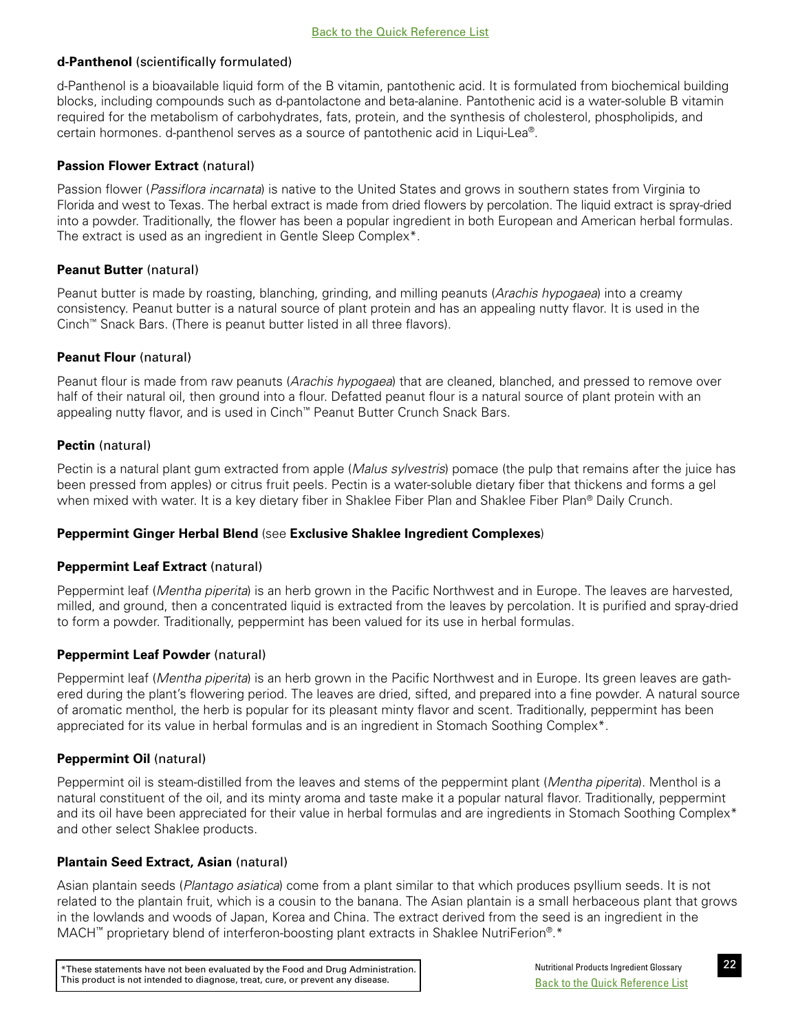[Back to the Quick Reference List]

**d-Panthenol** (scientifically formulated)

d-Panthenol is a bioavailable liquid form of the B vitamin, pantothenic acid. It is formulated from biochemical building blocks, including compounds such as d-pantolactone and beta-alanine. Pantothenic acid is a water-soluble B vitamin required for the metabolism of carbohydrates, fats, protein, and the synthesis of cholesterol, phospholipids, and certain hormones. d-panthenol serves as a source of pantothenic acid in Liqui-Lea®.

**Passion Flower Extract** (natural)

Passion flower (*Passiflora incarnata*) is native to the United States and grows in southern states from Virginia to Florida and west to Texas. The herbal extract is made from dried flowers by percolation. The liquid extract is spray-dried into a powder. Traditionally, the flower has been a popular ingredient in both European and American herbal formulas. The extract is used as an ingredient in Gentle Sleep Complex*.

**Peanut Butter** (natural)

Peanut butter is made by roasting, blanching, grinding, and milling peanuts (*Arachis hypogaea*) into a creamy consistency. Peanut butter is a natural source of plant protein and has an appealing nutty flavor. It is used in the Cinch™ Snack Bars. (There is peanut butter listed in all three flavors).

**Peanut Flour** (natural)

Peanut flour is made from raw peanuts (*Arachis hypogaea*) that are cleaned, blanched, and pressed to remove over half of their natural oil, then ground into a flour. Defatted peanut flour is a natural source of plant protein with an appealing nutty flavor, and is used in Cinch™ Peanut Butter Crunch Snack Bars.

**Pectin** (natural)

Pectin is a natural plant gum extracted from apple (*Malus sylvestris*) pomace (the pulp that remains after the juice has been pressed from apples) or citrus fruit peels. Pectin is a water-soluble dietary fiber that thickens and forms a gel when mixed with water. It is a key dietary fiber in Shaklee Fiber Plan and Shaklee Fiber Plan® Daily Crunch.

**Peppermint Ginger Herbal Blend** (see **Exclusive Shaklee Ingredient Complexes**)

**Peppermint Leaf Extract** (natural)

Peppermint leaf (*Mentha piperita*) is an herb grown in the Pacific Northwest and in Europe. The leaves are harvested, milled, and ground, then a concentrated liquid is extracted from the leaves by percolation. It is purified and spray-dried to form a powder. Traditionally, peppermint has been valued for its use in herbal formulas.

**Peppermint Leaf Powder** (natural)

Peppermint leaf (*Mentha piperita*) is an herb grown in the Pacific Northwest and in Europe. Its green leaves are gathered during the plant's flowering period. The leaves are dried, sifted, and prepared into a fine powder. A natural source of aromatic menthol, the herb is popular for its pleasant minty flavor and scent. Traditionally, peppermint has been appreciated for its value in herbal formulas and is an ingredient in Stomach Soothing Complex*.

**Peppermint Oil** (natural)

Peppermint oil is steam-distilled from the leaves and stems of the peppermint plant (*Mentha piperita*). Menthol is a natural constituent of the oil, and its minty aroma and taste make it a popular natural flavor. Traditionally, peppermint and its oil have been appreciated for their value in herbal formulas and are ingredients in Stomach Soothing Complex* and other select Shaklee products.

**Plantain Seed Extract, Asian** (natural)

Asian plantain seeds (*Plantago asiatica*) come from a plant similar to that which produces psyllium seeds. It is not related to the plantain fruit, which is a cousin to the banana. The Asian plantain is a small herbaceous plant that grows in the lowlands and woods of Japan, Korea and China. The extract derived from the seed is an ingredient in the MACH™ proprietary blend of interferon-boosting plant extracts in Shaklee NutriFerion®.*

*These statements have not been evaluated by the Food and Drug Administration. This product is not intended to diagnose, treat, cure, or prevent any disease.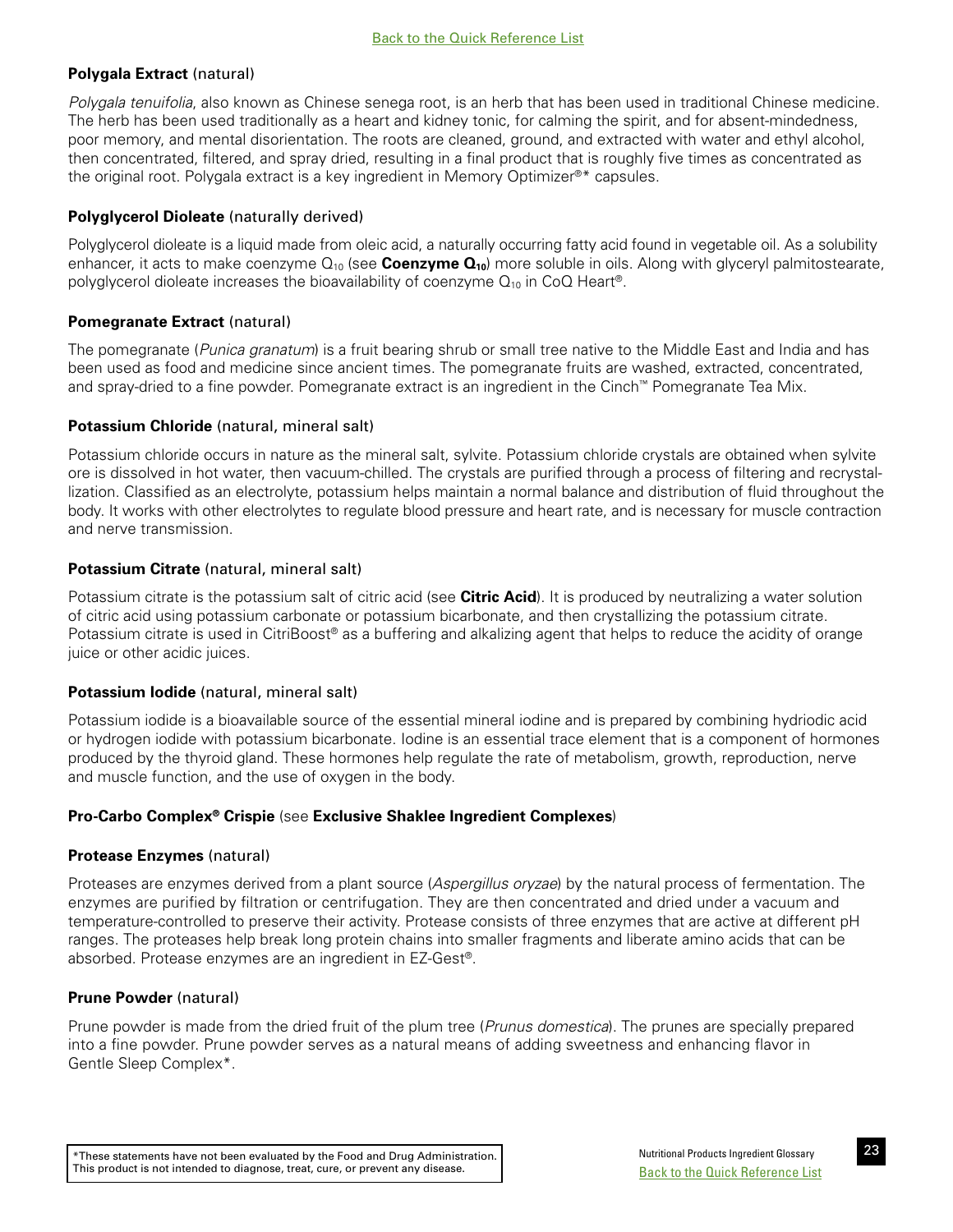**Polygala Extract** (natural)

*Polygala tenuifolia*, also known as Chinese senega root, is an herb that has been used in traditional Chinese medicine. The herb has been used traditionally as a heart and kidney tonic, for calming the spirit, and for absent-mindedness, poor memory, and mental disorientation. The roots are cleaned, ground, and extracted with water and ethyl alcohol, then concentrated, filtered, and spray dried, resulting in a final product that is roughly five times as concentrated as the original root. Polygala extract is a key ingredient in Memory Optimizer®* capsules.

**Polyglycerol Dioleate** (naturally derived)

Polyglycerol dioleate is a liquid made from oleic acid, a naturally occurring fatty acid found in vegetable oil. As a solubility enhancer, it acts to make coenzyme $Q_{10}$ (see **Coenzyme $Q_{10}$**) more soluble in oils. Along with glyceryl palmitostearate, polyglycerol dioleate increases the bioavailability of coenzyme $Q_{10}$ in CoQ Heart®.

**Pomegranate Extract** (natural)

The pomegranate (*Punica granatum*) is a fruit bearing shrub or small tree native to the Middle East and India and has been used as food and medicine since ancient times. The pomegranate fruits are washed, extracted, concentrated, and spray-dried to a fine powder. Pomegranate extract is an ingredient in the Cinch™ Pomegranate Tea Mix.

**Potassium Chloride** (natural, mineral salt)

Potassium chloride occurs in nature as the mineral salt, sylvite. Potassium chloride crystals are obtained when sylvite ore is dissolved in hot water, then vacuum-chilled. The crystals are purified through a process of filtering and recrystallization. Classified as an electrolyte, potassium helps maintain a normal balance and distribution of fluid throughout the body. It works with other electrolytes to regulate blood pressure and heart rate, and is necessary for muscle contraction and nerve transmission.

**Potassium Citrate** (natural, mineral salt)

Potassium citrate is the potassium salt of citric acid (see **Citric Acid**). It is produced by neutralizing a water solution of citric acid using potassium carbonate or potassium bicarbonate, and then crystallizing the potassium citrate. Potassium citrate is used in CitriBoost® as a buffering and alkalizing agent that helps to reduce the acidity of orange juice or other acidic juices.

**Potassium Iodide** (natural, mineral salt)

Potassium iodide is a bioavailable source of the essential mineral iodine and is prepared by combining hydriodic acid or hydrogen iodide with potassium bicarbonate. Iodine is an essential trace element that is a component of hormones produced by the thyroid gland. These hormones help regulate the rate of metabolism, growth, reproduction, nerve and muscle function, and the use of oxygen in the body.

**Pro-Carbo Complex® Crispie** (see **Exclusive Shaklee Ingredient Complexes**)

**Protease Enzymes** (natural)

Proteases are enzymes derived from a plant source (*Aspergillus oryzae*) by the natural process of fermentation. The enzymes are purified by filtration or centrifugation. They are then concentrated and dried under a vacuum and temperature-controlled to preserve their activity. Protease consists of three enzymes that are active at different pH ranges. The proteases help break long protein chains into smaller fragments and liberate amino acids that can be absorbed. Protease enzymes are an ingredient in EZ-Gest®.

**Prune Powder** (natural)

Prune powder is made from the dried fruit of the plum tree (*Prunus domestica*). The prunes are specially prepared into a fine powder. Prune powder serves as a natural means of adding sweetness and enhancing flavor in Gentle Sleep Complex*.

*These statements have not been evaluated by the Food and Drug Administration. This product is not intended to diagnose, treat, cure, or prevent any disease.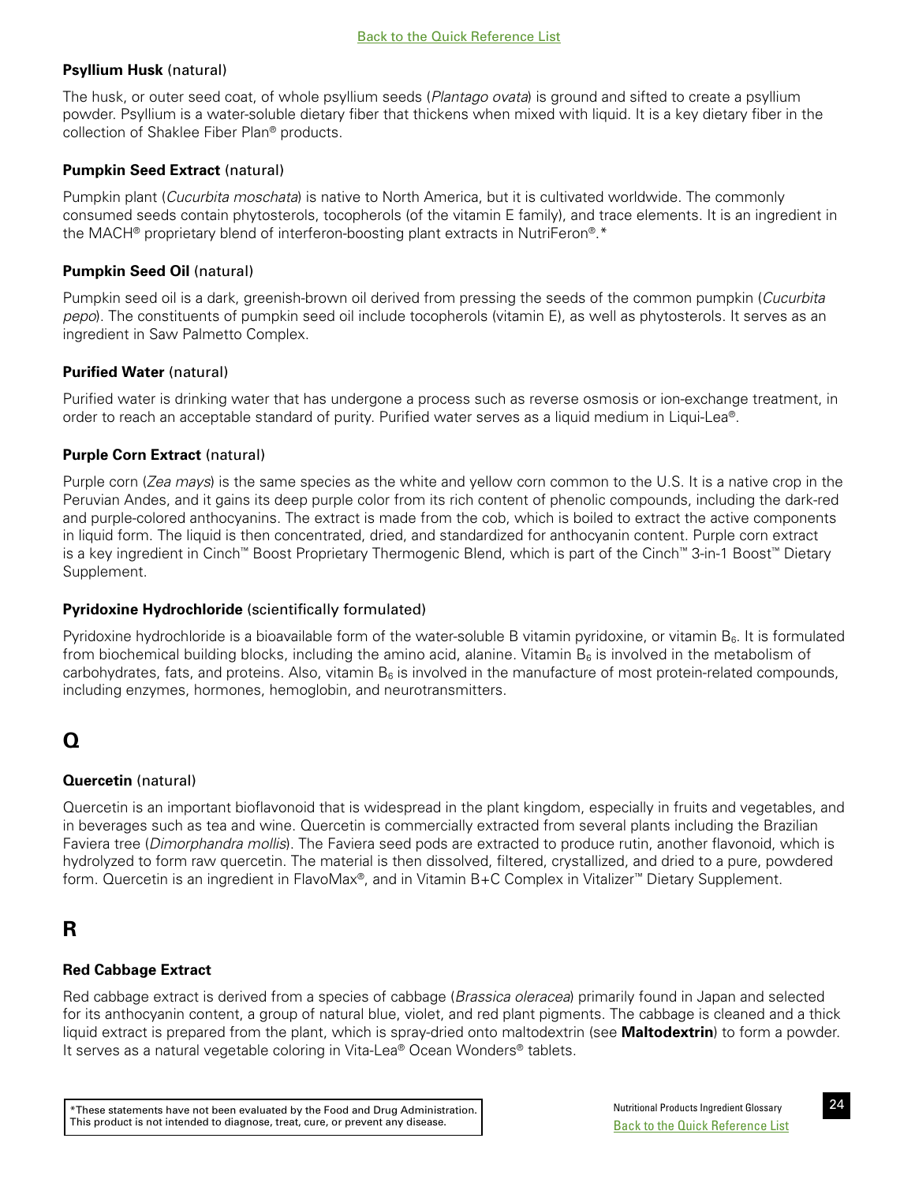**Psyllium Husk** (natural)

The husk, or outer seed coat, of whole psyllium seeds (*Plantago ovata*) is ground and sifted to create a psyllium powder. Psyllium is a water-soluble dietary fiber that thickens when mixed with liquid. It is a key dietary fiber in the collection of Shaklee Fiber Plan® products.

**Pumpkin Seed Extract** (natural)

Pumpkin plant (*Cucurbita moschata*) is native to North America, but it is cultivated worldwide. The commonly consumed seeds contain phytosterols, tocopherols (of the vitamin E family), and trace elements. It is an ingredient in the MACH® proprietary blend of interferon-boosting plant extracts in NutriFeron®.*

**Pumpkin Seed Oil** (natural)

Pumpkin seed oil is a dark, greenish-brown oil derived from pressing the seeds of the common pumpkin (*Cucurbita pepo*). The constituents of pumpkin seed oil include tocopherols (vitamin E), as well as phytosterols. It serves as an ingredient in Saw Palmetto Complex.

**Purified Water** (natural)

Purified water is drinking water that has undergone a process such as reverse osmosis or ion-exchange treatment, in order to reach an acceptable standard of purity. Purified water serves as a liquid medium in Liqui-Lea®.

**Purple Corn Extract** (natural)

Purple corn (*Zea mays*) is the same species as the white and yellow corn common to the U.S. It is a native crop in the Peruvian Andes, and it gains its deep purple color from its rich content of phenolic compounds, including the dark-red and purple-colored anthocyanins. The extract is made from the cob, which is boiled to extract the active components in liquid form. The liquid is then concentrated, dried, and standardized for anthocyanin content. Purple corn extract is a key ingredient in Cinch™ Boost Proprietary Thermogenic Blend, which is part of the Cinch™ 3-in-1 Boost™ Dietary Supplement.

**Pyridoxine Hydrochloride** (scientifically formulated)

Pyridoxine hydrochloride is a bioavailable form of the water-soluble B vitamin pyridoxine, or vitamin $B_6$. It is formulated from biochemical building blocks, including the amino acid, alanine. Vitamin $B_6$ is involved in the metabolism of carbohydrates, fats, and proteins. Also, vitamin $B_6$ is involved in the manufacture of most protein-related compounds, including enzymes, hormones, hemoglobin, and neurotransmitters.

## Q

**Quercetin** (natural)

Quercetin is an important bioflavonoid that is widespread in the plant kingdom, especially in fruits and vegetables, and in beverages such as tea and wine. Quercetin is commercially extracted from several plants including the Brazilian Faviera tree (*Dimorphandra mollis*). The Faviera seed pods are extracted to produce rutin, another flavonoid, which is hydrolyzed to form raw quercetin. The material is then dissolved, filtered, crystallized, and dried to a pure, powdered form. Quercetin is an ingredient in FlavoMax®, and in Vitamin B+C Complex in Vitalizer™ Dietary Supplement.

## R

**Red Cabbage Extract**

Red cabbage extract is derived from a species of cabbage (*Brassica oleracea*) primarily found in Japan and selected for its anthocyanin content, a group of natural blue, violet, and red plant pigments. The cabbage is cleaned and a thick liquid extract is prepared from the plant, which is spray-dried onto maltodextrin (see **Maltodextrin**) to form a powder. It serves as a natural vegetable coloring in Vita-Lea® Ocean Wonders® tablets.

*These statements have not been evaluated by the Food and Drug Administration. This product is not intended to diagnose, treat, cure, or prevent any disease.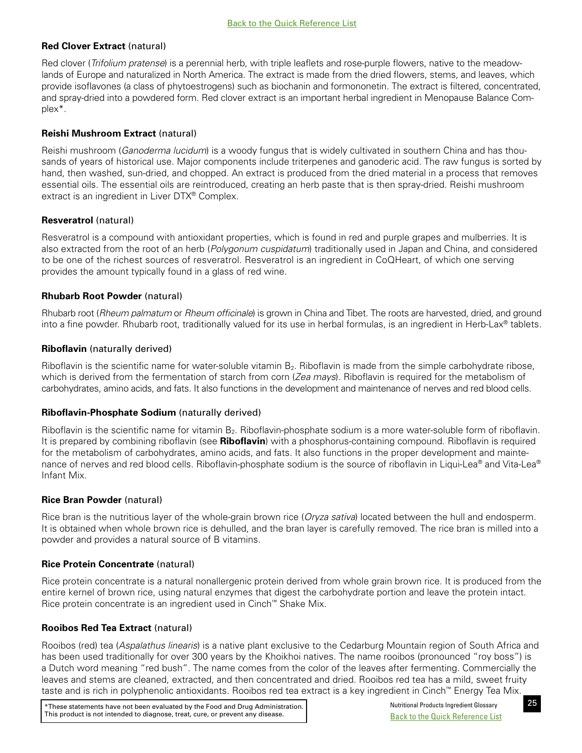[Back to the Quick Reference List](#)

**Red Clover Extract** (natural)

Red clover (*Trifolium pratense*) is a perennial herb, with triple leaflets and rose-purple flowers, native to the meadowlands of Europe and naturalized in North America. The extract is made from the dried flowers, stems, and leaves, which provide isoflavones (a class of phytoestrogens) such as biochanin and formononetin. The extract is filtered, concentrated, and spray-dried into a powdered form. Red clover extract is an important herbal ingredient in Menopause Balance Complex*.

**Reishi Mushroom Extract** (natural)

Reishi mushroom (*Ganoderma lucidum*) is a woody fungus that is widely cultivated in southern China and has thousands of years of historical use. Major components include triterpenes and ganoderic acid. The raw fungus is sorted by hand, then washed, sun-dried, and chopped. An extract is produced from the dried material in a process that removes essential oils. The essential oils are reintroduced, creating an herb paste that is then spray-dried. Reishi mushroom extract is an ingredient in Liver DTX® Complex.

**Resveratrol** (natural)

Resveratrol is a compound with antioxidant properties, which is found in red and purple grapes and mulberries. It is also extracted from the root of an herb (*Polygonum cuspidatum*) traditionally used in Japan and China, and considered to be one of the richest sources of resveratrol. Resveratrol is an ingredient in CoQHeart, of which one serving provides the amount typically found in a glass of red wine.

**Rhubarb Root Powder** (natural)

Rhubarb root (*Rheum palmatum* or *Rheum officinale*) is grown in China and Tibet. The roots are harvested, dried, and ground into a fine powder. Rhubarb root, traditionally valued for its use in herbal formulas, is an ingredient in Herb-Lax® tablets.

**Riboflavin** (naturally derived)

Riboflavin is the scientific name for water-soluble vitamin $B_2$. Riboflavin is made from the simple carbohydrate ribose, which is derived from the fermentation of starch from corn (*Zea mays*). Riboflavin is required for the metabolism of carbohydrates, amino acids, and fats. It also functions in the development and maintenance of nerves and red blood cells.

**Riboflavin-Phosphate Sodium** (naturally derived)

Riboflavin is the scientific name for vitamin $B_2$. Riboflavin-phosphate sodium is a more water-soluble form of riboflavin. It is prepared by combining riboflavin (see **Riboflavin**) with a phosphorus-containing compound. Riboflavin is required for the metabolism of carbohydrates, amino acids, and fats. It also functions in the proper development and maintenance of nerves and red blood cells. Riboflavin-phosphate sodium is the source of riboflavin in Liqui-Lea® and Vita-Lea® Infant Mix.

**Rice Bran Powder** (natural)

Rice bran is the nutritious layer of the whole-grain brown rice (*Oryza sativa*) located between the hull and endosperm. It is obtained when whole brown rice is dehulled, and the bran layer is carefully removed. The rice bran is milled into a powder and provides a natural source of B vitamins.

**Rice Protein Concentrate** (natural)

Rice protein concentrate is a natural nonallergenic protein derived from whole grain brown rice. It is produced from the entire kernel of brown rice, using natural enzymes that digest the carbohydrate portion and leave the protein intact. Rice protein concentrate is an ingredient used in Cinch™ Shake Mix.

**Rooibos Red Tea Extract** (natural)

Rooibos (red) tea (*Aspalathus linearis*) is a native plant exclusive to the Cedarburg Mountain region of South Africa and has been used traditionally for over 300 years by the Khoikhoi natives. The name rooibos (pronounced "roy boss") is a Dutch word meaning "red bush". The name comes from the color of the leaves after fermenting. Commercially the leaves and stems are cleaned, extracted, and then concentrated and dried. Rooibos red tea has a mild, sweet fruity taste and is rich in polyphenolic antioxidants. Rooibos red tea extract is a key ingredient in Cinch™ Energy Tea Mix.

*These statements have not been evaluated by the Food and Drug Administration. This product is not intended to diagnose, treat, cure, or prevent any disease.

[Back to the Quick Reference List](#)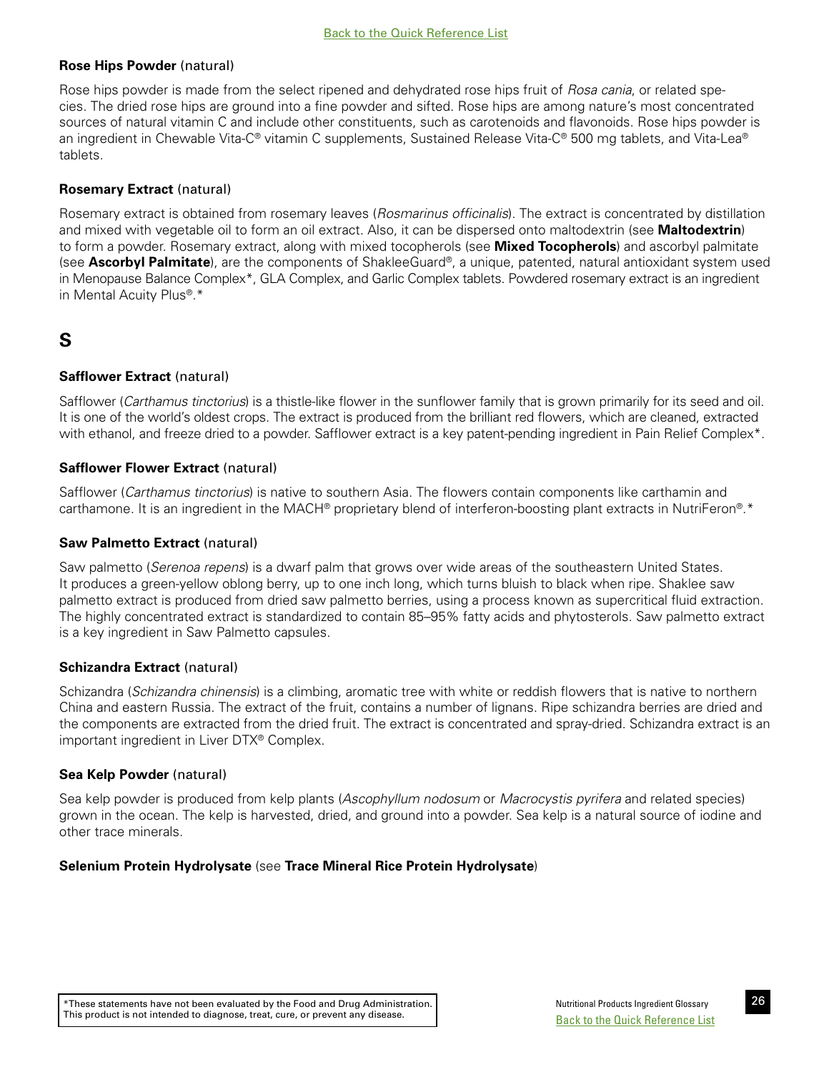**Rose Hips Powder** (natural)

Rose hips powder is made from the select ripened and dehydrated rose hips fruit of *Rosa cania*, or related species. The dried rose hips are ground into a fine powder and sifted. Rose hips are among nature's most concentrated sources of natural vitamin C and include other constituents, such as carotenoids and flavonoids. Rose hips powder is an ingredient in Chewable Vita-C® vitamin C supplements, Sustained Release Vita-C® 500 mg tablets, and Vita-Lea® tablets.

**Rosemary Extract** (natural)

Rosemary extract is obtained from rosemary leaves (*Rosmarinus officinalis*). The extract is concentrated by distillation and mixed with vegetable oil to form an oil extract. Also, it can be dispersed onto maltodextrin (see **Maltodextrin**) to form a powder. Rosemary extract, along with mixed tocopherols (see **Mixed Tocopherols**) and ascorbyl palmitate (see **Ascorbyl Palmitate**), are the components of ShakleeGuard®, a unique, patented, natural antioxidant system used in Menopause Balance Complex*, GLA Complex, and Garlic Complex tablets. Powdered rosemary extract is an ingredient in Mental Acuity Plus®.*

# S

**Safflower Extract** (natural)

Safflower (*Carthamus tinctorius*) is a thistle-like flower in the sunflower family that is grown primarily for its seed and oil. It is one of the world's oldest crops. The extract is produced from the brilliant red flowers, which are cleaned, extracted with ethanol, and freeze dried to a powder. Safflower extract is a key patent-pending ingredient in Pain Relief Complex*.

**Safflower Flower Extract** (natural)

Safflower (*Carthamus tinctorius*) is native to southern Asia. The flowers contain components like carthamin and carthamone. It is an ingredient in the MACH® proprietary blend of interferon-boosting plant extracts in NutriFeron®.*

**Saw Palmetto Extract** (natural)

Saw palmetto (*Serenoa repens*) is a dwarf palm that grows over wide areas of the southeastern United States. It produces a green-yellow oblong berry, up to one inch long, which turns bluish to black when ripe. Shaklee saw palmetto extract is produced from dried saw palmetto berries, using a process known as supercritical fluid extraction. The highly concentrated extract is standardized to contain 85–95% fatty acids and phytosterols. Saw palmetto extract is a key ingredient in Saw Palmetto capsules.

**Schizandra Extract** (natural)

Schizandra (*Schizandra chinensis*) is a climbing, aromatic tree with white or reddish flowers that is native to northern China and eastern Russia. The extract of the fruit, contains a number of lignans. Ripe schizandra berries are dried and the components are extracted from the dried fruit. The extract is concentrated and spray-dried. Schizandra extract is an important ingredient in Liver DTX® Complex.

**Sea Kelp Powder** (natural)

Sea kelp powder is produced from kelp plants (*Ascophyllum nodosum* or *Macrocystis pyrifera* and related species) grown in the ocean. The kelp is harvested, dried, and ground into a powder. Sea kelp is a natural source of iodine and other trace minerals.

**Selenium Protein Hydrolysate** (see **Trace Mineral Rice Protein Hydrolysate**)

*These statements have not been evaluated by the Food and Drug Administration. This product is not intended to diagnose, treat, cure, or prevent any disease.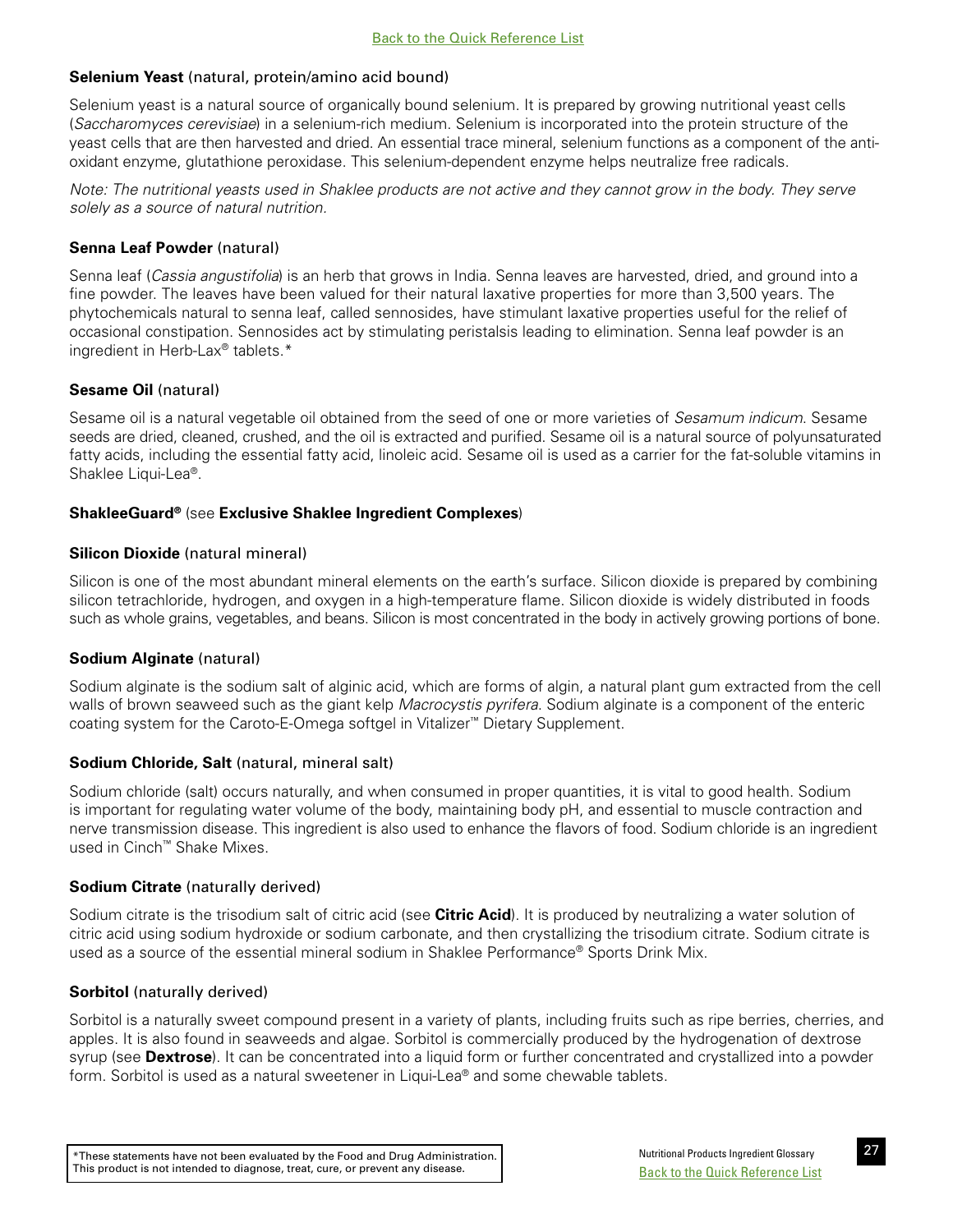**Selenium Yeast** (natural, protein/amino acid bound)

Selenium yeast is a natural source of organically bound selenium. It is prepared by growing nutritional yeast cells (*Saccharomyces cerevisiae*) in a selenium-rich medium. Selenium is incorporated into the protein structure of the yeast cells that are then harvested and dried. An essential trace mineral, selenium functions as a component of the anti-oxidant enzyme, glutathione peroxidase. This selenium-dependent enzyme helps neutralize free radicals.

*Note: The nutritional yeasts used in Shaklee products are not active and they cannot grow in the body. They serve solely as a source of natural nutrition.*

**Senna Leaf Powder** (natural)

Senna leaf (*Cassia angustifolia*) is an herb that grows in India. Senna leaves are harvested, dried, and ground into a fine powder. The leaves have been valued for their natural laxative properties for more than 3,500 years. The phytochemicals natural to senna leaf, called sennosides, have stimulant laxative properties useful for the relief of occasional constipation. Sennosides act by stimulating peristalsis leading to elimination. Senna leaf powder is an ingredient in Herb-Lax® tablets.*

**Sesame Oil** (natural)

Sesame oil is a natural vegetable oil obtained from the seed of one or more varieties of *Sesamum indicum*. Sesame seeds are dried, cleaned, crushed, and the oil is extracted and purified. Sesame oil is a natural source of polyunsaturated fatty acids, including the essential fatty acid, linoleic acid. Sesame oil is used as a carrier for the fat-soluble vitamins in Shaklee Liqui-Lea®.

**ShakleeGuard®** (see **Exclusive Shaklee Ingredient Complexes**)

**Silicon Dioxide** (natural mineral)

Silicon is one of the most abundant mineral elements on the earth's surface. Silicon dioxide is prepared by combining silicon tetrachloride, hydrogen, and oxygen in a high-temperature flame. Silicon dioxide is widely distributed in foods such as whole grains, vegetables, and beans. Silicon is most concentrated in the body in actively growing portions of bone.

**Sodium Alginate** (natural)

Sodium alginate is the sodium salt of alginic acid, which are forms of algin, a natural plant gum extracted from the cell walls of brown seaweed such as the giant kelp *Macrocystis pyrifera*. Sodium alginate is a component of the enteric coating system for the Caroto-E-Omega softgel in Vitalizer™ Dietary Supplement.

**Sodium Chloride, Salt** (natural, mineral salt)

Sodium chloride (salt) occurs naturally, and when consumed in proper quantities, it is vital to good health. Sodium is important for regulating water volume of the body, maintaining body pH, and essential to muscle contraction and nerve transmission disease. This ingredient is also used to enhance the flavors of food. Sodium chloride is an ingredient used in Cinch™ Shake Mixes.

**Sodium Citrate** (naturally derived)

Sodium citrate is the trisodium salt of citric acid (see **Citric Acid**). It is produced by neutralizing a water solution of citric acid using sodium hydroxide or sodium carbonate, and then crystallizing the trisodium citrate. Sodium citrate is used as a source of the essential mineral sodium in Shaklee Performance® Sports Drink Mix.

**Sorbitol** (naturally derived)

Sorbitol is a naturally sweet compound present in a variety of plants, including fruits such as ripe berries, cherries, and apples. It is also found in seaweeds and algae. Sorbitol is commercially produced by the hydrogenation of dextrose syrup (see **Dextrose**). It can be concentrated into a liquid form or further concentrated and crystallized into a powder form. Sorbitol is used as a natural sweetener in Liqui-Lea® and some chewable tablets.

*These statements have not been evaluated by the Food and Drug Administration. This product is not intended to diagnose, treat, cure, or prevent any disease.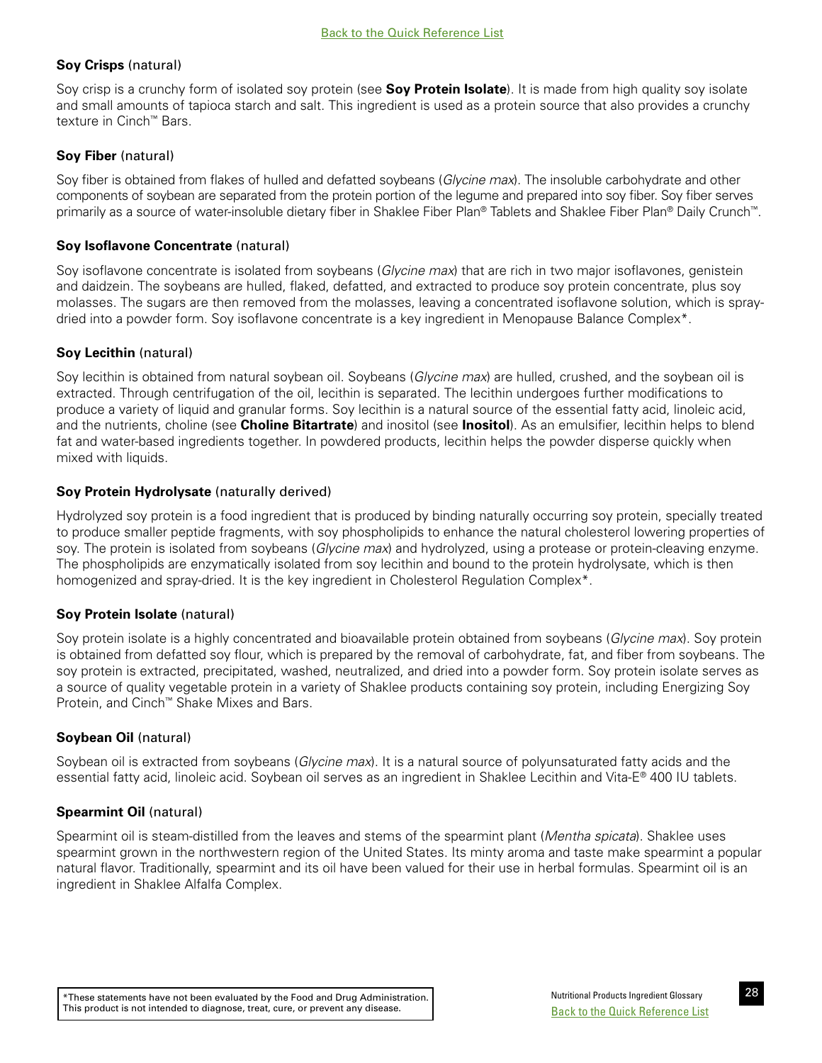**Soy Crisps** (natural)

Soy crisp is a crunchy form of isolated soy protein (see **Soy Protein Isolate**). It is made from high quality soy isolate and small amounts of tapioca starch and salt. This ingredient is used as a protein source that also provides a crunchy texture in Cinch™ Bars.

**Soy Fiber** (natural)

Soy fiber is obtained from flakes of hulled and defatted soybeans (*Glycine max*). The insoluble carbohydrate and other components of soybean are separated from the protein portion of the legume and prepared into soy fiber. Soy fiber serves primarily as a source of water-insoluble dietary fiber in Shaklee Fiber Plan® Tablets and Shaklee Fiber Plan® Daily Crunch™.

**Soy Isoflavone Concentrate** (natural)

Soy isoflavone concentrate is isolated from soybeans (*Glycine max*) that are rich in two major isoflavones, genistein and daidzein. The soybeans are hulled, flaked, defatted, and extracted to produce soy protein concentrate, plus soy molasses. The sugars are then removed from the molasses, leaving a concentrated isoflavone solution, which is spray-dried into a powder form. Soy isoflavone concentrate is a key ingredient in Menopause Balance Complex*.

**Soy Lecithin** (natural)

Soy lecithin is obtained from natural soybean oil. Soybeans (*Glycine max*) are hulled, crushed, and the soybean oil is extracted. Through centrifugation of the oil, lecithin is separated. The lecithin undergoes further modifications to produce a variety of liquid and granular forms. Soy lecithin is a natural source of the essential fatty acid, linoleic acid, and the nutrients, choline (see **Choline Bitartrate**) and inositol (see **Inositol**). As an emulsifier, lecithin helps to blend fat and water-based ingredients together. In powdered products, lecithin helps the powder disperse quickly when mixed with liquids.

**Soy Protein Hydrolysate** (naturally derived)

Hydrolyzed soy protein is a food ingredient that is produced by binding naturally occurring soy protein, specially treated to produce smaller peptide fragments, with soy phospholipids to enhance the natural cholesterol lowering properties of soy. The protein is isolated from soybeans (*Glycine max*) and hydrolyzed, using a protease or protein-cleaving enzyme. The phospholipids are enzymatically isolated from soy lecithin and bound to the protein hydrolysate, which is then homogenized and spray-dried. It is the key ingredient in Cholesterol Regulation Complex*.

**Soy Protein Isolate** (natural)

Soy protein isolate is a highly concentrated and bioavailable protein obtained from soybeans (*Glycine max*). Soy protein is obtained from defatted soy flour, which is prepared by the removal of carbohydrate, fat, and fiber from soybeans. The soy protein is extracted, precipitated, washed, neutralized, and dried into a powder form. Soy protein isolate serves as a source of quality vegetable protein in a variety of Shaklee products containing soy protein, including Energizing Soy Protein, and Cinch™ Shake Mixes and Bars.

**Soybean Oil** (natural)

Soybean oil is extracted from soybeans (*Glycine max*). It is a natural source of polyunsaturated fatty acids and the essential fatty acid, linoleic acid. Soybean oil serves as an ingredient in Shaklee Lecithin and Vita-E® 400 IU tablets.

**Spearmint Oil** (natural)

Spearmint oil is steam-distilled from the leaves and stems of the spearmint plant (*Mentha spicata*). Shaklee uses spearmint grown in the northwestern region of the United States. Its minty aroma and taste make spearmint a popular natural flavor. Traditionally, spearmint and its oil have been valued for their use in herbal formulas. Spearmint oil is an ingredient in Shaklee Alfalfa Complex.

*These statements have not been evaluated by the Food and Drug Administration. This product is not intended to diagnose, treat, cure, or prevent any disease.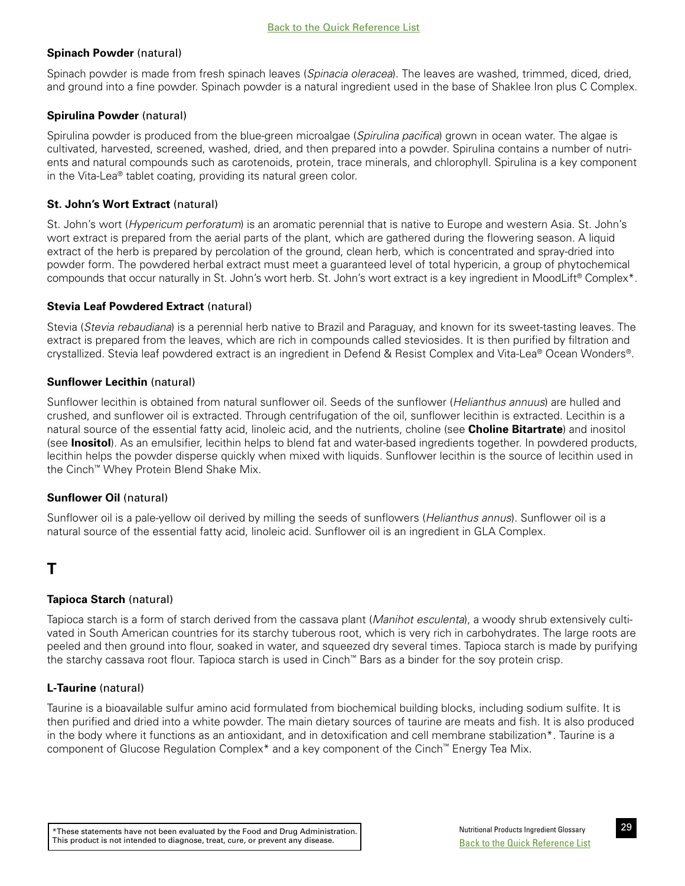**Spinach Powder** (natural)

Spinach powder is made from fresh spinach leaves (*Spinacia oleracea*). The leaves are washed, trimmed, diced, dried, and ground into a fine powder. Spinach powder is a natural ingredient used in the base of Shaklee Iron plus C Complex.

**Spirulina Powder** (natural)

Spirulina powder is produced from the blue-green microalgae (*Spirulina pacifica*) grown in ocean water. The algae is cultivated, harvested, screened, washed, dried, and then prepared into a powder. Spirulina contains a number of nutrients and natural compounds such as carotenoids, protein, trace minerals, and chlorophyll. Spirulina is a key component in the Vita-Lea® tablet coating, providing its natural green color.

**St. John's Wort Extract** (natural)

St. John's wort (*Hypericum perforatum*) is an aromatic perennial that is native to Europe and western Asia. St. John's wort extract is prepared from the aerial parts of the plant, which are gathered during the flowering season. A liquid extract of the herb is prepared by percolation of the ground, clean herb, which is concentrated and spray-dried into powder form. The powdered herbal extract must meet a guaranteed level of total hypericin, a group of phytochemical compounds that occur naturally in St. John's wort herb. St. John's wort extract is a key ingredient in MoodLift® Complex*.

**Stevia Leaf Powdered Extract** (natural)

Stevia (*Stevia rebaudiana*) is a perennial herb native to Brazil and Paraguay, and known for its sweet-tasting leaves. The extract is prepared from the leaves, which are rich in compounds called steviosides. It is then purified by filtration and crystallized. Stevia leaf powdered extract is an ingredient in Defend & Resist Complex and Vita-Lea® Ocean Wonders®.

**Sunflower Lecithin** (natural)

Sunflower lecithin is obtained from natural sunflower oil. Seeds of the sunflower (*Helianthus annuus*) are hulled and crushed, and sunflower oil is extracted. Through centrifugation of the oil, sunflower lecithin is extracted. Lecithin is a natural source of the essential fatty acid, linoleic acid, and the nutrients, choline (see **Choline Bitartrate**) and inositol (see **Inositol**). As an emulsifier, lecithin helps to blend fat and water-based ingredients together. In powdered products, lecithin helps the powder disperse quickly when mixed with liquids. Sunflower lecithin is the source of lecithin used in the Cinch™ Whey Protein Blend Shake Mix.

**Sunflower Oil** (natural)

Sunflower oil is a pale-yellow oil derived by milling the seeds of sunflowers (*Helianthus annus*). Sunflower oil is a natural source of the essential fatty acid, linoleic acid. Sunflower oil is an ingredient in GLA Complex.

## T

**Tapioca Starch** (natural)

Tapioca starch is a form of starch derived from the cassava plant (*Manihot esculenta*), a woody shrub extensively cultivated in South American countries for its starchy tuberous root, which is very rich in carbohydrates. The large roots are peeled and then ground into flour, soaked in water, and squeezed dry several times. Tapioca starch is made by purifying the starchy cassava root flour. Tapioca starch is used in Cinch™ Bars as a binder for the soy protein crisp.

**L-Taurine** (natural)

Taurine is a bioavailable sulfur amino acid formulated from biochemical building blocks, including sodium sulfite. It is then purified and dried into a white powder. The main dietary sources of taurine are meats and fish. It is also produced in the body where it functions as an antioxidant, and in detoxification and cell membrane stabilization*. Taurine is a component of Glucose Regulation Complex* and a key component of the Cinch™ Energy Tea Mix.

*These statements have not been evaluated by the Food and Drug Administration. This product is not intended to diagnose, treat, cure, or prevent any disease.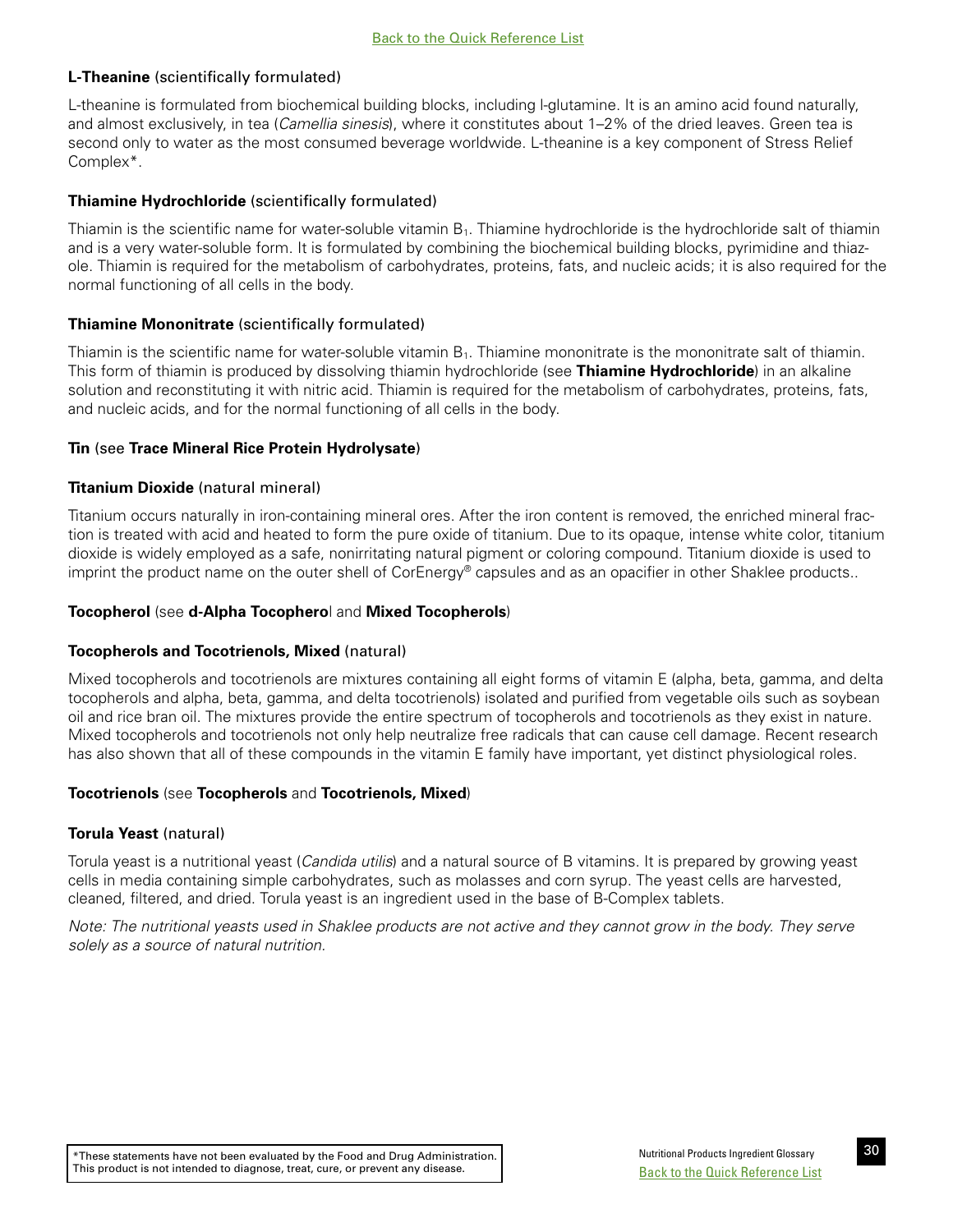**L-Theanine** (scientifically formulated)

L-theanine is formulated from biochemical building blocks, including l-glutamine. It is an amino acid found naturally, and almost exclusively, in tea (*Camellia sinesis*), where it constitutes about 1–2% of the dried leaves. Green tea is second only to water as the most consumed beverage worldwide. L-theanine is a key component of Stress Relief Complex*.

**Thiamine Hydrochloride** (scientifically formulated)

Thiamin is the scientific name for water-soluble vitamin $B_1$. Thiamine hydrochloride is the hydrochloride salt of thiamin and is a very water-soluble form. It is formulated by combining the biochemical building blocks, pyrimidine and thiazole. Thiamin is required for the metabolism of carbohydrates, proteins, fats, and nucleic acids; it is also required for the normal functioning of all cells in the body.

**Thiamine Mononitrate** (scientifically formulated)

Thiamin is the scientific name for water-soluble vitamin $B_1$. Thiamine mononitrate is the mononitrate salt of thiamin. This form of thiamin is produced by dissolving thiamin hydrochloride (see **Thiamine Hydrochloride**) in an alkaline solution and reconstituting it with nitric acid. Thiamin is required for the metabolism of carbohydrates, proteins, fats, and nucleic acids, and for the normal functioning of all cells in the body.

**Tin** (see **Trace Mineral Rice Protein Hydrolysate**)

**Titanium Dioxide** (natural mineral)

Titanium occurs naturally in iron-containing mineral ores. After the iron content is removed, the enriched mineral fraction is treated with acid and heated to form the pure oxide of titanium. Due to its opaque, intense white color, titanium dioxide is widely employed as a safe, nonirritating natural pigment or coloring compound. Titanium dioxide is used to imprint the product name on the outer shell of CorEnergy® capsules and as an opacifier in other Shaklee products..

**Tocopherol** (see **d-Alpha Tocopherol** and **Mixed Tocopherols**)

**Tocopherols and Tocotrienols, Mixed** (natural)

Mixed tocopherols and tocotrienols are mixtures containing all eight forms of vitamin E (alpha, beta, gamma, and delta tocopherols and alpha, beta, gamma, and delta tocotrienols) isolated and purified from vegetable oils such as soybean oil and rice bran oil. The mixtures provide the entire spectrum of tocopherols and tocotrienols as they exist in nature. Mixed tocopherols and tocotrienols not only help neutralize free radicals that can cause cell damage. Recent research has also shown that all of these compounds in the vitamin E family have important, yet distinct physiological roles.

**Tocotrienols** (see **Tocopherols** and **Tocotrienols, Mixed**)

**Torula Yeast** (natural)

Torula yeast is a nutritional yeast (*Candida utilis*) and a natural source of B vitamins. It is prepared by growing yeast cells in media containing simple carbohydrates, such as molasses and corn syrup. The yeast cells are harvested, cleaned, filtered, and dried. Torula yeast is an ingredient used in the base of B-Complex tablets.

*Note: The nutritional yeasts used in Shaklee products are not active and they cannot grow in the body. They serve solely as a source of natural nutrition.*

*These statements have not been evaluated by the Food and Drug Administration. This product is not intended to diagnose, treat, cure, or prevent any disease.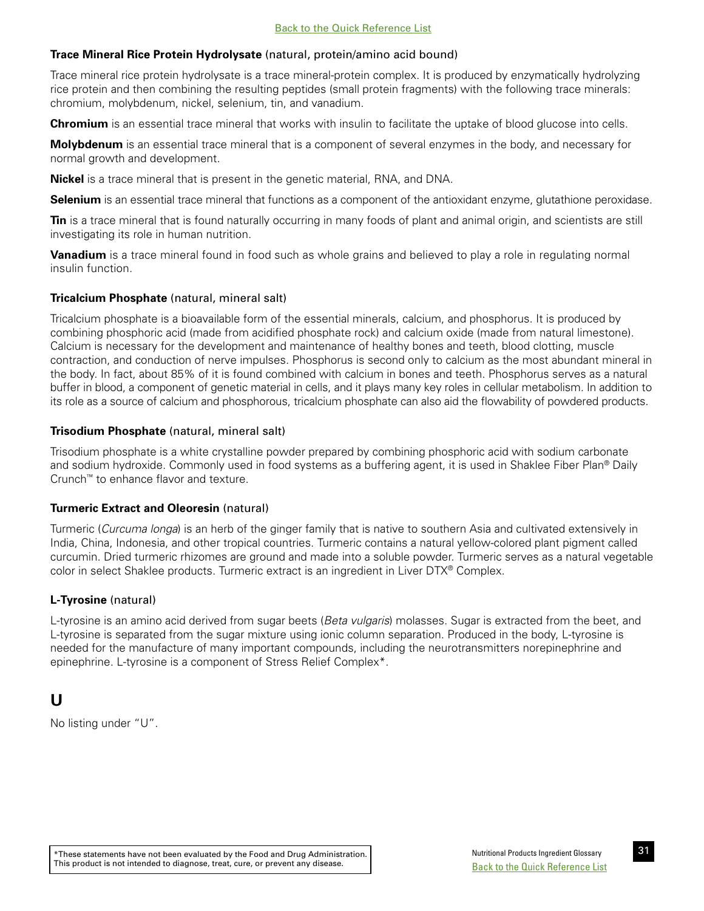**Trace Mineral Rice Protein Hydrolysate** (natural, protein/amino acid bound)

Trace mineral rice protein hydrolysate is a trace mineral-protein complex. It is produced by enzymatically hydrolyzing rice protein and then combining the resulting peptides (small protein fragments) with the following trace minerals: chromium, molybdenum, nickel, selenium, tin, and vanadium.

**Chromium** is an essential trace mineral that works with insulin to facilitate the uptake of blood glucose into cells.

**Molybdenum** is an essential trace mineral that is a component of several enzymes in the body, and necessary for normal growth and development.

**Nickel** is a trace mineral that is present in the genetic material, RNA, and DNA.

**Selenium** is an essential trace mineral that functions as a component of the antioxidant enzyme, glutathione peroxidase.

**Tin** is a trace mineral that is found naturally occurring in many foods of plant and animal origin, and scientists are still investigating its role in human nutrition.

**Vanadium** is a trace mineral found in food such as whole grains and believed to play a role in regulating normal insulin function.

**Tricalcium Phosphate** (natural, mineral salt)

Tricalcium phosphate is a bioavailable form of the essential minerals, calcium, and phosphorus. It is produced by combining phosphoric acid (made from acidified phosphate rock) and calcium oxide (made from natural limestone). Calcium is necessary for the development and maintenance of healthy bones and teeth, blood clotting, muscle contraction, and conduction of nerve impulses. Phosphorus is second only to calcium as the most abundant mineral in the body. In fact, about 85% of it is found combined with calcium in bones and teeth. Phosphorus serves as a natural buffer in blood, a component of genetic material in cells, and it plays many key roles in cellular metabolism. In addition to its role as a source of calcium and phosphorous, tricalcium phosphate can also aid the flowability of powdered products.

**Trisodium Phosphate** (natural, mineral salt)

Trisodium phosphate is a white crystalline powder prepared by combining phosphoric acid with sodium carbonate and sodium hydroxide. Commonly used in food systems as a buffering agent, it is used in Shaklee Fiber Plan® Daily Crunch™ to enhance flavor and texture.

**Turmeric Extract and Oleoresin** (natural)

Turmeric (*Curcuma longa*) is an herb of the ginger family that is native to southern Asia and cultivated extensively in India, China, Indonesia, and other tropical countries. Turmeric contains a natural yellow-colored plant pigment called curcumin. Dried turmeric rhizomes are ground and made into a soluble powder. Turmeric serves as a natural vegetable color in select Shaklee products. Turmeric extract is an ingredient in Liver DTX® Complex.

**L-Tyrosine** (natural)

L-tyrosine is an amino acid derived from sugar beets (*Beta vulgaris*) molasses. Sugar is extracted from the beet, and L-tyrosine is separated from the sugar mixture using ionic column separation. Produced in the body, L-tyrosine is needed for the manufacture of many important compounds, including the neurotransmitters norepinephrine and epinephrine. L-tyrosine is a component of Stress Relief Complex*.

## U

No listing under "U".

*These statements have not been evaluated by the Food and Drug Administration. This product is not intended to diagnose, treat, cure, or prevent any disease.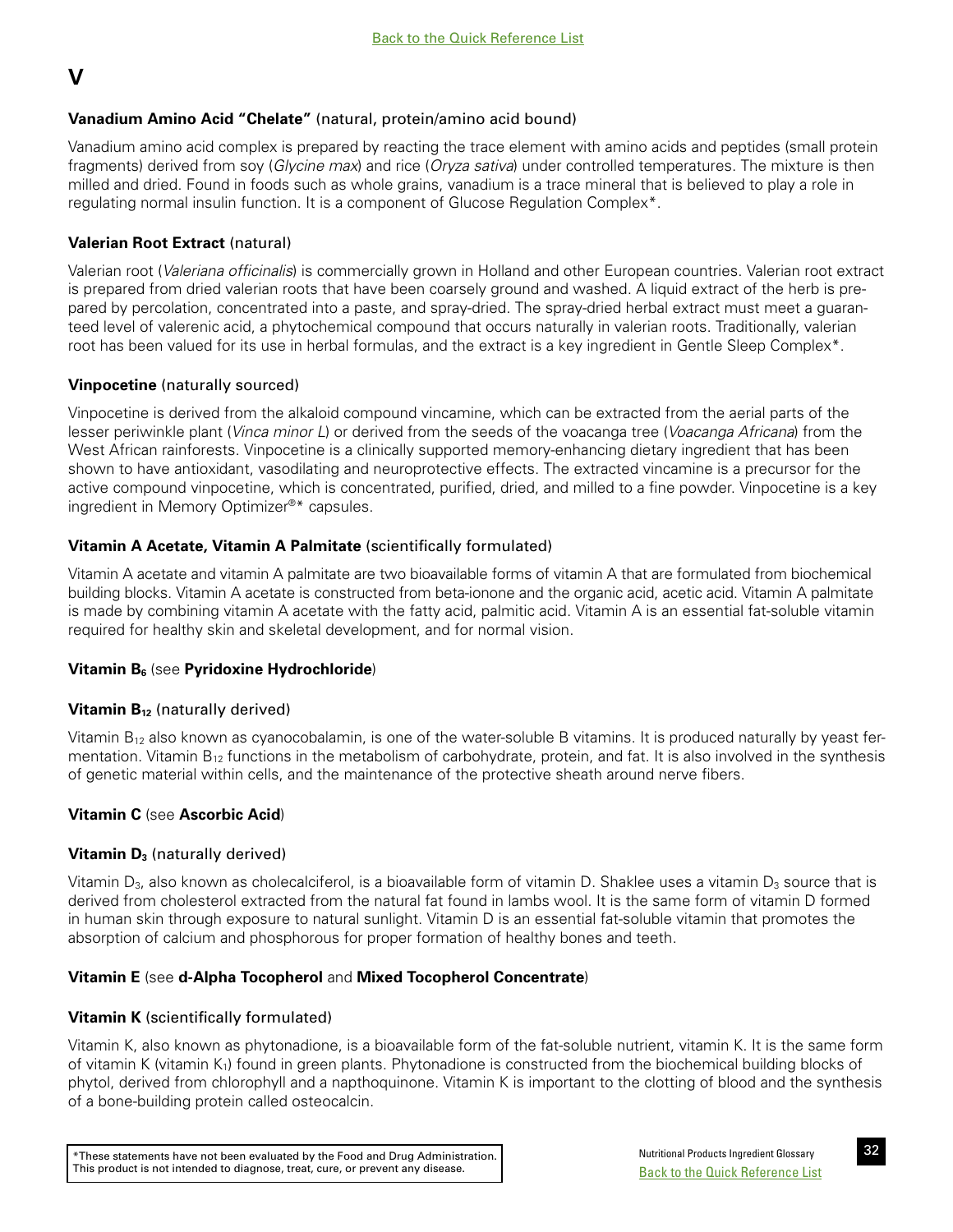Back to the Quick Reference List

# V

**Vanadium Amino Acid "Chelate"** (natural, protein/amino acid bound)

Vanadium amino acid complex is prepared by reacting the trace element with amino acids and peptides (small protein fragments) derived from soy (*Glycine max*) and rice (*Oryza sativa*) under controlled temperatures. The mixture is then milled and dried. Found in foods such as whole grains, vanadium is a trace mineral that is believed to play a role in regulating normal insulin function. It is a component of Glucose Regulation Complex*.

**Valerian Root Extract** (natural)

Valerian root (*Valeriana officinalis*) is commercially grown in Holland and other European countries. Valerian root extract is prepared from dried valerian roots that have been coarsely ground and washed. A liquid extract of the herb is prepared by percolation, concentrated into a paste, and spray-dried. The spray-dried herbal extract must meet a guaranteed level of valerenic acid, a phytochemical compound that occurs naturally in valerian roots. Traditionally, valerian root has been valued for its use in herbal formulas, and the extract is a key ingredient in Gentle Sleep Complex*.

**Vinpocetine** (naturally sourced)

Vinpocetine is derived from the alkaloid compound vincamine, which can be extracted from the aerial parts of the lesser periwinkle plant (*Vinca minor L*) or derived from the seeds of the voacanga tree (*Voacanga Africana*) from the West African rainforests. Vinpocetine is a clinically supported memory-enhancing dietary ingredient that has been shown to have antioxidant, vasodilating and neuroprotective effects. The extracted vincamine is a precursor for the active compound vinpocetine, which is concentrated, purified, dried, and milled to a fine powder. Vinpocetine is a key ingredient in Memory Optimizer®* capsules.

**Vitamin A Acetate, Vitamin A Palmitate** (scientifically formulated)

Vitamin A acetate and vitamin A palmitate are two bioavailable forms of vitamin A that are formulated from biochemical building blocks. Vitamin A acetate is constructed from beta-ionone and the organic acid, acetic acid. Vitamin A palmitate is made by combining vitamin A acetate with the fatty acid, palmitic acid. Vitamin A is an essential fat-soluble vitamin required for healthy skin and skeletal development, and for normal vision.

**Vitamin $B_6$** (see **Pyridoxine Hydrochloride**)

**Vitamin $B_{12}$** (naturally derived)

Vitamin $B_{12}$ also known as cyanocobalamin, is one of the water-soluble B vitamins. It is produced naturally by yeast fermentation. Vitamin $B_{12}$ functions in the metabolism of carbohydrate, protein, and fat. It is also involved in the synthesis of genetic material within cells, and the maintenance of the protective sheath around nerve fibers.

**Vitamin C** (see **Ascorbic Acid**)

**Vitamin $D_3$** (naturally derived)

Vitamin $D_3$, also known as cholecalciferol, is a bioavailable form of vitamin D. Shaklee uses a vitamin $D_3$ source that is derived from cholesterol extracted from the natural fat found in lambs wool. It is the same form of vitamin D formed in human skin through exposure to natural sunlight. Vitamin D is an essential fat-soluble vitamin that promotes the absorption of calcium and phosphorous for proper formation of healthy bones and teeth.

**Vitamin E** (see **d-Alpha Tocopherol** and **Mixed Tocopherol Concentrate**)

**Vitamin K** (scientifically formulated)

Vitamin K, also known as phytonadione, is a bioavailable form of the fat-soluble nutrient, vitamin K. It is the same form of vitamin K (vitamin $K_1$) found in green plants. Phytonadione is constructed from the biochemical building blocks of phytol, derived from chlorophyll and a napthoquinone. Vitamin K is important to the clotting of blood and the synthesis of a bone-building protein called osteocalcin.

*These statements have not been evaluated by the Food and Drug Administration. This product is not intended to diagnose, treat, cure, or prevent any disease.

Back to the Quick Reference List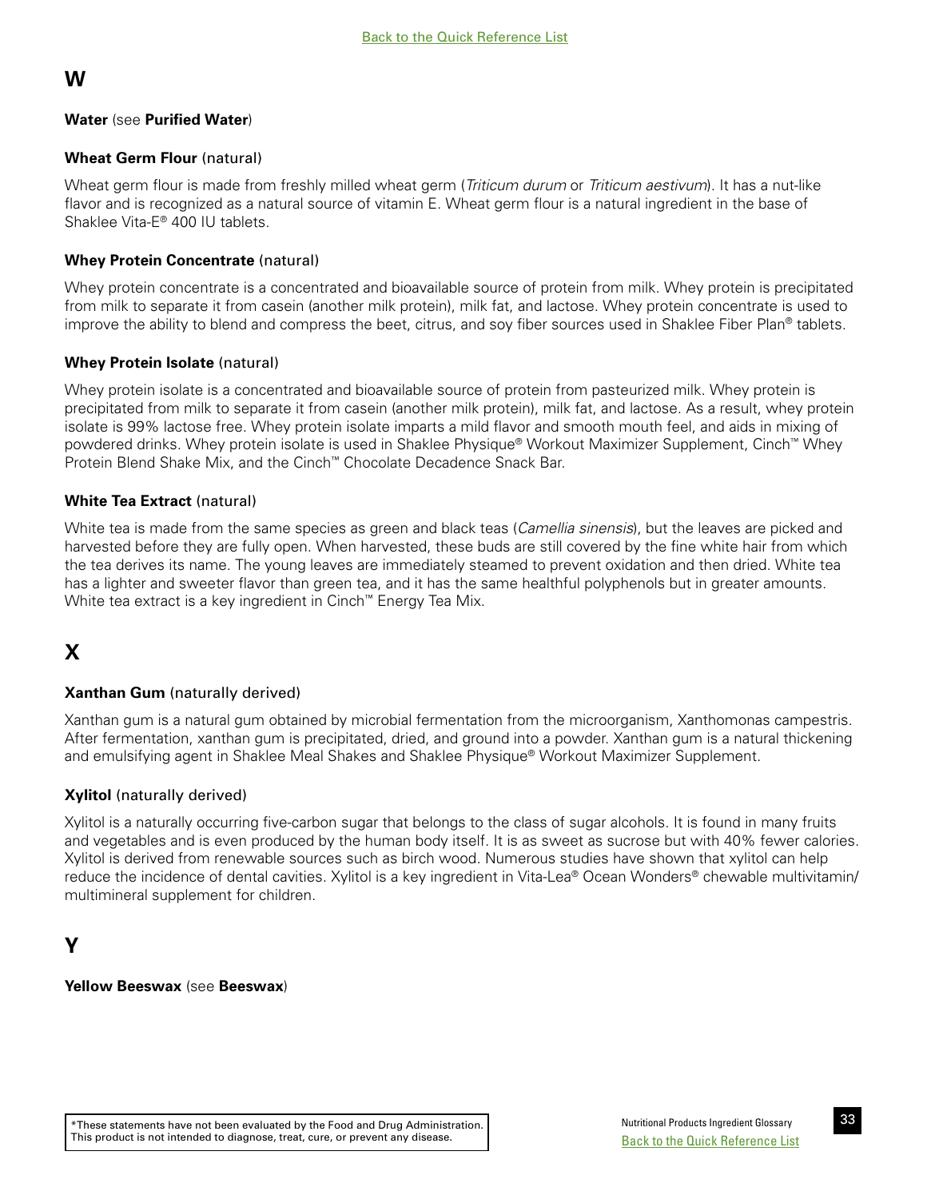## W

**Water** (see **Purified Water**)

**Wheat Germ Flour** (natural)

Wheat germ flour is made from freshly milled wheat germ (*Triticum durum* or *Triticum aestivum*). It has a nut-like flavor and is recognized as a natural source of vitamin E. Wheat germ flour is a natural ingredient in the base of Shaklee Vita-E® 400 IU tablets.

**Whey Protein Concentrate** (natural)

Whey protein concentrate is a concentrated and bioavailable source of protein from milk. Whey protein is precipitated from milk to separate it from casein (another milk protein), milk fat, and lactose. Whey protein concentrate is used to improve the ability to blend and compress the beet, citrus, and soy fiber sources used in Shaklee Fiber Plan® tablets.

**Whey Protein Isolate** (natural)

Whey protein isolate is a concentrated and bioavailable source of protein from pasteurized milk. Whey protein is precipitated from milk to separate it from casein (another milk protein), milk fat, and lactose. As a result, whey protein isolate is 99% lactose free. Whey protein isolate imparts a mild flavor and smooth mouth feel, and aids in mixing of powdered drinks. Whey protein isolate is used in Shaklee Physique® Workout Maximizer Supplement, Cinch™ Whey Protein Blend Shake Mix, and the Cinch™ Chocolate Decadence Snack Bar.

**White Tea Extract** (natural)

White tea is made from the same species as green and black teas (*Camellia sinensis*), but the leaves are picked and harvested before they are fully open. When harvested, these buds are still covered by the fine white hair from which the tea derives its name. The young leaves are immediately steamed to prevent oxidation and then dried. White tea has a lighter and sweeter flavor than green tea, and it has the same healthful polyphenols but in greater amounts. White tea extract is a key ingredient in Cinch™ Energy Tea Mix.

## X

**Xanthan Gum** (naturally derived)

Xanthan gum is a natural gum obtained by microbial fermentation from the microorganism, Xanthomonas campestris. After fermentation, xanthan gum is precipitated, dried, and ground into a powder. Xanthan gum is a natural thickening and emulsifying agent in Shaklee Meal Shakes and Shaklee Physique® Workout Maximizer Supplement.

**Xylitol** (naturally derived)

Xylitol is a naturally occurring five-carbon sugar that belongs to the class of sugar alcohols. It is found in many fruits and vegetables and is even produced by the human body itself. It is as sweet as sucrose but with 40% fewer calories. Xylitol is derived from renewable sources such as birch wood. Numerous studies have shown that xylitol can help reduce the incidence of dental cavities. Xylitol is a key ingredient in Vita-Lea® Ocean Wonders® chewable multivitamin/multimineral supplement for children.

## Y

**Yellow Beeswax** (see **Beeswax**)

*These statements have not been evaluated by the Food and Drug Administration. This product is not intended to diagnose, treat, cure, or prevent any disease.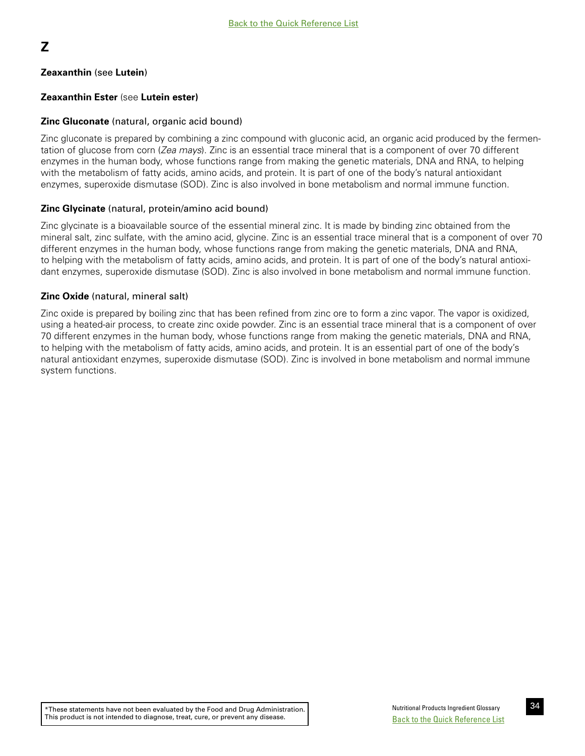[Back to the Quick Reference List](#)

## Z

**Zeaxanthin** (see **Lutein**)

**Zeaxanthin Ester** (see **Lutein ester)**

**Zinc Gluconate** (natural, organic acid bound)

Zinc gluconate is prepared by combining a zinc compound with gluconic acid, an organic acid produced by the fermentation of glucose from corn (*Zea mays*). Zinc is an essential trace mineral that is a component of over 70 different enzymes in the human body, whose functions range from making the genetic materials, DNA and RNA, to helping with the metabolism of fatty acids, amino acids, and protein. It is part of one of the body's natural antioxidant enzymes, superoxide dismutase (SOD). Zinc is also involved in bone metabolism and normal immune function.

**Zinc Glycinate** (natural, protein/amino acid bound)

Zinc glycinate is a bioavailable source of the essential mineral zinc. It is made by binding zinc obtained from the mineral salt, zinc sulfate, with the amino acid, glycine. Zinc is an essential trace mineral that is a component of over 70 different enzymes in the human body, whose functions range from making the genetic materials, DNA and RNA, to helping with the metabolism of fatty acids, amino acids, and protein. It is part of one of the body's natural antioxidant enzymes, superoxide dismutase (SOD). Zinc is also involved in bone metabolism and normal immune function.

**Zinc Oxide** (natural, mineral salt)

Zinc oxide is prepared by boiling zinc that has been refined from zinc ore to form a zinc vapor. The vapor is oxidized, using a heated-air process, to create zinc oxide powder. Zinc is an essential trace mineral that is a component of over 70 different enzymes in the human body, whose functions range from making the genetic materials, DNA and RNA, to helping with the metabolism of fatty acids, amino acids, and protein. It is an essential part of one of the body's natural antioxidant enzymes, superoxide dismutase (SOD). Zinc is involved in bone metabolism and normal immune system functions.

*These statements have not been evaluated by the Food and Drug Administration. This product is not intended to diagnose, treat, cure, or prevent any disease.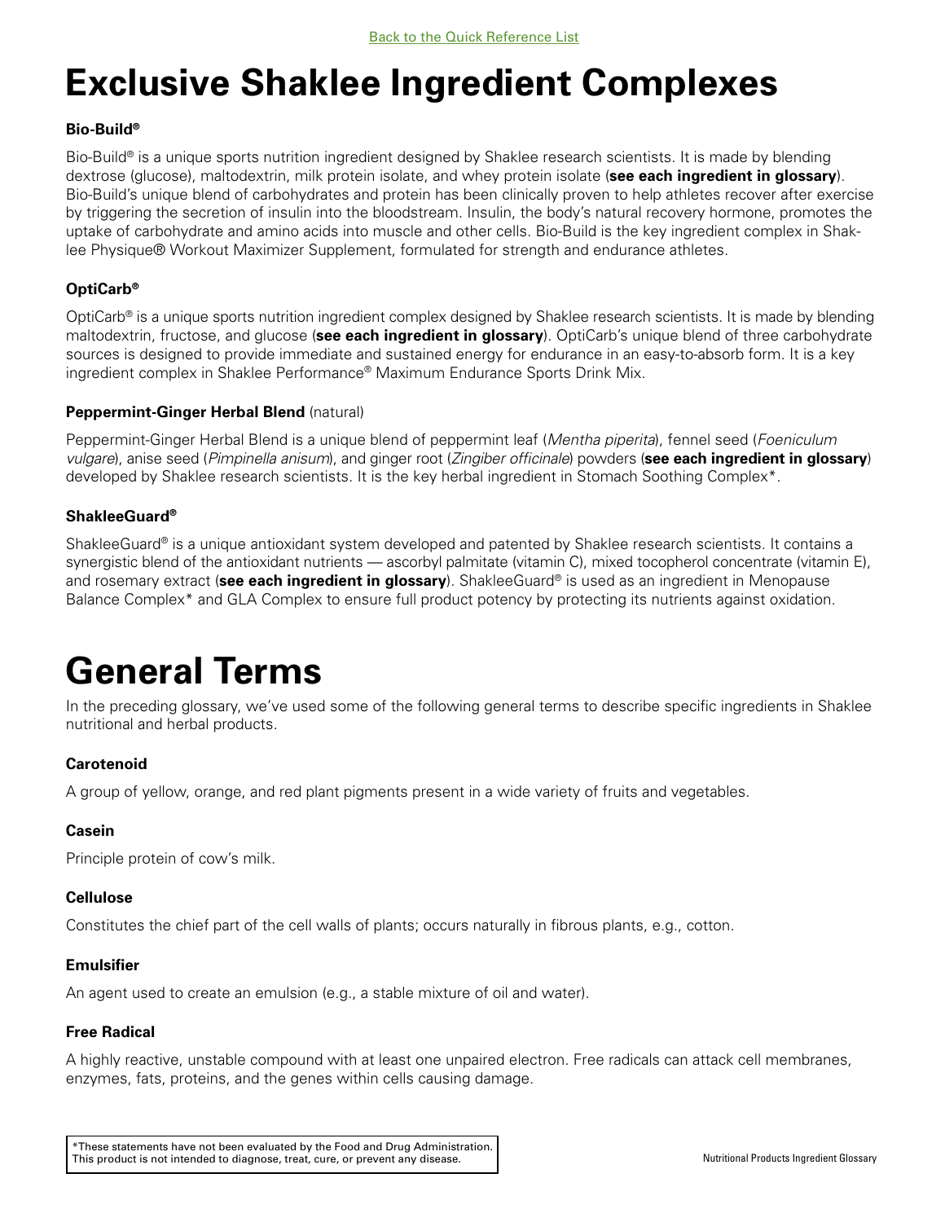Back to the Quick Reference List

# Exclusive Shaklee Ingredient Complexes

### Bio-Build®

Bio-Build® is a unique sports nutrition ingredient designed by Shaklee research scientists. It is made by blending dextrose (glucose), maltodextrin, milk protein isolate, and whey protein isolate (**see each ingredient in glossary**). Bio-Build's unique blend of carbohydrates and protein has been clinically proven to help athletes recover after exercise by triggering the secretion of insulin into the bloodstream. Insulin, the body's natural recovery hormone, promotes the uptake of carbohydrate and amino acids into muscle and other cells. Bio-Build is the key ingredient complex in Shaklee Physique® Workout Maximizer Supplement, formulated for strength and endurance athletes.

### OptiCarb®

OptiCarb® is a unique sports nutrition ingredient complex designed by Shaklee research scientists. It is made by blending maltodextrin, fructose, and glucose (**see each ingredient in glossary**). OptiCarb's unique blend of three carbohydrate sources is designed to provide immediate and sustained energy for endurance in an easy-to-absorb form. It is a key ingredient complex in Shaklee Performance® Maximum Endurance Sports Drink Mix.

### Peppermint-Ginger Herbal Blend (natural)

Peppermint-Ginger Herbal Blend is a unique blend of peppermint leaf (*Mentha piperita*), fennel seed (*Foeniculum vulgare*), anise seed (*Pimpinella anisum*), and ginger root (*Zingiber officinale*) powders (**see each ingredient in glossary**) developed by Shaklee research scientists. It is the key herbal ingredient in Stomach Soothing Complex*.

### ShakleeGuard®

ShakleeGuard® is a unique antioxidant system developed and patented by Shaklee research scientists. It contains a synergistic blend of the antioxidant nutrients — ascorbyl palmitate (vitamin C), mixed tocopherol concentrate (vitamin E), and rosemary extract (**see each ingredient in glossary**). ShakleeGuard® is used as an ingredient in Menopause Balance Complex* and GLA Complex to ensure full product potency by protecting its nutrients against oxidation.

# General Terms

In the preceding glossary, we've used some of the following general terms to describe specific ingredients in Shaklee nutritional and herbal products.

### Carotenoid

A group of yellow, orange, and red plant pigments present in a wide variety of fruits and vegetables.

### Casein

Principle protein of cow's milk.

### Cellulose

Constitutes the chief part of the cell walls of plants; occurs naturally in fibrous plants, e.g., cotton.

### Emulsifier

An agent used to create an emulsion (e.g., a stable mixture of oil and water).

### Free Radical

A highly reactive, unstable compound with at least one unpaired electron. Free radicals can attack cell membranes, enzymes, fats, proteins, and the genes within cells causing damage.

*These statements have not been evaluated by the Food and Drug Administration. This product is not intended to diagnose, treat, cure, or prevent any disease.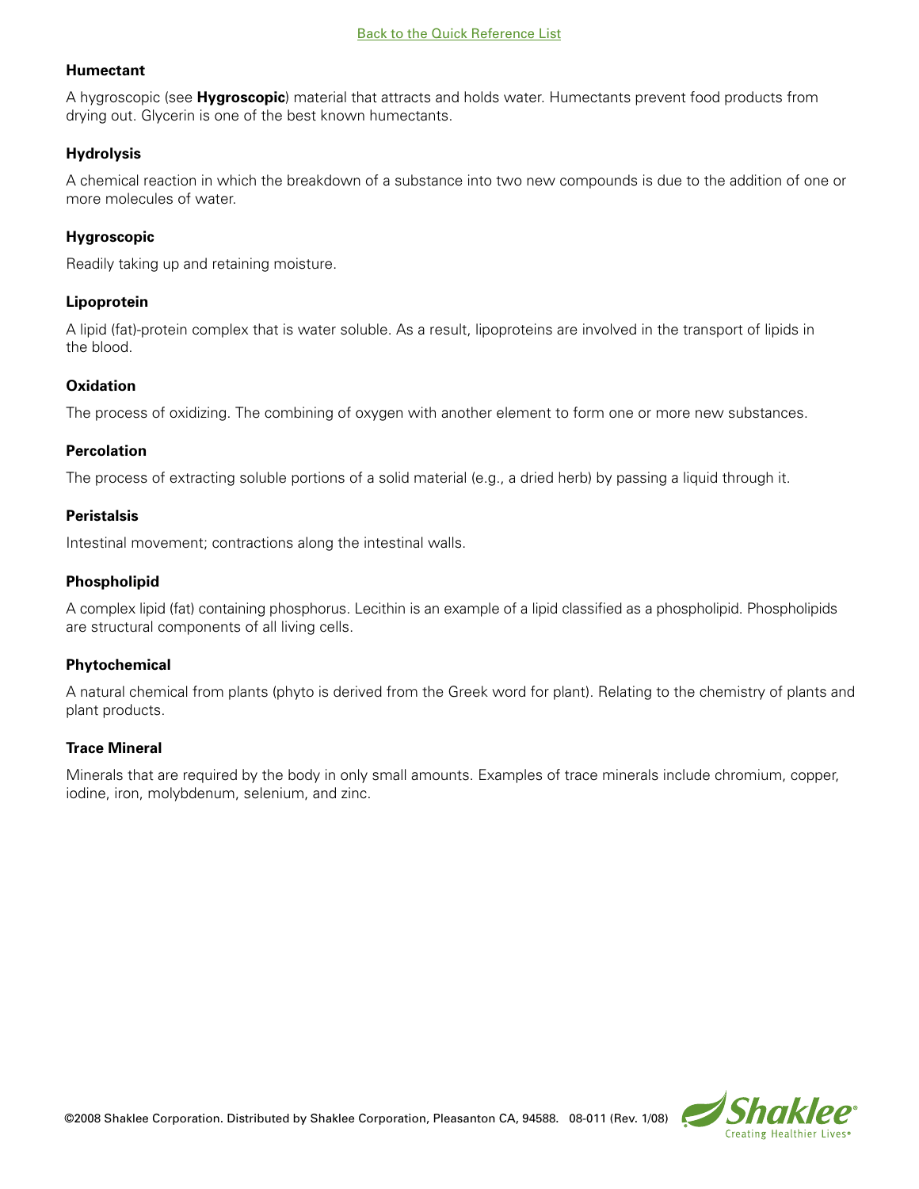Back to the Quick Reference List

### Humectant

A hygroscopic (see **Hygroscopic**) material that attracts and holds water. Humectants prevent food products from drying out. Glycerin is one of the best known humectants.

### Hydrolysis

A chemical reaction in which the breakdown of a substance into two new compounds is due to the addition of one or more molecules of water.

### Hygroscopic

Readily taking up and retaining moisture.

### Lipoprotein

A lipid (fat)-protein complex that is water soluble. As a result, lipoproteins are involved in the transport of lipids in the blood.

### Oxidation

The process of oxidizing. The combining of oxygen with another element to form one or more new substances.

### Percolation

The process of extracting soluble portions of a solid material (e.g., a dried herb) by passing a liquid through it.

### Peristalsis

Intestinal movement; contractions along the intestinal walls.

### Phospholipid

A complex lipid (fat) containing phosphorus. Lecithin is an example of a lipid classified as a phospholipid. Phospholipids are structural components of all living cells.

### Phytochemical

A natural chemical from plants (phyto is derived from the Greek word for plant). Relating to the chemistry of plants and plant products.

### Trace Mineral

Minerals that are required by the body in only small amounts. Examples of trace minerals include chromium, copper, iodine, iron, molybdenum, selenium, and zinc.

©2008 Shaklee Corporation. Distributed by Shaklee Corporation, Pleasanton CA, 94588. 08-011 (Rev. 1/08)

Shaklee® Creating Healthier Lives®